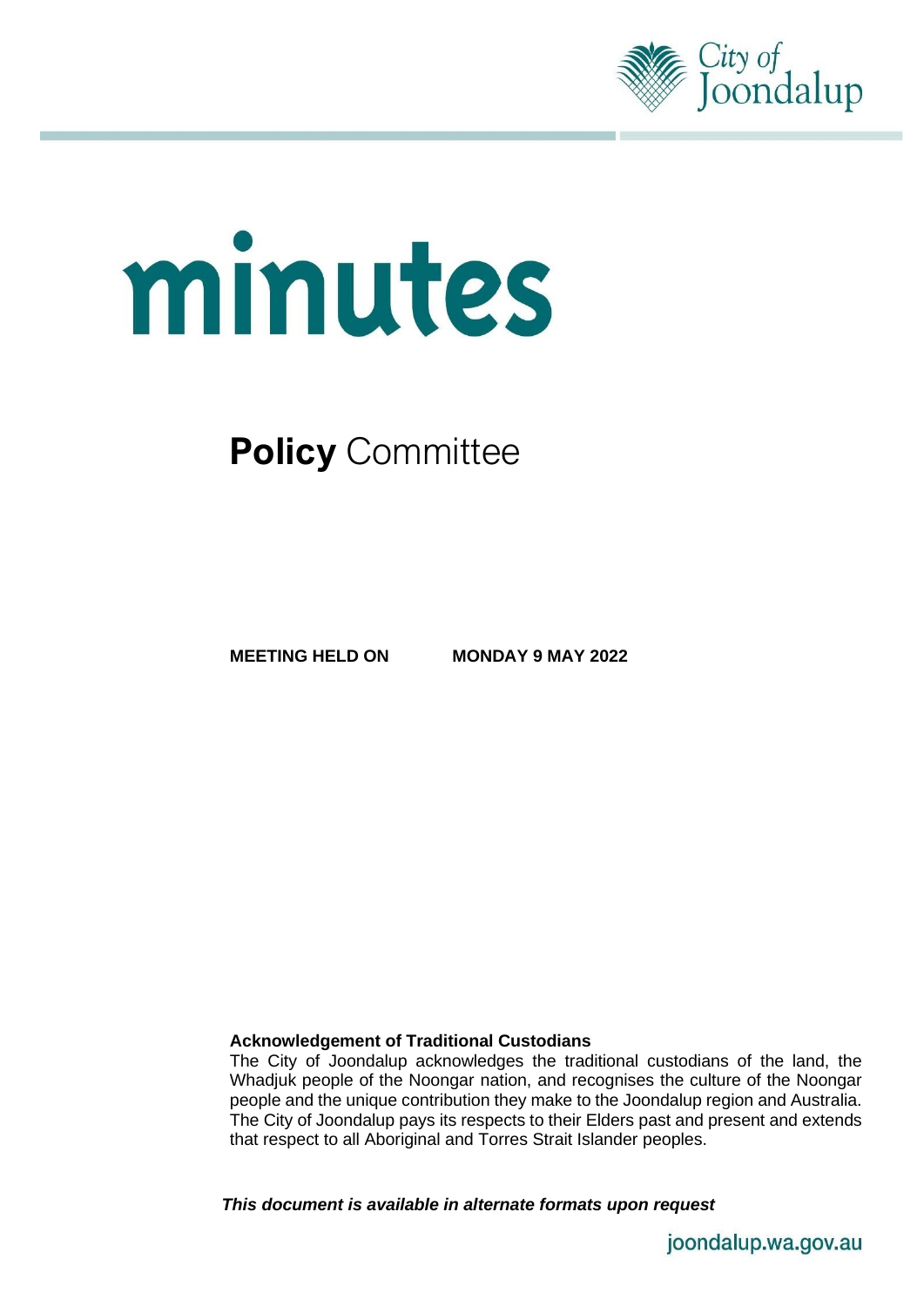City of Joondalup

# minutes

## **Policy** Committee

**MEETING HELD ON MONDAY 9 MAY 2022**

**Acknowledgement of Traditional Custodians**

The City of Joondalup acknowledges the traditional custodians of the land, the Whadjuk people of the Noongar nation, and recognises the culture of the Noongar people and the unique contribution they make to the Joondalup region and Australia. The City of Joondalup pays its respects to their Elders past and present and extends that respect to all Aboriginal and Torres Strait Islander peoples.

***This document is available in alternate formats upon request***

joondalup.wa.gov.au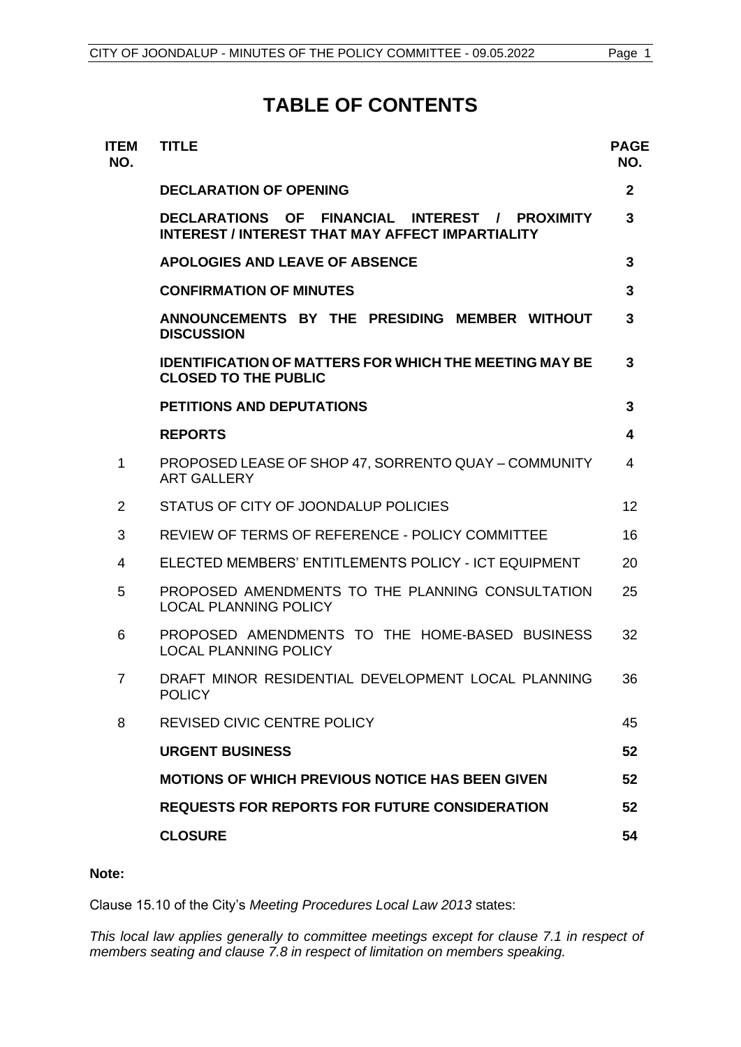# TABLE OF CONTENTS

| ITEM NO. | TITLE | PAGE NO. |
|---|---|---|
| | **DECLARATION OF OPENING** | **2** |
| | **DECLARATIONS OF FINANCIAL INTEREST / PROXIMITY INTEREST / INTEREST THAT MAY AFFECT IMPARTIALITY** | **3** |
| | **APOLOGIES AND LEAVE OF ABSENCE** | **3** |
| | **CONFIRMATION OF MINUTES** | **3** |
| | **ANNOUNCEMENTS BY THE PRESIDING MEMBER WITHOUT DISCUSSION** | **3** |
| | **IDENTIFICATION OF MATTERS FOR WHICH THE MEETING MAY BE CLOSED TO THE PUBLIC** | **3** |
| | **PETITIONS AND DEPUTATIONS** | **3** |
| | **REPORTS** | **4** |
| 1 | PROPOSED LEASE OF SHOP 47, SORRENTO QUAY – COMMUNITY ART GALLERY | 4 |
| 2 | STATUS OF CITY OF JOONDALUP POLICIES | 12 |
| 3 | REVIEW OF TERMS OF REFERENCE - POLICY COMMITTEE | 16 |
| 4 | ELECTED MEMBERS' ENTITLEMENTS POLICY - ICT EQUIPMENT | 20 |
| 5 | PROPOSED AMENDMENTS TO THE PLANNING CONSULTATION LOCAL PLANNING POLICY | 25 |
| 6 | PROPOSED AMENDMENTS TO THE HOME-BASED BUSINESS LOCAL PLANNING POLICY | 32 |
| 7 | DRAFT MINOR RESIDENTIAL DEVELOPMENT LOCAL PLANNING POLICY | 36 |
| 8 | REVISED CIVIC CENTRE POLICY | 45 |
| | **URGENT BUSINESS** | **52** |
| | **MOTIONS OF WHICH PREVIOUS NOTICE HAS BEEN GIVEN** | **52** |
| | **REQUESTS FOR REPORTS FOR FUTURE CONSIDERATION** | **52** |
| | **CLOSURE** | **54** |

**Note:**

Clause 15.10 of the City's *Meeting Procedures Local Law 2013* states:

*This local law applies generally to committee meetings except for clause 7.1 in respect of members seating and clause 7.8 in respect of limitation on members speaking.*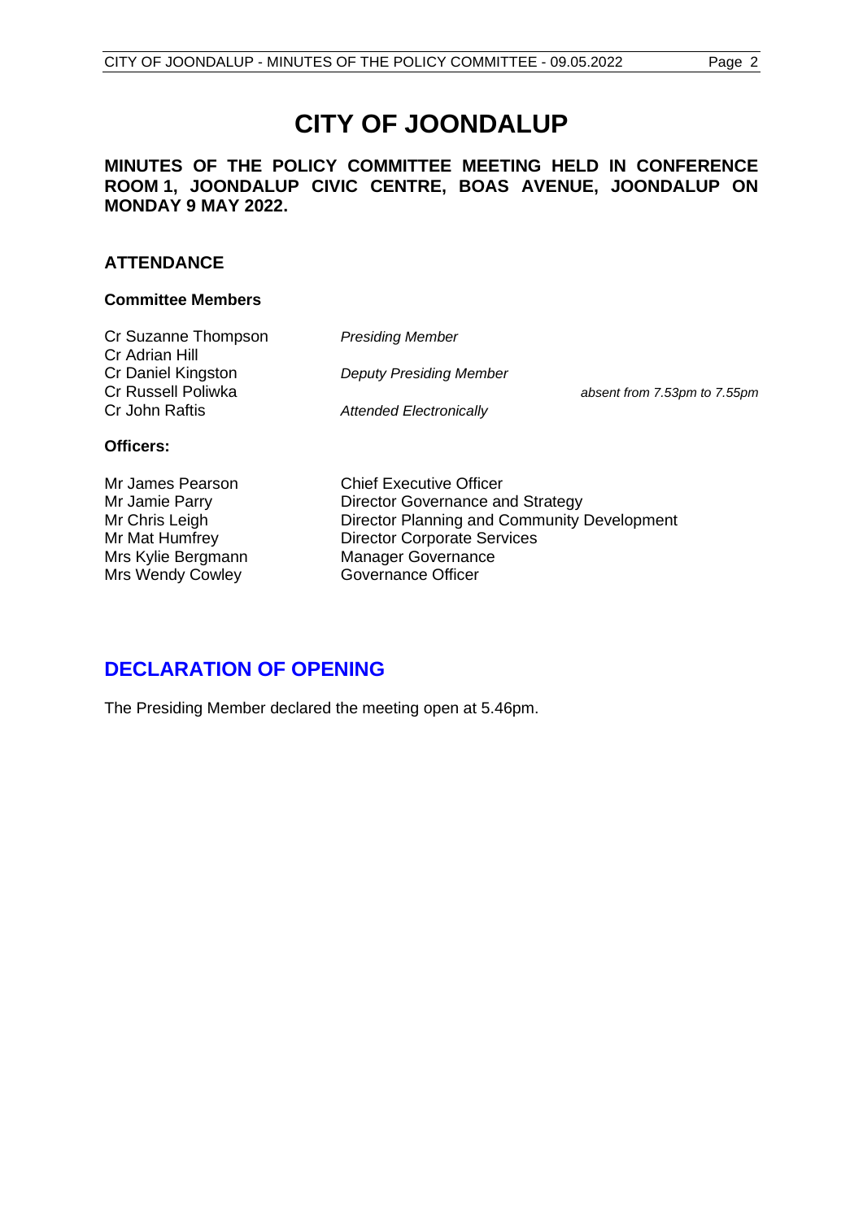# CITY OF JOONDALUP

**MINUTES OF THE POLICY COMMITTEE MEETING HELD IN CONFERENCE ROOM 1, JOONDALUP CIVIC CENTRE, BOAS AVENUE, JOONDALUP ON MONDAY 9 MAY 2022.**

## ATTENDANCE

### Committee Members

| | | |
|---|---|---|
| Cr Suzanne Thompson | *Presiding Member* | |
| Cr Adrian Hill | | |
| Cr Daniel Kingston | *Deputy Presiding Member* | |
| Cr Russell Poliwka | | *absent from 7.53pm to 7.55pm* |
| Cr John Raftis | *Attended Electronically* | |

### Officers:

| | |
|---|---|
| Mr James Pearson | Chief Executive Officer |
| Mr Jamie Parry | Director Governance and Strategy |
| Mr Chris Leigh | Director Planning and Community Development |
| Mr Mat Humfrey | Director Corporate Services |
| Mrs Kylie Bergmann | Manager Governance |
| Mrs Wendy Cowley | Governance Officer |

## DECLARATION OF OPENING

The Presiding Member declared the meeting open at 5.46pm.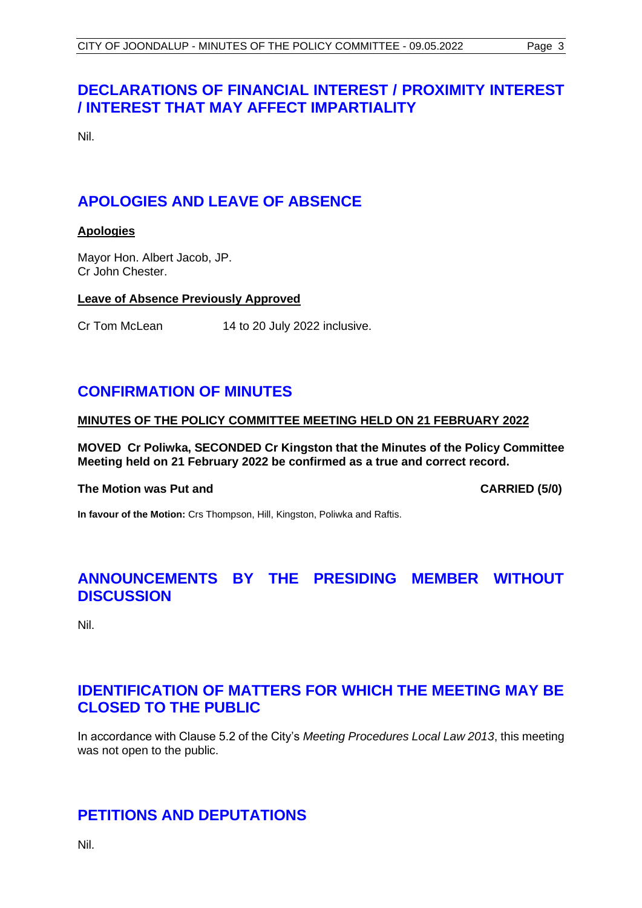## DECLARATIONS OF FINANCIAL INTEREST / PROXIMITY INTEREST / INTEREST THAT MAY AFFECT IMPARTIALITY

Nil.

## APOLOGIES AND LEAVE OF ABSENCE

**Apologies**

Mayor Hon. Albert Jacob, JP.
Cr John Chester.

**Leave of Absence Previously Approved**

Cr Tom McLean 14 to 20 July 2022 inclusive.

## CONFIRMATION OF MINUTES

**MINUTES OF THE POLICY COMMITTEE MEETING HELD ON 21 FEBRUARY 2022**

**MOVED Cr Poliwka, SECONDED Cr Kingston that the Minutes of the Policy Committee Meeting held on 21 February 2022 be confirmed as a true and correct record.**

**The Motion was Put and CARRIED (5/0)**

**In favour of the Motion:** Crs Thompson, Hill, Kingston, Poliwka and Raftis.

## ANNOUNCEMENTS BY THE PRESIDING MEMBER WITHOUT DISCUSSION

Nil.

## IDENTIFICATION OF MATTERS FOR WHICH THE MEETING MAY BE CLOSED TO THE PUBLIC

In accordance with Clause 5.2 of the City's *Meeting Procedures Local Law 2013*, this meeting was not open to the public.

## PETITIONS AND DEPUTATIONS

Nil.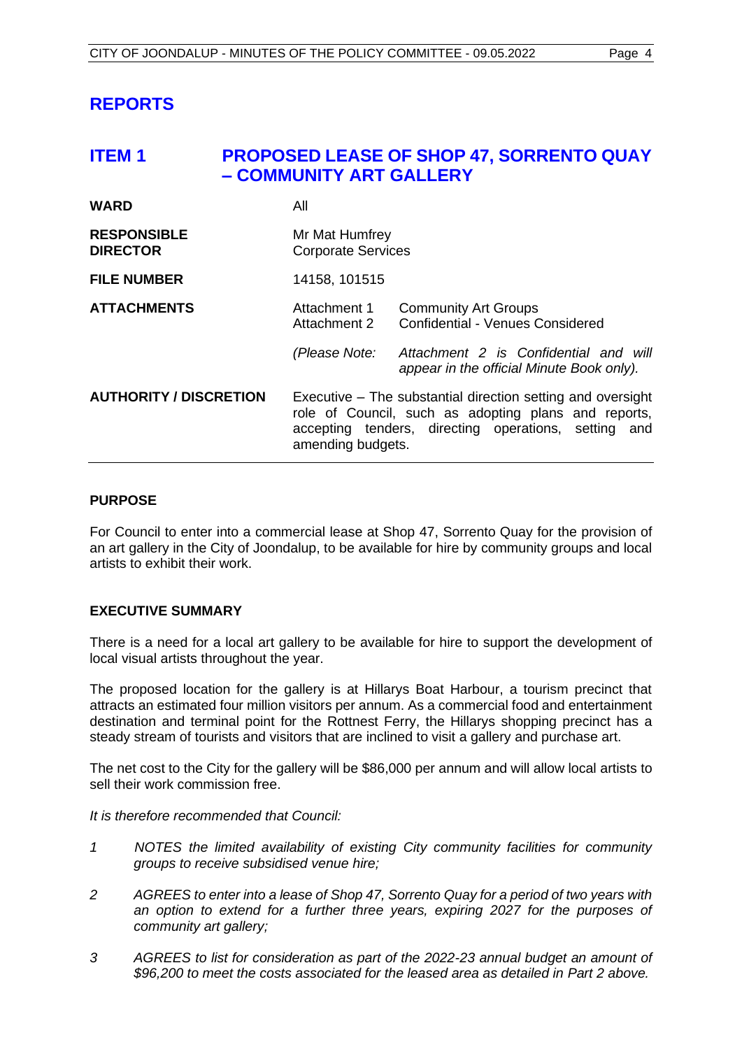# REPORTS

## ITEM 1 PROPOSED LEASE OF SHOP 47, SORRENTO QUAY – COMMUNITY ART GALLERY

| | | |
|---|---|---|
| **WARD** | All | |
| **RESPONSIBLE DIRECTOR** | Mr Mat Humfrey<br>Corporate Services | |
| **FILE NUMBER** | 14158, 101515 | |
| **ATTACHMENTS** | Attachment 1<br>Attachment 2 | Community Art Groups<br>Confidential - Venues Considered |
| | *(Please Note:* | *Attachment 2 is Confidential and will appear in the official Minute Book only).* |
| **AUTHORITY / DISCRETION** | Executive – The substantial direction setting and oversight role of Council, such as adopting plans and reports, accepting tenders, directing operations, setting and amending budgets. | |

### PURPOSE

For Council to enter into a commercial lease at Shop 47, Sorrento Quay for the provision of an art gallery in the City of Joondalup, to be available for hire by community groups and local artists to exhibit their work.

### EXECUTIVE SUMMARY

There is a need for a local art gallery to be available for hire to support the development of local visual artists throughout the year.

The proposed location for the gallery is at Hillarys Boat Harbour, a tourism precinct that attracts an estimated four million visitors per annum. As a commercial food and entertainment destination and terminal point for the Rottnest Ferry, the Hillarys shopping precinct has a steady stream of tourists and visitors that are inclined to visit a gallery and purchase art.

The net cost to the City for the gallery will be $86,000 per annum and will allow local artists to sell their work commission free.

*It is therefore recommended that Council:*

1. *NOTES the limited availability of existing City community facilities for community groups to receive subsidised venue hire;*

2. *AGREES to enter into a lease of Shop 47, Sorrento Quay for a period of two years with an option to extend for a further three years, expiring 2027 for the purposes of community art gallery;*

3. *AGREES to list for consideration as part of the 2022-23 annual budget an amount of $96,200 to meet the costs associated for the leased area as detailed in Part 2 above.*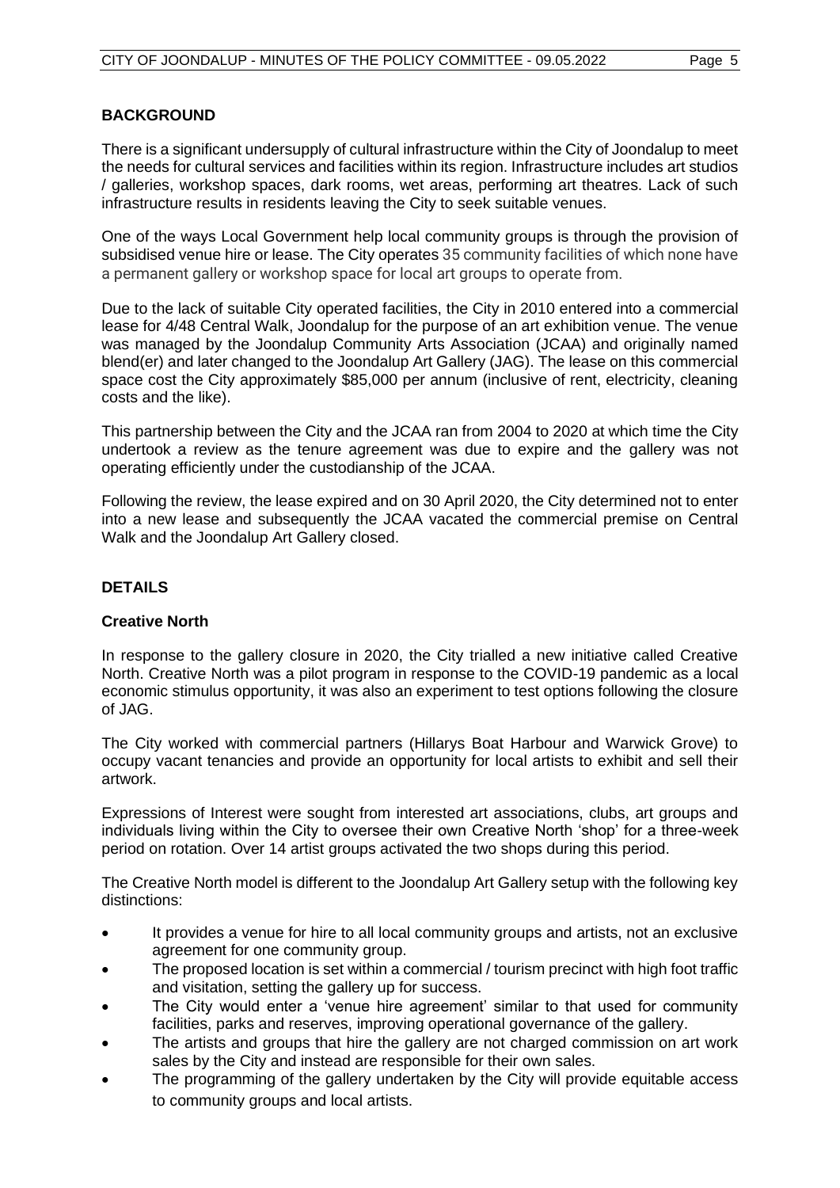## BACKGROUND

There is a significant undersupply of cultural infrastructure within the City of Joondalup to meet the needs for cultural services and facilities within its region. Infrastructure includes art studios / galleries, workshop spaces, dark rooms, wet areas, performing art theatres. Lack of such infrastructure results in residents leaving the City to seek suitable venues.

One of the ways Local Government help local community groups is through the provision of subsidised venue hire or lease. The City operates 35 community facilities of which none have a permanent gallery or workshop space for local art groups to operate from.

Due to the lack of suitable City operated facilities, the City in 2010 entered into a commercial lease for 4/48 Central Walk, Joondalup for the purpose of an art exhibition venue. The venue was managed by the Joondalup Community Arts Association (JCAA) and originally named blend(er) and later changed to the Joondalup Art Gallery (JAG). The lease on this commercial space cost the City approximately $85,000 per annum (inclusive of rent, electricity, cleaning costs and the like).

This partnership between the City and the JCAA ran from 2004 to 2020 at which time the City undertook a review as the tenure agreement was due to expire and the gallery was not operating efficiently under the custodianship of the JCAA.

Following the review, the lease expired and on 30 April 2020, the City determined not to enter into a new lease and subsequently the JCAA vacated the commercial premise on Central Walk and the Joondalup Art Gallery closed.

## DETAILS

### Creative North

In response to the gallery closure in 2020, the City trialled a new initiative called Creative North. Creative North was a pilot program in response to the COVID-19 pandemic as a local economic stimulus opportunity, it was also an experiment to test options following the closure of JAG.

The City worked with commercial partners (Hillarys Boat Harbour and Warwick Grove) to occupy vacant tenancies and provide an opportunity for local artists to exhibit and sell their artwork.

Expressions of Interest were sought from interested art associations, clubs, art groups and individuals living within the City to oversee their own Creative North 'shop' for a three-week period on rotation. Over 14 artist groups activated the two shops during this period.

The Creative North model is different to the Joondalup Art Gallery setup with the following key distinctions:

- It provides a venue for hire to all local community groups and artists, not an exclusive agreement for one community group.
- The proposed location is set within a commercial / tourism precinct with high foot traffic and visitation, setting the gallery up for success.
- The City would enter a 'venue hire agreement' similar to that used for community facilities, parks and reserves, improving operational governance of the gallery.
- The artists and groups that hire the gallery are not charged commission on art work sales by the City and instead are responsible for their own sales.
- The programming of the gallery undertaken by the City will provide equitable access to community groups and local artists.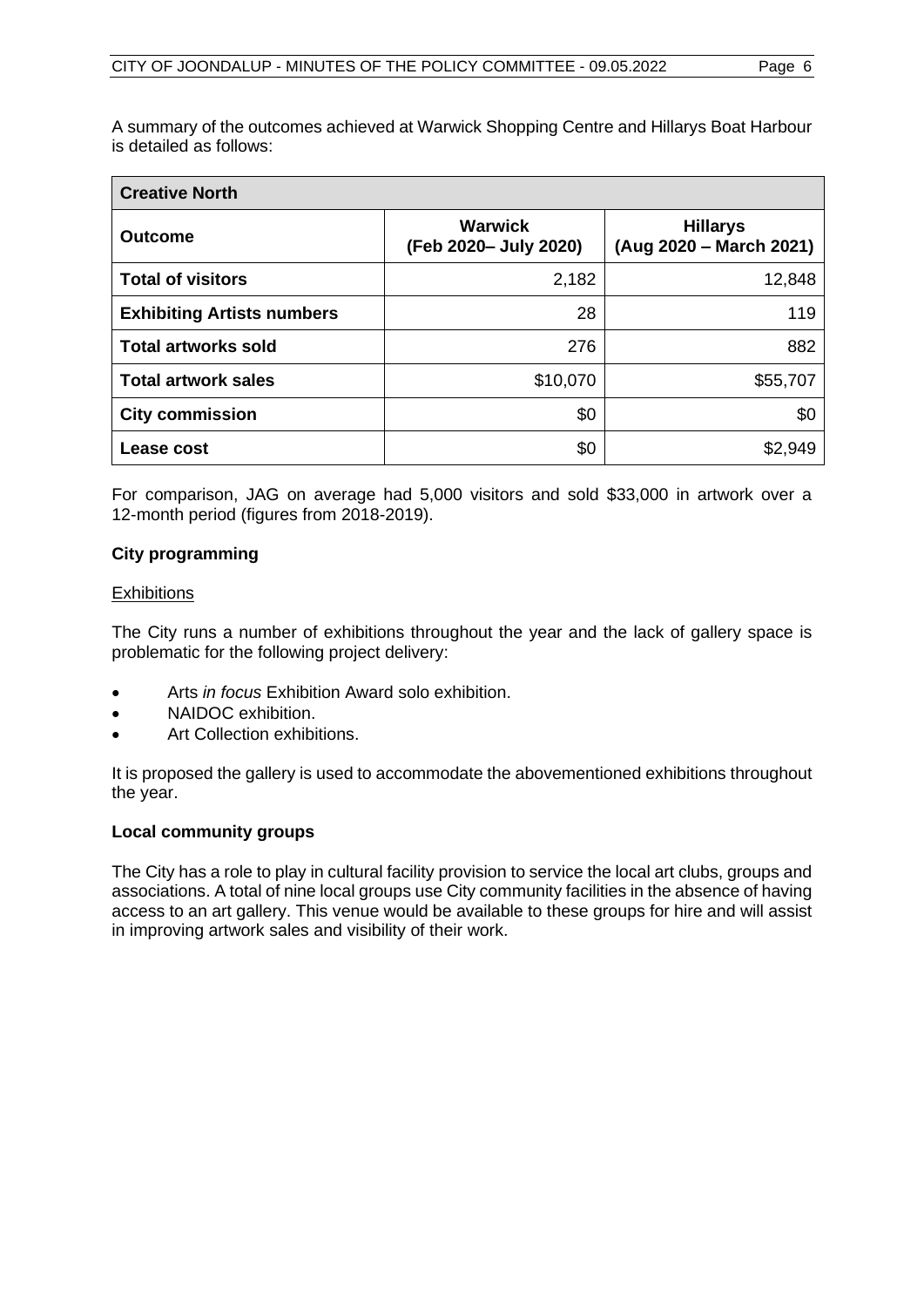A summary of the outcomes achieved at Warwick Shopping Centre and Hillarys Boat Harbour is detailed as follows:

| **Creative North** | | |
|---|---|---|
| **Outcome** | **Warwick (Feb 2020– July 2020)** | **Hillarys (Aug 2020 – March 2021)** |
| **Total of visitors** | 2,182 | 12,848 |
| **Exhibiting Artists numbers** | 28 | 119 |
| **Total artworks sold** | 276 | 882 |
| **Total artwork sales** | $10,070 | $55,707 |
| **City commission** | $0 | $0 |
| **Lease cost** | $0 | $2,949 |

For comparison, JAG on average had 5,000 visitors and sold $33,000 in artwork over a 12-month period (figures from 2018-2019).

**City programming**

Exhibitions

The City runs a number of exhibitions throughout the year and the lack of gallery space is problematic for the following project delivery:

- Arts *in focus* Exhibition Award solo exhibition.
- NAIDOC exhibition.
- Art Collection exhibitions.

It is proposed the gallery is used to accommodate the abovementioned exhibitions throughout the year.

**Local community groups**

The City has a role to play in cultural facility provision to service the local art clubs, groups and associations. A total of nine local groups use City community facilities in the absence of having access to an art gallery. This venue would be available to these groups for hire and will assist in improving artwork sales and visibility of their work.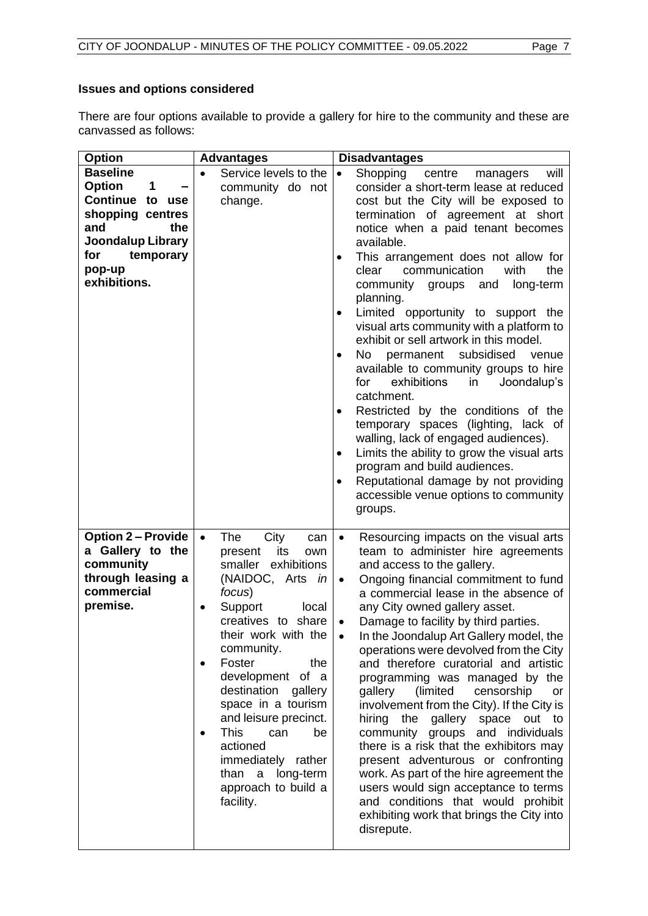**Issues and options considered**

There are four options available to provide a gallery for hire to the community and these are canvassed as follows:

| Option | Advantages | Disadvantages |
| --- | --- | --- |
| **Baseline Option 1 – Continue to use shopping centres and the Joondalup Library for temporary pop-up exhibitions.** | • Service levels to the community do not change. | • Shopping centre managers will consider a short-term lease at reduced cost but the City will be exposed to termination of agreement at short notice when a paid tenant becomes available.<br>• This arrangement does not allow for clear communication with the community groups and long-term planning.<br>• Limited opportunity to support the visual arts community with a platform to exhibit or sell artwork in this model.<br>• No permanent subsidised venue available to community groups to hire for exhibitions in Joondalup's catchment.<br>• Restricted by the conditions of the temporary spaces (lighting, lack of walling, lack of engaged audiences).<br>• Limits the ability to grow the visual arts program and build audiences.<br>• Reputational damage by not providing accessible venue options to community groups. |
| **Option 2 – Provide a Gallery to the community through leasing a commercial premise.** | • The City can present its own smaller exhibitions (NAIDOC, Arts *in focus*)<br>• Support local creatives to share their work with the community.<br>• Foster the development of a destination gallery space in a tourism and leisure precinct.<br>• This can be actioned immediately rather than a long-term approach to build a facility. | • Resourcing impacts on the visual arts team to administer hire agreements and access to the gallery.<br>• Ongoing financial commitment to fund a commercial lease in the absence of any City owned gallery asset.<br>• Damage to facility by third parties.<br>• In the Joondalup Art Gallery model, the operations were devolved from the City and therefore curatorial and artistic programming was managed by the gallery (limited censorship or involvement from the City). If the City is hiring the gallery space out to community groups and individuals there is a risk that the exhibitors may present adventurous or confronting work. As part of the hire agreement the users would sign acceptance to terms and conditions that would prohibit exhibiting work that brings the City into disrepute. |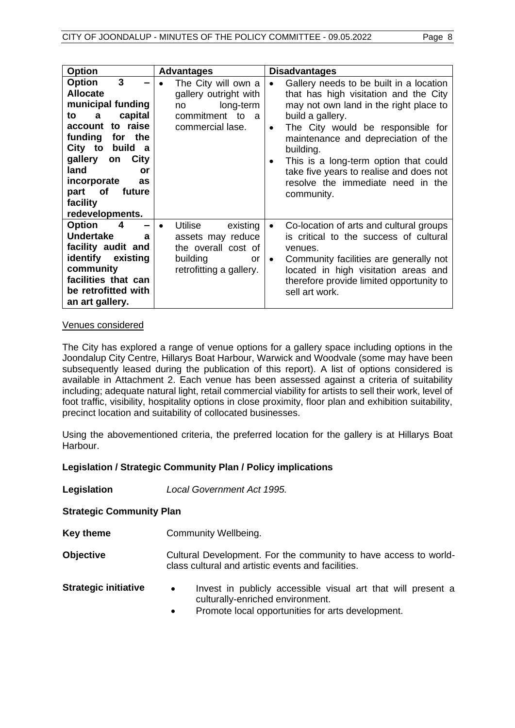| Option | Advantages | Disadvantages |
|---|---|---|
| **Option 3 – Allocate municipal funding to a capital account to raise funding for the City to build a gallery on City land or incorporate as part of future facility redevelopments.** | • The City will own a gallery outright with no long-term commitment to a commercial lase. | • Gallery needs to be built in a location that has high visitation and the City may not own land in the right place to build a gallery.<br>• The City would be responsible for maintenance and depreciation of the building.<br>• This is a long-term option that could take five years to realise and does not resolve the immediate need in the community. |
| **Option 4 – Undertake a facility audit and identify existing community facilities that can be retrofitted with an art gallery.** | • Utilise existing assets may reduce the overall cost of building or retrofitting a gallery. | • Co-location of arts and cultural groups is critical to the success of cultural venues.<br>• Community facilities are generally not located in high visitation areas and therefore provide limited opportunity to sell art work. |

Venues considered

The City has explored a range of venue options for a gallery space including options in the Joondalup City Centre, Hillarys Boat Harbour, Warwick and Woodvale (some may have been subsequently leased during the publication of this report). A list of options considered is available in Attachment 2. Each venue has been assessed against a criteria of suitability including; adequate natural light, retail commercial viability for artists to sell their work, level of foot traffic, visibility, hospitality options in close proximity, floor plan and exhibition suitability, precinct location and suitability of collocated businesses.

Using the abovementioned criteria, the preferred location for the gallery is at Hillarys Boat Harbour.

**Legislation / Strategic Community Plan / Policy implications**

**Legislation** *Local Government Act 1995.*

**Strategic Community Plan**

**Key theme** Community Wellbeing.

**Objective** Cultural Development. For the community to have access to world-class cultural and artistic events and facilities.

**Strategic initiative**

- Invest in publicly accessible visual art that will present a culturally-enriched environment.
- Promote local opportunities for arts development.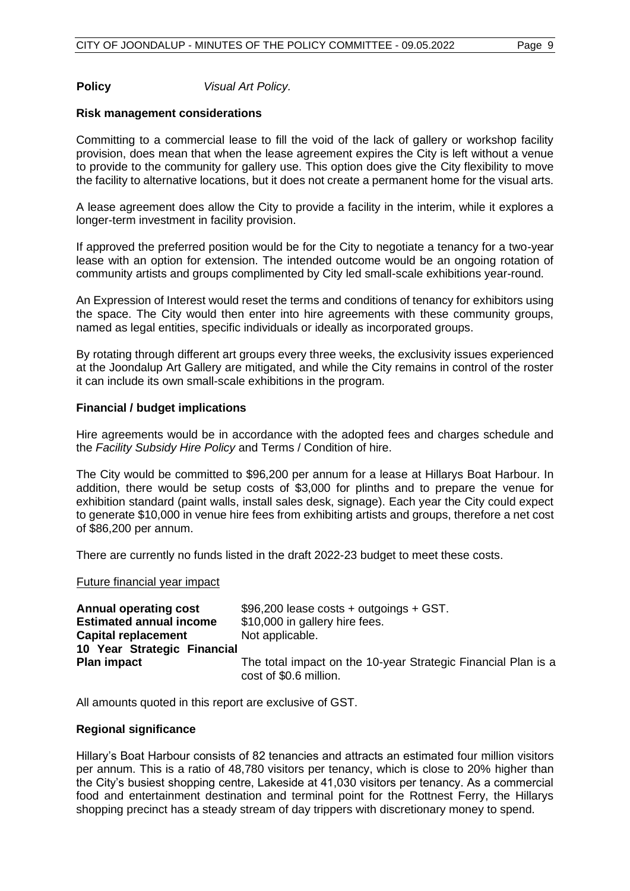**Policy** *Visual Art Policy.*

**Risk management considerations**

Committing to a commercial lease to fill the void of the lack of gallery or workshop facility provision, does mean that when the lease agreement expires the City is left without a venue to provide to the community for gallery use. This option does give the City flexibility to move the facility to alternative locations, but it does not create a permanent home for the visual arts.

A lease agreement does allow the City to provide a facility in the interim, while it explores a longer-term investment in facility provision.

If approved the preferred position would be for the City to negotiate a tenancy for a two-year lease with an option for extension. The intended outcome would be an ongoing rotation of community artists and groups complimented by City led small-scale exhibitions year-round.

An Expression of Interest would reset the terms and conditions of tenancy for exhibitors using the space. The City would then enter into hire agreements with these community groups, named as legal entities, specific individuals or ideally as incorporated groups.

By rotating through different art groups every three weeks, the exclusivity issues experienced at the Joondalup Art Gallery are mitigated, and while the City remains in control of the roster it can include its own small-scale exhibitions in the program.

**Financial / budget implications**

Hire agreements would be in accordance with the adopted fees and charges schedule and the *Facility Subsidy Hire Policy* and Terms / Condition of hire.

The City would be committed to $96,200 per annum for a lease at Hillarys Boat Harbour. In addition, there would be setup costs of $3,000 for plinths and to prepare the venue for exhibition standard (paint walls, install sales desk, signage). Each year the City could expect to generate $10,000 in venue hire fees from exhibiting artists and groups, therefore a net cost of $86,200 per annum.

There are currently no funds listed in the draft 2022-23 budget to meet these costs.

Future financial year impact

| | |
|---|---|
| **Annual operating cost** | $96,200 lease costs + outgoings + GST. |
| **Estimated annual income** | $10,000 in gallery hire fees. |
| **Capital replacement** | Not applicable. |
| **10 Year Strategic Financial Plan impact** | The total impact on the 10-year Strategic Financial Plan is a cost of $0.6 million. |

All amounts quoted in this report are exclusive of GST.

**Regional significance**

Hillary's Boat Harbour consists of 82 tenancies and attracts an estimated four million visitors per annum. This is a ratio of 48,780 visitors per tenancy, which is close to 20% higher than the City's busiest shopping centre, Lakeside at 41,030 visitors per tenancy. As a commercial food and entertainment destination and terminal point for the Rottnest Ferry, the Hillarys shopping precinct has a steady stream of day trippers with discretionary money to spend.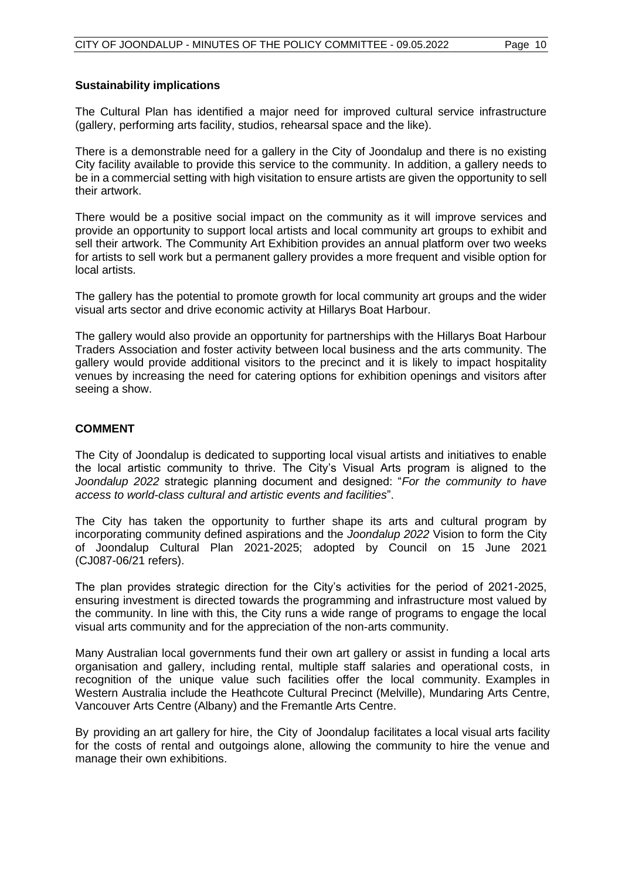**Sustainability implications**

The Cultural Plan has identified a major need for improved cultural service infrastructure (gallery, performing arts facility, studios, rehearsal space and the like).

There is a demonstrable need for a gallery in the City of Joondalup and there is no existing City facility available to provide this service to the community. In addition, a gallery needs to be in a commercial setting with high visitation to ensure artists are given the opportunity to sell their artwork.

There would be a positive social impact on the community as it will improve services and provide an opportunity to support local artists and local community art groups to exhibit and sell their artwork. The Community Art Exhibition provides an annual platform over two weeks for artists to sell work but a permanent gallery provides a more frequent and visible option for local artists.

The gallery has the potential to promote growth for local community art groups and the wider visual arts sector and drive economic activity at Hillarys Boat Harbour.

The gallery would also provide an opportunity for partnerships with the Hillarys Boat Harbour Traders Association and foster activity between local business and the arts community. The gallery would provide additional visitors to the precinct and it is likely to impact hospitality venues by increasing the need for catering options for exhibition openings and visitors after seeing a show.

## COMMENT

The City of Joondalup is dedicated to supporting local visual artists and initiatives to enable the local artistic community to thrive. The City's Visual Arts program is aligned to the *Joondalup 2022* strategic planning document and designed: "*For the community to have access to world-class cultural and artistic events and facilities*".

The City has taken the opportunity to further shape its arts and cultural program by incorporating community defined aspirations and the *Joondalup 2022* Vision to form the City of Joondalup Cultural Plan 2021-2025; adopted by Council on 15 June 2021 (CJ087-06/21 refers).

The plan provides strategic direction for the City's activities for the period of 2021-2025, ensuring investment is directed towards the programming and infrastructure most valued by the community. In line with this, the City runs a wide range of programs to engage the local visual arts community and for the appreciation of the non-arts community.

Many Australian local governments fund their own art gallery or assist in funding a local arts organisation and gallery, including rental, multiple staff salaries and operational costs, in recognition of the unique value such facilities offer the local community. Examples in Western Australia include the Heathcote Cultural Precinct (Melville), Mundaring Arts Centre, Vancouver Arts Centre (Albany) and the Fremantle Arts Centre.

By providing an art gallery for hire, the City of Joondalup facilitates a local visual arts facility for the costs of rental and outgoings alone, allowing the community to hire the venue and manage their own exhibitions.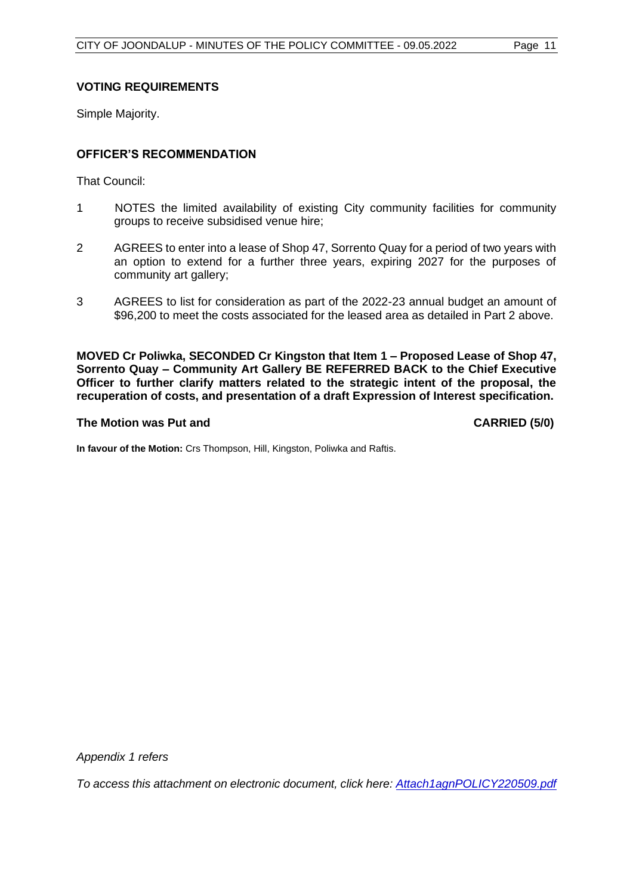### VOTING REQUIREMENTS

Simple Majority.

### OFFICER'S RECOMMENDATION

That Council:

1. NOTES the limited availability of existing City community facilities for community groups to receive subsidised venue hire;
2. AGREES to enter into a lease of Shop 47, Sorrento Quay for a period of two years with an option to extend for a further three years, expiring 2027 for the purposes of community art gallery;
3. AGREES to list for consideration as part of the 2022-23 annual budget an amount of $96,200 to meet the costs associated for the leased area as detailed in Part 2 above.

**MOVED Cr Poliwka, SECONDED Cr Kingston that Item 1 – Proposed Lease of Shop 47, Sorrento Quay – Community Art Gallery BE REFERRED BACK to the Chief Executive Officer to further clarify matters related to the strategic intent of the proposal, the recuperation of costs, and presentation of a draft Expression of Interest specification.**

**The Motion was Put and CARRIED (5/0)**

**In favour of the Motion:** Crs Thompson, Hill, Kingston, Poliwka and Raftis.

*Appendix 1 refers*

*To access this attachment on electronic document, click here: Attach1agnPOLICY220509.pdf*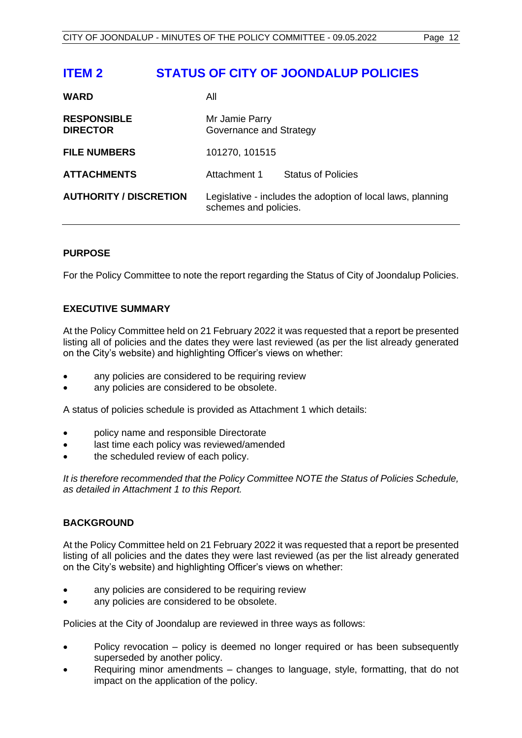# ITEM 2 STATUS OF CITY OF JOONDALUP POLICIES

| | |
|---|---|
| **WARD** | All |
| **RESPONSIBLE DIRECTOR** | Mr Jamie Parry<br>Governance and Strategy |
| **FILE NUMBERS** | 101270, 101515 |
| **ATTACHMENTS** | Attachment 1 Status of Policies |
| **AUTHORITY / DISCRETION** | Legislative - includes the adoption of local laws, planning schemes and policies. |

## PURPOSE

For the Policy Committee to note the report regarding the Status of City of Joondalup Policies.

## EXECUTIVE SUMMARY

At the Policy Committee held on 21 February 2022 it was requested that a report be presented listing all of policies and the dates they were last reviewed (as per the list already generated on the City's website) and highlighting Officer's views on whether:

- any policies are considered to be requiring review
- any policies are considered to be obsolete.

A status of policies schedule is provided as Attachment 1 which details:

- policy name and responsible Directorate
- last time each policy was reviewed/amended
- the scheduled review of each policy.

*It is therefore recommended that the Policy Committee NOTE the Status of Policies Schedule, as detailed in Attachment 1 to this Report.*

## BACKGROUND

At the Policy Committee held on 21 February 2022 it was requested that a report be presented listing of all policies and the dates they were last reviewed (as per the list already generated on the City's website) and highlighting Officer's views on whether:

- any policies are considered to be requiring review
- any policies are considered to be obsolete.

Policies at the City of Joondalup are reviewed in three ways as follows:

- Policy revocation – policy is deemed no longer required or has been subsequently superseded by another policy.
- Requiring minor amendments – changes to language, style, formatting, that do not impact on the application of the policy.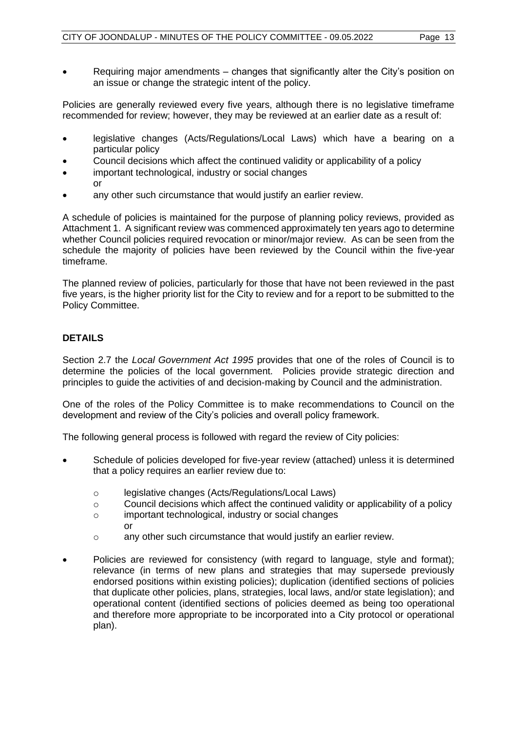- Requiring major amendments – changes that significantly alter the City's position on an issue or change the strategic intent of the policy.

Policies are generally reviewed every five years, although there is no legislative timeframe recommended for review; however, they may be reviewed at an earlier date as a result of:

- legislative changes (Acts/Regulations/Local Laws) which have a bearing on a particular policy
- Council decisions which affect the continued validity or applicability of a policy
- important technological, industry or social changes
  or
- any other such circumstance that would justify an earlier review.

A schedule of policies is maintained for the purpose of planning policy reviews, provided as Attachment 1. A significant review was commenced approximately ten years ago to determine whether Council policies required revocation or minor/major review. As can be seen from the schedule the majority of policies have been reviewed by the Council within the five-year timeframe.

The planned review of policies, particularly for those that have not been reviewed in the past five years, is the higher priority list for the City to review and for a report to be submitted to the Policy Committee.

## DETAILS

Section 2.7 the *Local Government Act 1995* provides that one of the roles of Council is to determine the policies of the local government. Policies provide strategic direction and principles to guide the activities of and decision-making by Council and the administration.

One of the roles of the Policy Committee is to make recommendations to Council on the development and review of the City's policies and overall policy framework.

The following general process is followed with regard the review of City policies:

- Schedule of policies developed for five-year review (attached) unless it is determined that a policy requires an earlier review due to:
  - legislative changes (Acts/Regulations/Local Laws)
  - Council decisions which affect the continued validity or applicability of a policy
  - important technological, industry or social changes
    or
  - any other such circumstance that would justify an earlier review.
- Policies are reviewed for consistency (with regard to language, style and format); relevance (in terms of new plans and strategies that may supersede previously endorsed positions within existing policies); duplication (identified sections of policies that duplicate other policies, plans, strategies, local laws, and/or state legislation); and operational content (identified sections of policies deemed as being too operational and therefore more appropriate to be incorporated into a City protocol or operational plan).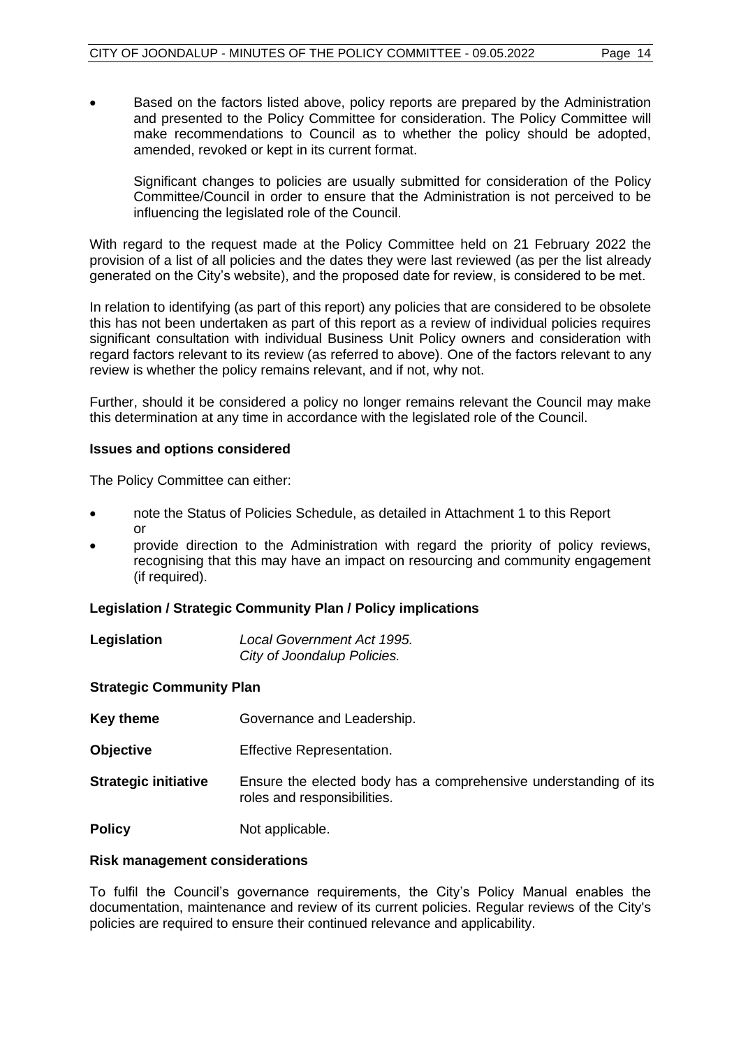- Based on the factors listed above, policy reports are prepared by the Administration and presented to the Policy Committee for consideration. The Policy Committee will make recommendations to Council as to whether the policy should be adopted, amended, revoked or kept in its current format.

  Significant changes to policies are usually submitted for consideration of the Policy Committee/Council in order to ensure that the Administration is not perceived to be influencing the legislated role of the Council.

With regard to the request made at the Policy Committee held on 21 February 2022 the provision of a list of all policies and the dates they were last reviewed (as per the list already generated on the City's website), and the proposed date for review, is considered to be met.

In relation to identifying (as part of this report) any policies that are considered to be obsolete this has not been undertaken as part of this report as a review of individual policies requires significant consultation with individual Business Unit Policy owners and consideration with regard factors relevant to its review (as referred to above). One of the factors relevant to any review is whether the policy remains relevant, and if not, why not.

Further, should it be considered a policy no longer remains relevant the Council may make this determination at any time in accordance with the legislated role of the Council.

**Issues and options considered**

The Policy Committee can either:

- note the Status of Policies Schedule, as detailed in Attachment 1 to this Report
  or
- provide direction to the Administration with regard the priority of policy reviews, recognising that this may have an impact on resourcing and community engagement (if required).

**Legislation / Strategic Community Plan / Policy implications**

| | |
|---|---|
| **Legislation** | *Local Government Act 1995.* *City of Joondalup Policies.* |

**Strategic Community Plan**

| | |
|---|---|
| **Key theme** | Governance and Leadership. |
| **Objective** | Effective Representation. |
| **Strategic initiative** | Ensure the elected body has a comprehensive understanding of its roles and responsibilities. |
| **Policy** | Not applicable. |

**Risk management considerations**

To fulfil the Council's governance requirements, the City's Policy Manual enables the documentation, maintenance and review of its current policies. Regular reviews of the City's policies are required to ensure their continued relevance and applicability.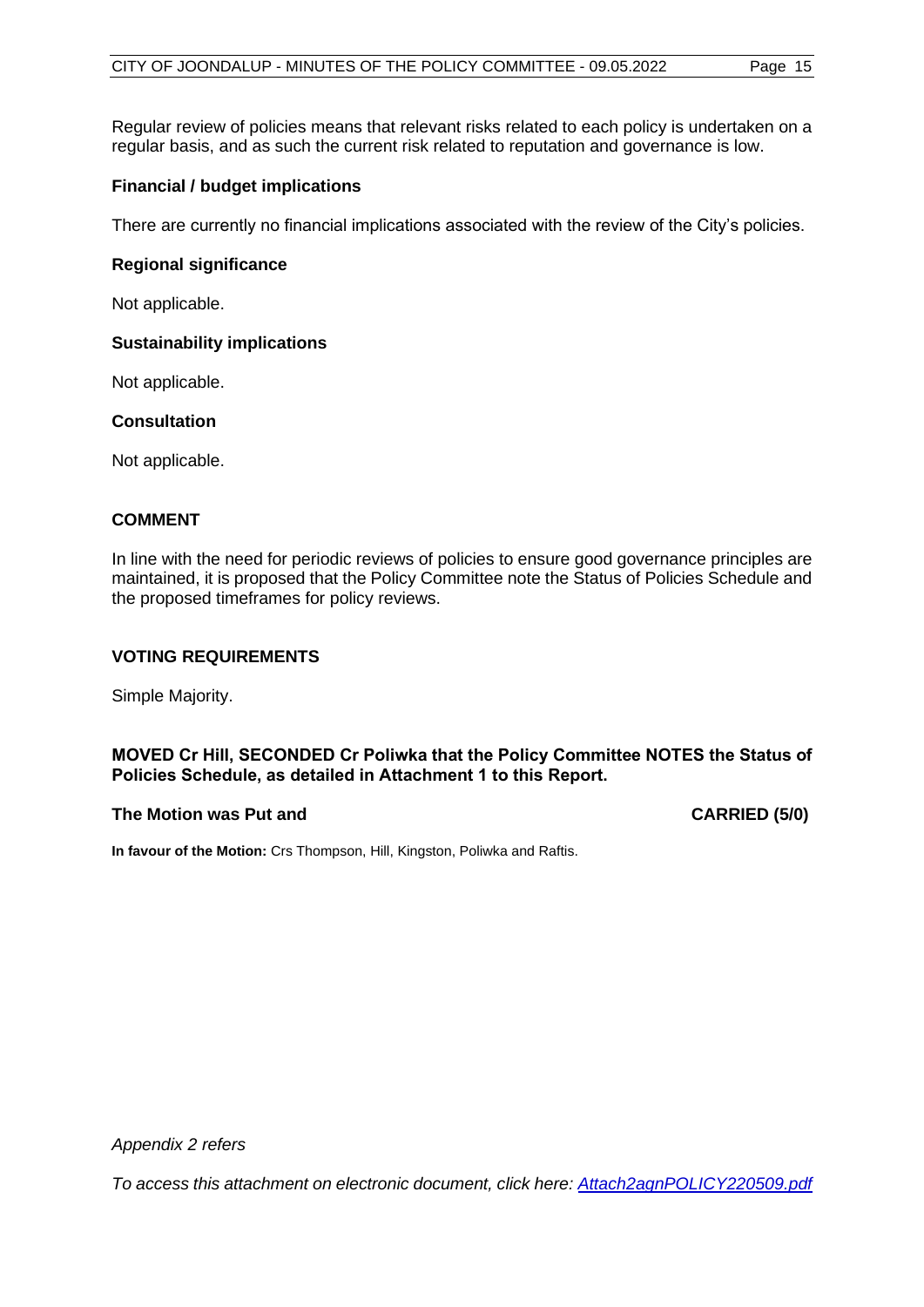Regular review of policies means that relevant risks related to each policy is undertaken on a regular basis, and as such the current risk related to reputation and governance is low.

**Financial / budget implications**

There are currently no financial implications associated with the review of the City's policies.

**Regional significance**

Not applicable.

**Sustainability implications**

Not applicable.

**Consultation**

Not applicable.

## COMMENT

In line with the need for periodic reviews of policies to ensure good governance principles are maintained, it is proposed that the Policy Committee note the Status of Policies Schedule and the proposed timeframes for policy reviews.

## VOTING REQUIREMENTS

Simple Majority.

**MOVED Cr Hill, SECONDED Cr Poliwka that the Policy Committee NOTES the Status of Policies Schedule, as detailed in Attachment 1 to this Report.**

**The Motion was Put and** **CARRIED (5/0)**

**In favour of the Motion:** Crs Thompson, Hill, Kingston, Poliwka and Raftis.

*Appendix 2 refers*

*To access this attachment on electronic document, click here: Attach2agnPOLICY220509.pdf*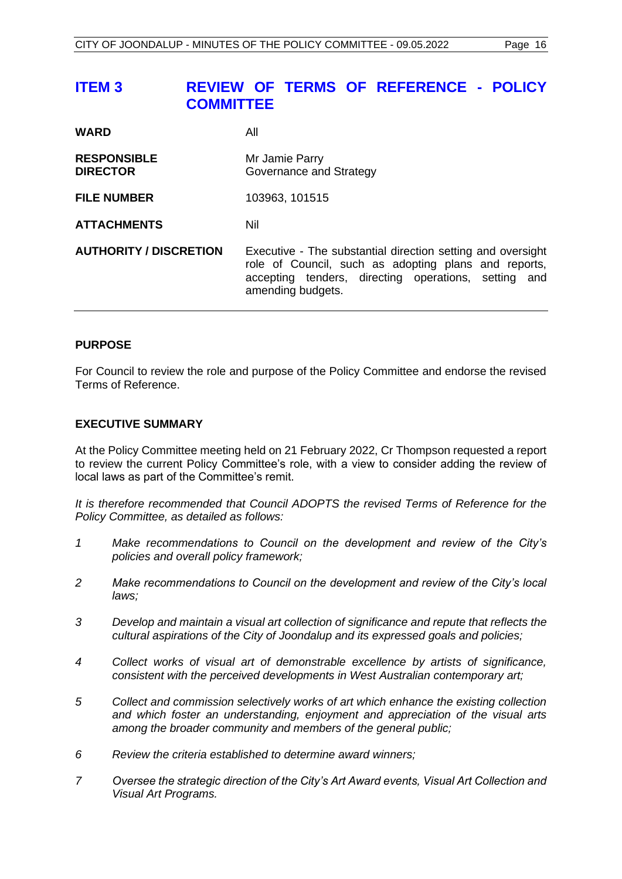# ITEM 3 REVIEW OF TERMS OF REFERENCE - POLICY COMMITTEE

| | |
|---|---|
| **WARD** | All |
| **RESPONSIBLE DIRECTOR** | Mr Jamie Parry<br>Governance and Strategy |
| **FILE NUMBER** | 103963, 101515 |
| **ATTACHMENTS** | Nil |
| **AUTHORITY / DISCRETION** | Executive - The substantial direction setting and oversight role of Council, such as adopting plans and reports, accepting tenders, directing operations, setting and amending budgets. |

## PURPOSE

For Council to review the role and purpose of the Policy Committee and endorse the revised Terms of Reference.

## EXECUTIVE SUMMARY

At the Policy Committee meeting held on 21 February 2022, Cr Thompson requested a report to review the current Policy Committee's role, with a view to consider adding the review of local laws as part of the Committee's remit.

*It is therefore recommended that Council ADOPTS the revised Terms of Reference for the Policy Committee, as detailed as follows:*

1. *Make recommendations to Council on the development and review of the City's policies and overall policy framework;*
2. *Make recommendations to Council on the development and review of the City's local laws;*
3. *Develop and maintain a visual art collection of significance and repute that reflects the cultural aspirations of the City of Joondalup and its expressed goals and policies;*
4. *Collect works of visual art of demonstrable excellence by artists of significance, consistent with the perceived developments in West Australian contemporary art;*
5. *Collect and commission selectively works of art which enhance the existing collection and which foster an understanding, enjoyment and appreciation of the visual arts among the broader community and members of the general public;*
6. *Review the criteria established to determine award winners;*
7. *Oversee the strategic direction of the City's Art Award events, Visual Art Collection and Visual Art Programs.*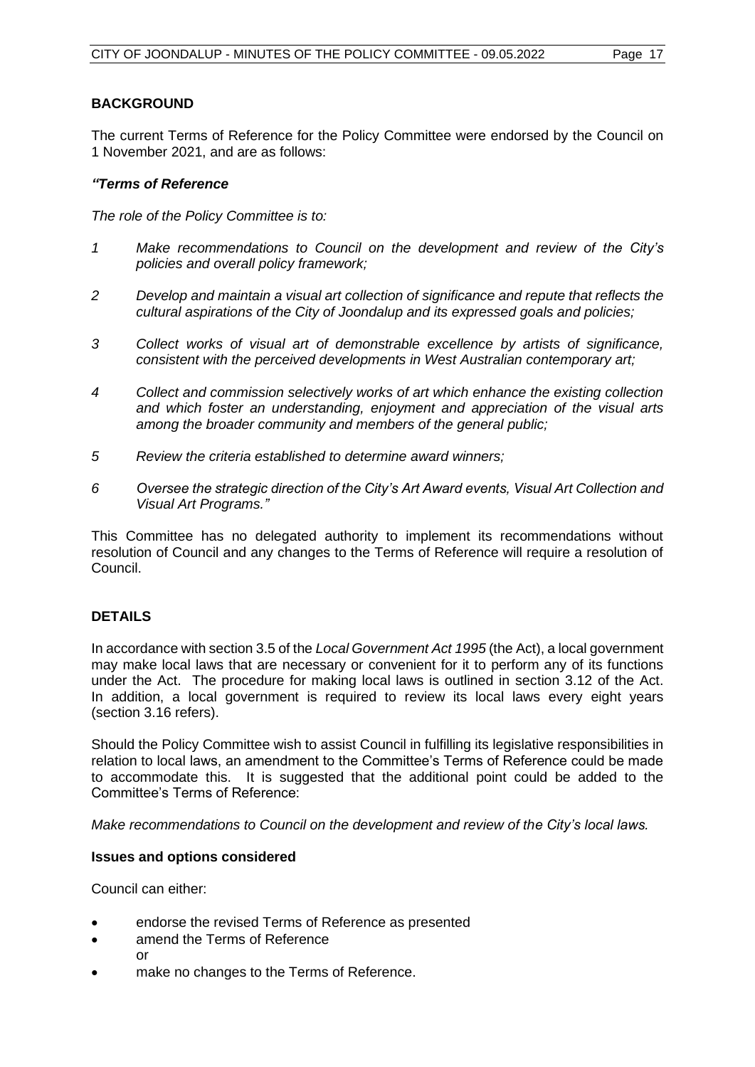## BACKGROUND

The current Terms of Reference for the Policy Committee were endorsed by the Council on 1 November 2021, and are as follows:

***"Terms of Reference***

*The role of the Policy Committee is to:*

*1 Make recommendations to Council on the development and review of the City's policies and overall policy framework;*

*2 Develop and maintain a visual art collection of significance and repute that reflects the cultural aspirations of the City of Joondalup and its expressed goals and policies;*

*3 Collect works of visual art of demonstrable excellence by artists of significance, consistent with the perceived developments in West Australian contemporary art;*

*4 Collect and commission selectively works of art which enhance the existing collection and which foster an understanding, enjoyment and appreciation of the visual arts among the broader community and members of the general public;*

*5 Review the criteria established to determine award winners;*

*6 Oversee the strategic direction of the City's Art Award events, Visual Art Collection and Visual Art Programs."*

This Committee has no delegated authority to implement its recommendations without resolution of Council and any changes to the Terms of Reference will require a resolution of Council.

## DETAILS

In accordance with section 3.5 of the *Local Government Act 1995* (the Act), a local government may make local laws that are necessary or convenient for it to perform any of its functions under the Act. The procedure for making local laws is outlined in section 3.12 of the Act. In addition, a local government is required to review its local laws every eight years (section 3.16 refers).

Should the Policy Committee wish to assist Council in fulfilling its legislative responsibilities in relation to local laws, an amendment to the Committee's Terms of Reference could be made to accommodate this. It is suggested that the additional point could be added to the Committee's Terms of Reference:

*Make recommendations to Council on the development and review of the City's local laws.*

### Issues and options considered

Council can either:

- endorse the revised Terms of Reference as presented
- amend the Terms of Reference
  
  or
- make no changes to the Terms of Reference.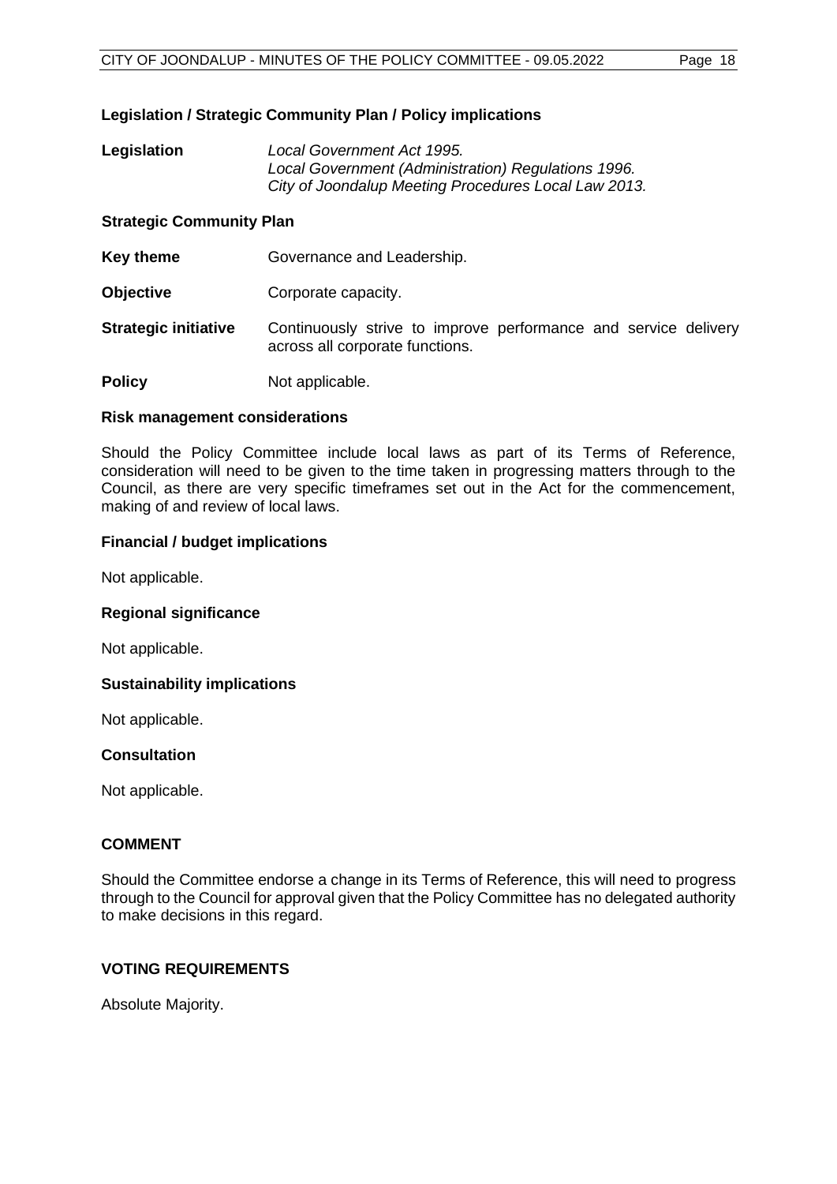### Legislation / Strategic Community Plan / Policy implications

| | |
|---|---|
| **Legislation** | *Local Government Act 1995.*<br>*Local Government (Administration) Regulations 1996.*<br>*City of Joondalup Meeting Procedures Local Law 2013.* |

### Strategic Community Plan

| | |
|---|---|
| **Key theme** | Governance and Leadership. |
| **Objective** | Corporate capacity. |
| **Strategic initiative** | Continuously strive to improve performance and service delivery across all corporate functions. |
| **Policy** | Not applicable. |

### Risk management considerations

Should the Policy Committee include local laws as part of its Terms of Reference, consideration will need to be given to the time taken in progressing matters through to the Council, as there are very specific timeframes set out in the Act for the commencement, making of and review of local laws.

### Financial / budget implications

Not applicable.

### Regional significance

Not applicable.

### Sustainability implications

Not applicable.

### Consultation

Not applicable.

## COMMENT

Should the Committee endorse a change in its Terms of Reference, this will need to progress through to the Council for approval given that the Policy Committee has no delegated authority to make decisions in this regard.

## VOTING REQUIREMENTS

Absolute Majority.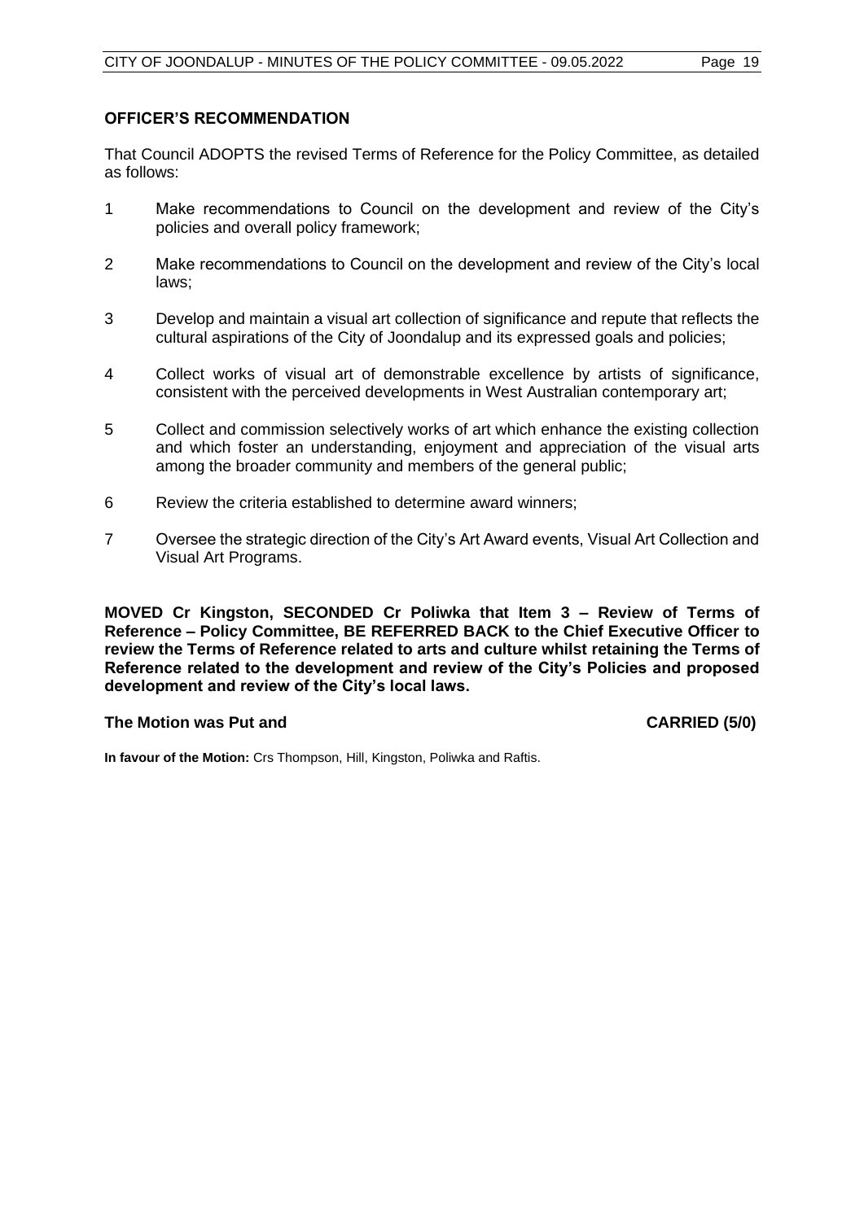## OFFICER'S RECOMMENDATION

That Council ADOPTS the revised Terms of Reference for the Policy Committee, as detailed as follows:

1. Make recommendations to Council on the development and review of the City's policies and overall policy framework;

2. Make recommendations to Council on the development and review of the City's local laws;

3. Develop and maintain a visual art collection of significance and repute that reflects the cultural aspirations of the City of Joondalup and its expressed goals and policies;

4. Collect works of visual art of demonstrable excellence by artists of significance, consistent with the perceived developments in West Australian contemporary art;

5. Collect and commission selectively works of art which enhance the existing collection and which foster an understanding, enjoyment and appreciation of the visual arts among the broader community and members of the general public;

6. Review the criteria established to determine award winners;

7. Oversee the strategic direction of the City's Art Award events, Visual Art Collection and Visual Art Programs.

**MOVED Cr Kingston, SECONDED Cr Poliwka that Item 3 – Review of Terms of Reference – Policy Committee, BE REFERRED BACK to the Chief Executive Officer to review the Terms of Reference related to arts and culture whilst retaining the Terms of Reference related to the development and review of the City's Policies and proposed development and review of the City's local laws.**

**The Motion was Put and CARRIED (5/0)**

**In favour of the Motion:** Crs Thompson, Hill, Kingston, Poliwka and Raftis.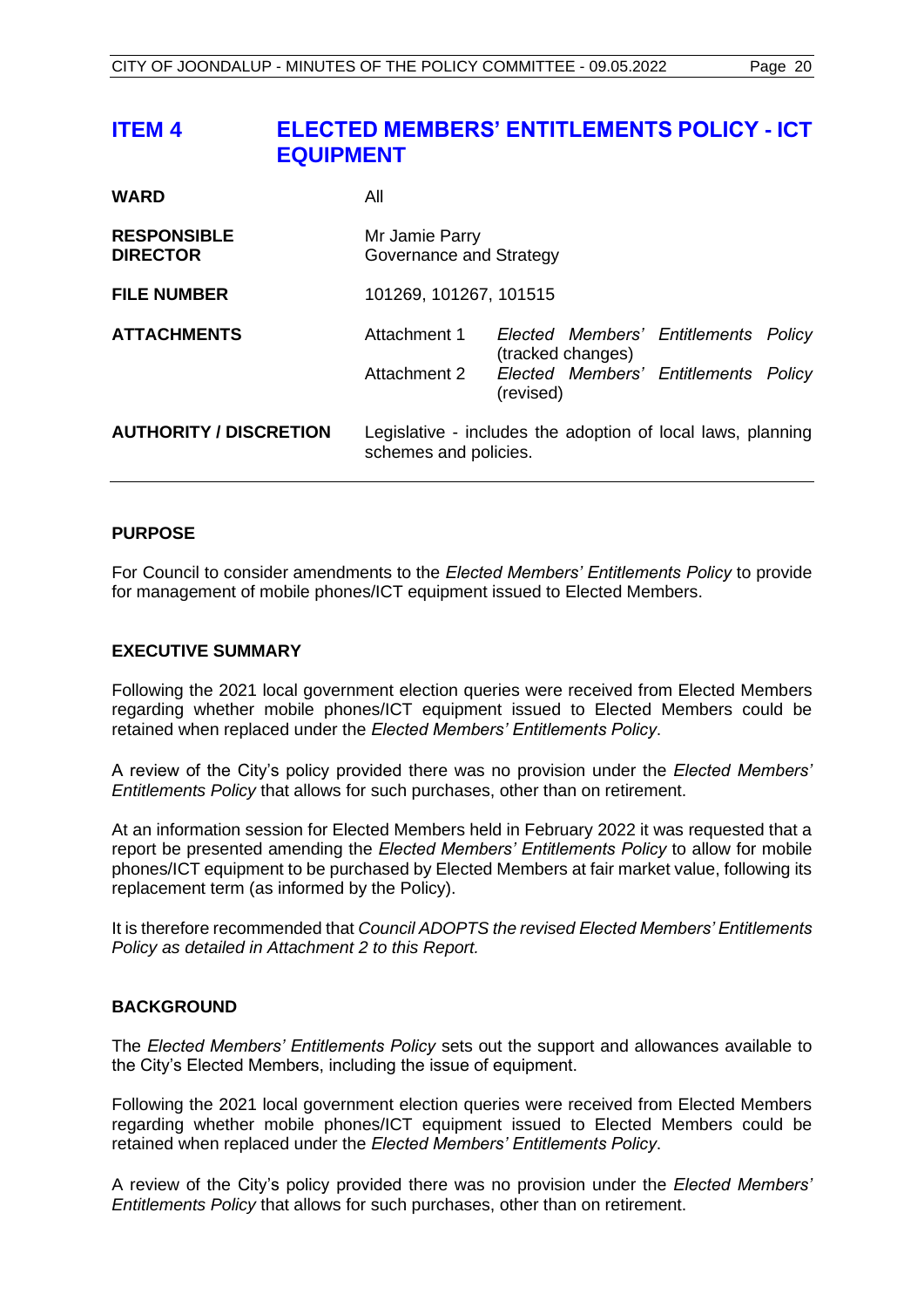# ITEM 4 ELECTED MEMBERS' ENTITLEMENTS POLICY - ICT EQUIPMENT

| | | |
|---|---|---|
| **WARD** | All | |
| **RESPONSIBLE DIRECTOR** | Mr Jamie Parry<br>Governance and Strategy | |
| **FILE NUMBER** | 101269, 101267, 101515 | |
| **ATTACHMENTS** | Attachment 1 | *Elected Members' Entitlements Policy* (tracked changes) |
| | Attachment 2 | *Elected Members' Entitlements Policy* (revised) |
| **AUTHORITY / DISCRETION** | Legislative - includes the adoption of local laws, planning schemes and policies. | |

## PURPOSE

For Council to consider amendments to the *Elected Members' Entitlements Policy* to provide for management of mobile phones/ICT equipment issued to Elected Members.

## EXECUTIVE SUMMARY

Following the 2021 local government election queries were received from Elected Members regarding whether mobile phones/ICT equipment issued to Elected Members could be retained when replaced under the *Elected Members' Entitlements Policy*.

A review of the City's policy provided there was no provision under the *Elected Members' Entitlements Policy* that allows for such purchases, other than on retirement.

At an information session for Elected Members held in February 2022 it was requested that a report be presented amending the *Elected Members' Entitlements Policy* to allow for mobile phones/ICT equipment to be purchased by Elected Members at fair market value, following its replacement term (as informed by the Policy).

It is therefore recommended that *Council ADOPTS the revised Elected Members' Entitlements Policy as detailed in Attachment 2 to this Report.*

## BACKGROUND

The *Elected Members' Entitlements Policy* sets out the support and allowances available to the City's Elected Members, including the issue of equipment.

Following the 2021 local government election queries were received from Elected Members regarding whether mobile phones/ICT equipment issued to Elected Members could be retained when replaced under the *Elected Members' Entitlements Policy*.

A review of the City's policy provided there was no provision under the *Elected Members' Entitlements Policy* that allows for such purchases, other than on retirement.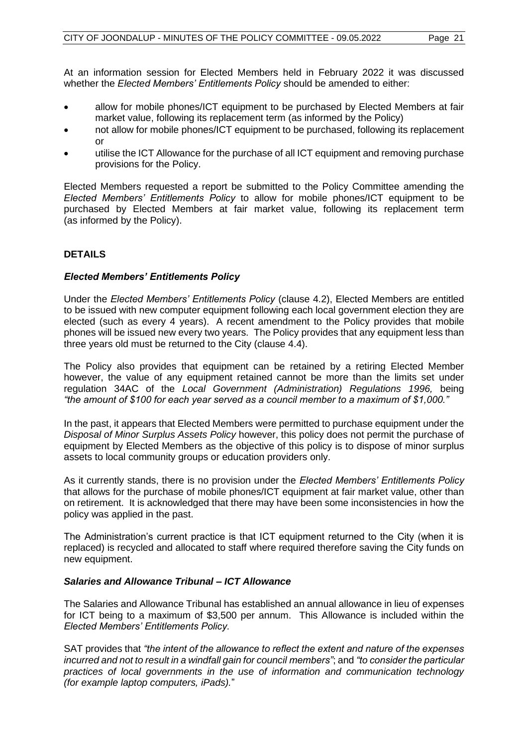At an information session for Elected Members held in February 2022 it was discussed whether the *Elected Members' Entitlements Policy* should be amended to either:

- allow for mobile phones/ICT equipment to be purchased by Elected Members at fair market value, following its replacement term (as informed by the Policy)
- not allow for mobile phones/ICT equipment to be purchased, following its replacement or
- utilise the ICT Allowance for the purchase of all ICT equipment and removing purchase provisions for the Policy.

Elected Members requested a report be submitted to the Policy Committee amending the *Elected Members' Entitlements Policy* to allow for mobile phones/ICT equipment to be purchased by Elected Members at fair market value, following its replacement term (as informed by the Policy).

## DETAILS

### *Elected Members' Entitlements Policy*

Under the *Elected Members' Entitlements Policy* (clause 4.2), Elected Members are entitled to be issued with new computer equipment following each local government election they are elected (such as every 4 years). A recent amendment to the Policy provides that mobile phones will be issued new every two years. The Policy provides that any equipment less than three years old must be returned to the City (clause 4.4).

The Policy also provides that equipment can be retained by a retiring Elected Member however, the value of any equipment retained cannot be more than the limits set under regulation 34AC of the *Local Government (Administration) Regulations 1996,* being *"the amount of $100 for each year served as a council member to a maximum of $1,000."*

In the past, it appears that Elected Members were permitted to purchase equipment under the *Disposal of Minor Surplus Assets Policy* however, this policy does not permit the purchase of equipment by Elected Members as the objective of this policy is to dispose of minor surplus assets to local community groups or education providers only.

As it currently stands, there is no provision under the *Elected Members' Entitlements Policy* that allows for the purchase of mobile phones/ICT equipment at fair market value, other than on retirement. It is acknowledged that there may have been some inconsistencies in how the policy was applied in the past.

The Administration's current practice is that ICT equipment returned to the City (when it is replaced) is recycled and allocated to staff where required therefore saving the City funds on new equipment.

### *Salaries and Allowance Tribunal – ICT Allowance*

The Salaries and Allowance Tribunal has established an annual allowance in lieu of expenses for ICT being to a maximum of $3,500 per annum. This Allowance is included within the *Elected Members' Entitlements Policy.*

SAT provides that *"the intent of the allowance to reflect the extent and nature of the expenses incurred and not to result in a windfall gain for council members"*; and *"to consider the particular practices of local governments in the use of information and communication technology (for example laptop computers, iPads)."*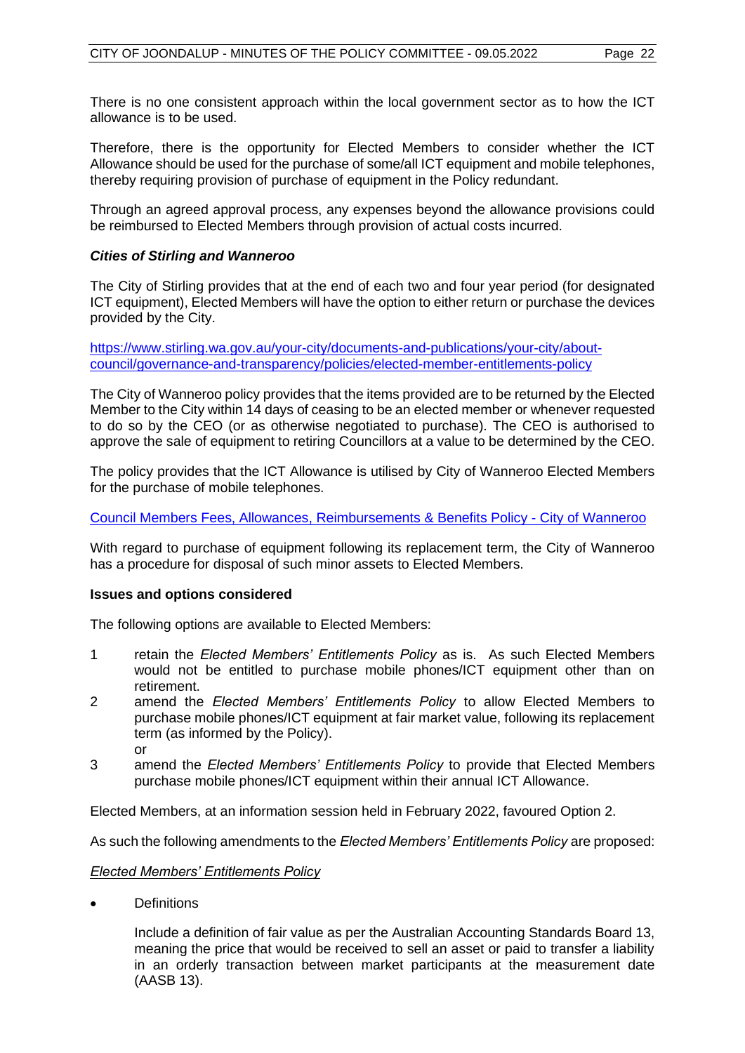There is no one consistent approach within the local government sector as to how the ICT allowance is to be used.

Therefore, there is the opportunity for Elected Members to consider whether the ICT Allowance should be used for the purchase of some/all ICT equipment and mobile telephones, thereby requiring provision of purchase of equipment in the Policy redundant.

Through an agreed approval process, any expenses beyond the allowance provisions could be reimbursed to Elected Members through provision of actual costs incurred.

***Cities of Stirling and Wanneroo***

The City of Stirling provides that at the end of each two and four year period (for designated ICT equipment), Elected Members will have the option to either return or purchase the devices provided by the City.

https://www.stirling.wa.gov.au/your-city/documents-and-publications/your-city/about-council/governance-and-transparency/policies/elected-member-entitlements-policy

The City of Wanneroo policy provides that the items provided are to be returned by the Elected Member to the City within 14 days of ceasing to be an elected member or whenever requested to do so by the CEO (or as otherwise negotiated to purchase). The CEO is authorised to approve the sale of equipment to retiring Councillors at a value to be determined by the CEO.

The policy provides that the ICT Allowance is utilised by City of Wanneroo Elected Members for the purchase of mobile telephones.

Council Members Fees, Allowances, Reimbursements & Benefits Policy - City of Wanneroo

With regard to purchase of equipment following its replacement term, the City of Wanneroo has a procedure for disposal of such minor assets to Elected Members.

**Issues and options considered**

The following options are available to Elected Members:

1. retain the *Elected Members' Entitlements Policy* as is. As such Elected Members would not be entitled to purchase mobile phones/ICT equipment other than on retirement.
2. amend the *Elected Members' Entitlements Policy* to allow Elected Members to purchase mobile phones/ICT equipment at fair market value, following its replacement term (as informed by the Policy).
   or
3. amend the *Elected Members' Entitlements Policy* to provide that Elected Members purchase mobile phones/ICT equipment within their annual ICT Allowance.

Elected Members, at an information session held in February 2022, favoured Option 2.

As such the following amendments to the *Elected Members' Entitlements Policy* are proposed:

*Elected Members' Entitlements Policy*

- Definitions

  Include a definition of fair value as per the Australian Accounting Standards Board 13, meaning the price that would be received to sell an asset or paid to transfer a liability in an orderly transaction between market participants at the measurement date (AASB 13).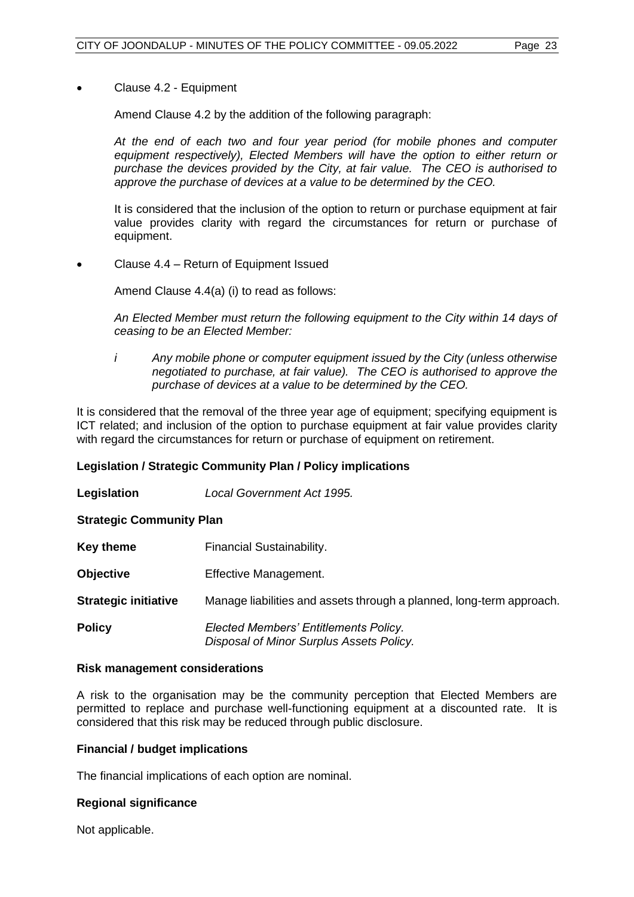- Clause 4.2 - Equipment

  Amend Clause 4.2 by the addition of the following paragraph:

  *At the end of each two and four year period (for mobile phones and computer equipment respectively), Elected Members will have the option to either return or purchase the devices provided by the City, at fair value. The CEO is authorised to approve the purchase of devices at a value to be determined by the CEO.*

  It is considered that the inclusion of the option to return or purchase equipment at fair value provides clarity with regard the circumstances for return or purchase of equipment.

- Clause 4.4 – Return of Equipment Issued

  Amend Clause 4.4(a) (i) to read as follows:

  *An Elected Member must return the following equipment to the City within 14 days of ceasing to be an Elected Member:*

  *i Any mobile phone or computer equipment issued by the City (unless otherwise negotiated to purchase, at fair value). The CEO is authorised to approve the purchase of devices at a value to be determined by the CEO.*

It is considered that the removal of the three year age of equipment; specifying equipment is ICT related; and inclusion of the option to purchase equipment at fair value provides clarity with regard the circumstances for return or purchase of equipment on retirement.

**Legislation / Strategic Community Plan / Policy implications**

**Legislation** *Local Government Act 1995.*

**Strategic Community Plan**

**Key theme** Financial Sustainability.

**Objective** Effective Management.

**Strategic initiative** Manage liabilities and assets through a planned, long-term approach.

**Policy** *Elected Members' Entitlements Policy.*
*Disposal of Minor Surplus Assets Policy.*

**Risk management considerations**

A risk to the organisation may be the community perception that Elected Members are permitted to replace and purchase well-functioning equipment at a discounted rate. It is considered that this risk may be reduced through public disclosure.

**Financial / budget implications**

The financial implications of each option are nominal.

**Regional significance**

Not applicable.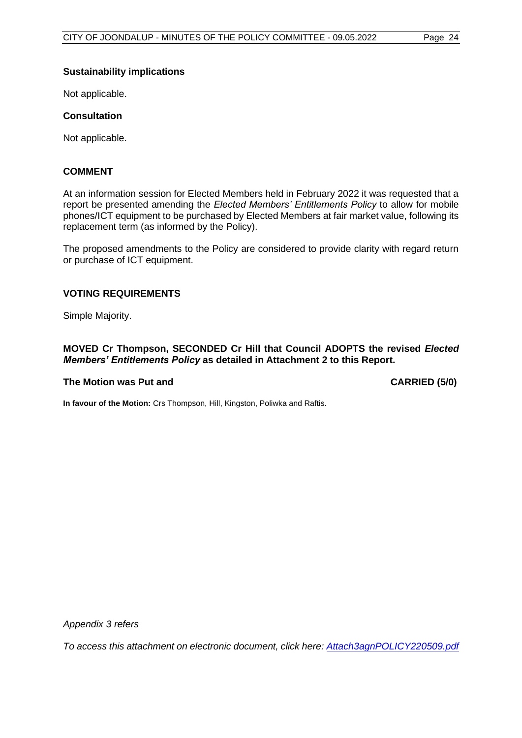### Sustainability implications

Not applicable.

### Consultation

Not applicable.

## COMMENT

At an information session for Elected Members held in February 2022 it was requested that a report be presented amending the *Elected Members' Entitlements Policy* to allow for mobile phones/ICT equipment to be purchased by Elected Members at fair market value, following its replacement term (as informed by the Policy).

The proposed amendments to the Policy are considered to provide clarity with regard return or purchase of ICT equipment.

## VOTING REQUIREMENTS

Simple Majority.

**MOVED Cr Thompson, SECONDED Cr Hill that Council ADOPTS the revised *Elected Members' Entitlements Policy* as detailed in Attachment 2 to this Report.**

**The Motion was Put and CARRIED (5/0)**

**In favour of the Motion:** Crs Thompson, Hill, Kingston, Poliwka and Raftis.

*Appendix 3 refers*

*To access this attachment on electronic document, click here: Attach3agnPOLICY220509.pdf*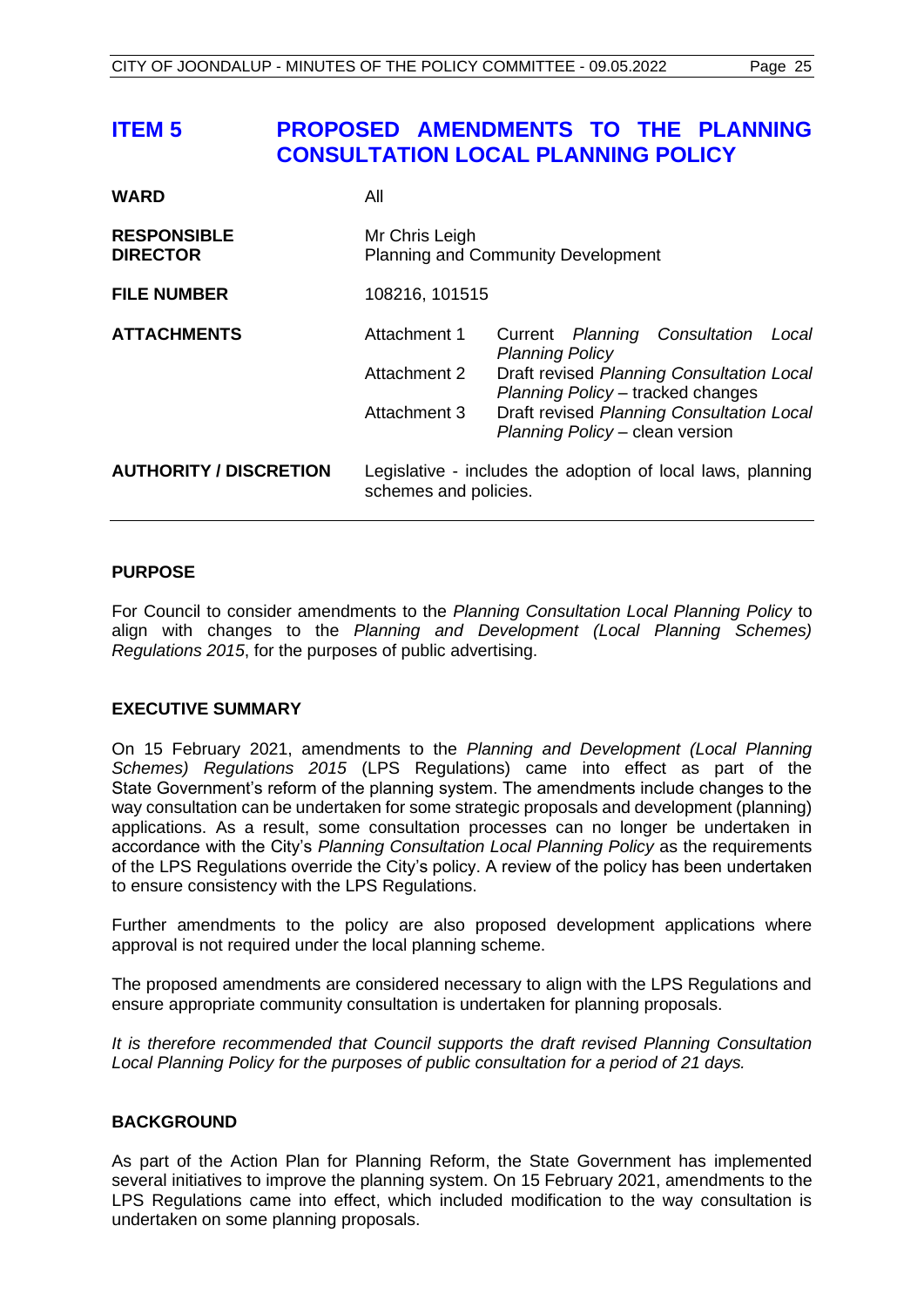# ITEM 5 PROPOSED AMENDMENTS TO THE PLANNING CONSULTATION LOCAL PLANNING POLICY

| | | |
|---|---|---|
| **WARD** | All | |
| **RESPONSIBLE DIRECTOR** | Mr Chris Leigh<br>Planning and Community Development | |
| **FILE NUMBER** | 108216, 101515 | |
| **ATTACHMENTS** | Attachment 1 | Current *Planning Consultation Local Planning Policy* |
| | Attachment 2 | Draft revised *Planning Consultation Local Planning Policy* – tracked changes |
| | Attachment 3 | Draft revised *Planning Consultation Local Planning Policy* – clean version |
| **AUTHORITY / DISCRETION** | Legislative - includes the adoption of local laws, planning schemes and policies. | |

## PURPOSE

For Council to consider amendments to the *Planning Consultation Local Planning Policy* to align with changes to the *Planning and Development (Local Planning Schemes) Regulations 2015*, for the purposes of public advertising.

## EXECUTIVE SUMMARY

On 15 February 2021, amendments to the *Planning and Development (Local Planning Schemes) Regulations 2015* (LPS Regulations) came into effect as part of the State Government's reform of the planning system. The amendments include changes to the way consultation can be undertaken for some strategic proposals and development (planning) applications. As a result, some consultation processes can no longer be undertaken in accordance with the City's *Planning Consultation Local Planning Policy* as the requirements of the LPS Regulations override the City's policy. A review of the policy has been undertaken to ensure consistency with the LPS Regulations.

Further amendments to the policy are also proposed development applications where approval is not required under the local planning scheme.

The proposed amendments are considered necessary to align with the LPS Regulations and ensure appropriate community consultation is undertaken for planning proposals.

*It is therefore recommended that Council supports the draft revised Planning Consultation Local Planning Policy for the purposes of public consultation for a period of 21 days.*

## BACKGROUND

As part of the Action Plan for Planning Reform, the State Government has implemented several initiatives to improve the planning system. On 15 February 2021, amendments to the LPS Regulations came into effect, which included modification to the way consultation is undertaken on some planning proposals.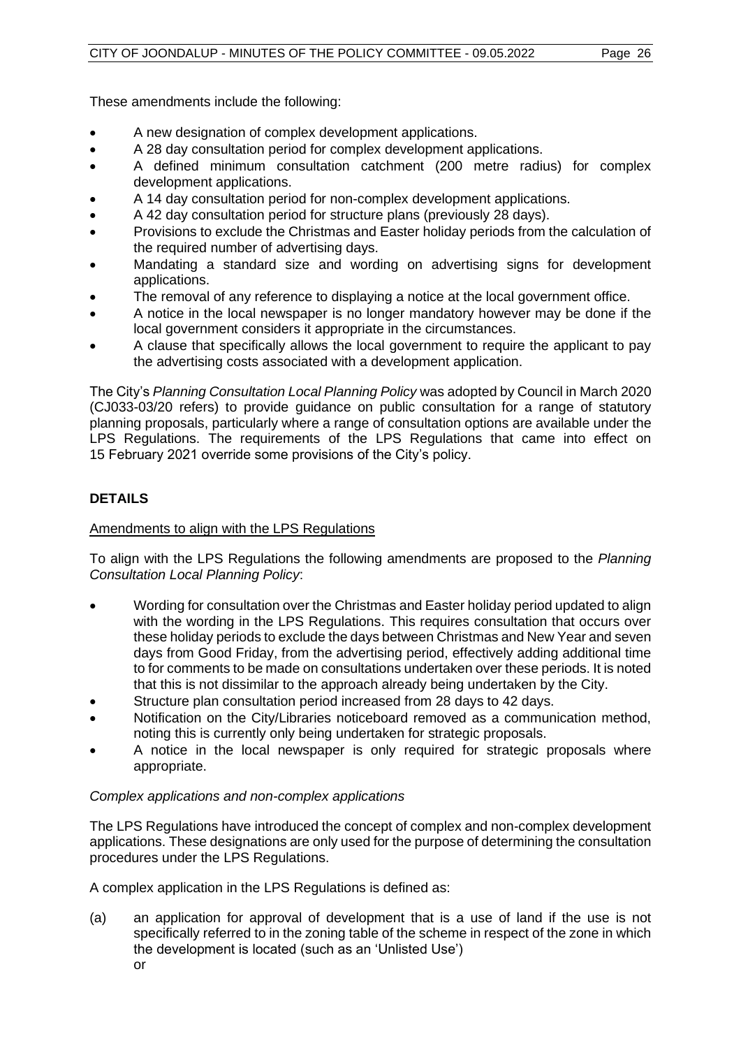These amendments include the following:

- A new designation of complex development applications.
- A 28 day consultation period for complex development applications.
- A defined minimum consultation catchment (200 metre radius) for complex development applications.
- A 14 day consultation period for non-complex development applications.
- A 42 day consultation period for structure plans (previously 28 days).
- Provisions to exclude the Christmas and Easter holiday periods from the calculation of the required number of advertising days.
- Mandating a standard size and wording on advertising signs for development applications.
- The removal of any reference to displaying a notice at the local government office.
- A notice in the local newspaper is no longer mandatory however may be done if the local government considers it appropriate in the circumstances.
- A clause that specifically allows the local government to require the applicant to pay the advertising costs associated with a development application.

The City's *Planning Consultation Local Planning Policy* was adopted by Council in March 2020 (CJ033-03/20 refers) to provide guidance on public consultation for a range of statutory planning proposals, particularly where a range of consultation options are available under the LPS Regulations. The requirements of the LPS Regulations that came into effect on 15 February 2021 override some provisions of the City's policy.

## DETAILS

Amendments to align with the LPS Regulations

To align with the LPS Regulations the following amendments are proposed to the *Planning Consultation Local Planning Policy*:

- Wording for consultation over the Christmas and Easter holiday period updated to align with the wording in the LPS Regulations. This requires consultation that occurs over these holiday periods to exclude the days between Christmas and New Year and seven days from Good Friday, from the advertising period, effectively adding additional time to for comments to be made on consultations undertaken over these periods. It is noted that this is not dissimilar to the approach already being undertaken by the City.
- Structure plan consultation period increased from 28 days to 42 days.
- Notification on the City/Libraries noticeboard removed as a communication method, noting this is currently only being undertaken for strategic proposals.
- A notice in the local newspaper is only required for strategic proposals where appropriate.

*Complex applications and non-complex applications*

The LPS Regulations have introduced the concept of complex and non-complex development applications. These designations are only used for the purpose of determining the consultation procedures under the LPS Regulations.

A complex application in the LPS Regulations is defined as:

(a) an application for approval of development that is a use of land if the use is not specifically referred to in the zoning table of the scheme in respect of the zone in which the development is located (such as an 'Unlisted Use')
or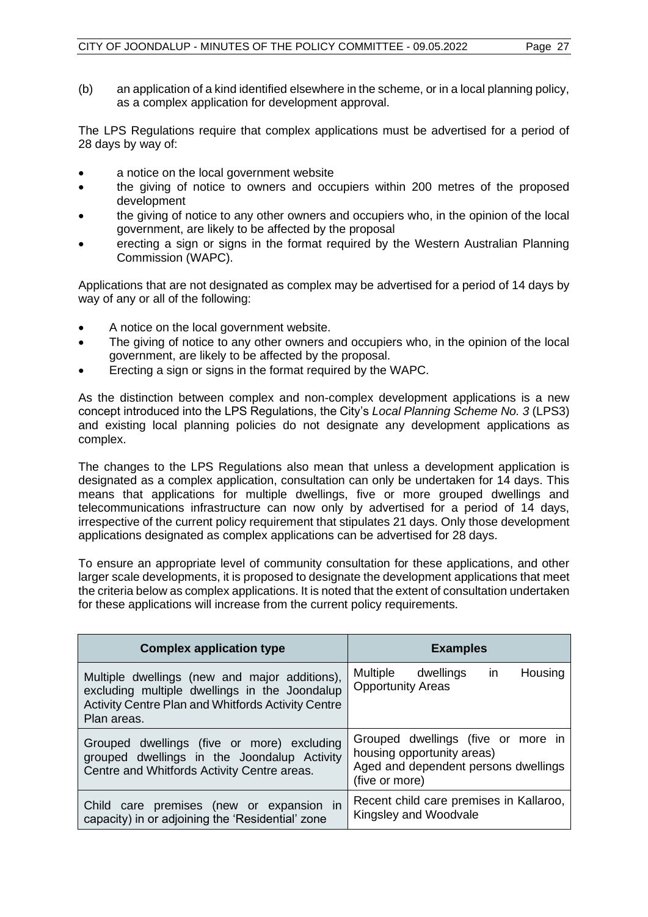(b) an application of a kind identified elsewhere in the scheme, or in a local planning policy, as a complex application for development approval.

The LPS Regulations require that complex applications must be advertised for a period of 28 days by way of:

- a notice on the local government website
- the giving of notice to owners and occupiers within 200 metres of the proposed development
- the giving of notice to any other owners and occupiers who, in the opinion of the local government, are likely to be affected by the proposal
- erecting a sign or signs in the format required by the Western Australian Planning Commission (WAPC).

Applications that are not designated as complex may be advertised for a period of 14 days by way of any or all of the following:

- A notice on the local government website.
- The giving of notice to any other owners and occupiers who, in the opinion of the local government, are likely to be affected by the proposal.
- Erecting a sign or signs in the format required by the WAPC.

As the distinction between complex and non-complex development applications is a new concept introduced into the LPS Regulations, the City's *Local Planning Scheme No. 3* (LPS3) and existing local planning policies do not designate any development applications as complex.

The changes to the LPS Regulations also mean that unless a development application is designated as a complex application, consultation can only be undertaken for 14 days. This means that applications for multiple dwellings, five or more grouped dwellings and telecommunications infrastructure can now only by advertised for a period of 14 days, irrespective of the current policy requirement that stipulates 21 days. Only those development applications designated as complex applications can be advertised for 28 days.

To ensure an appropriate level of community consultation for these applications, and other larger scale developments, it is proposed to designate the development applications that meet the criteria below as complex applications. It is noted that the extent of consultation undertaken for these applications will increase from the current policy requirements.

| Complex application type | Examples |
|---|---|
| Multiple dwellings (new and major additions), excluding multiple dwellings in the Joondalup Activity Centre Plan and Whitfords Activity Centre Plan areas. | Multiple dwellings in Housing Opportunity Areas |
| Grouped dwellings (five or more) excluding grouped dwellings in the Joondalup Activity Centre and Whitfords Activity Centre areas. | Grouped dwellings (five or more in housing opportunity areas)<br>Aged and dependent persons dwellings (five or more) |
| Child care premises (new or expansion in capacity) in or adjoining the 'Residential' zone | Recent child care premises in Kallaroo, Kingsley and Woodvale |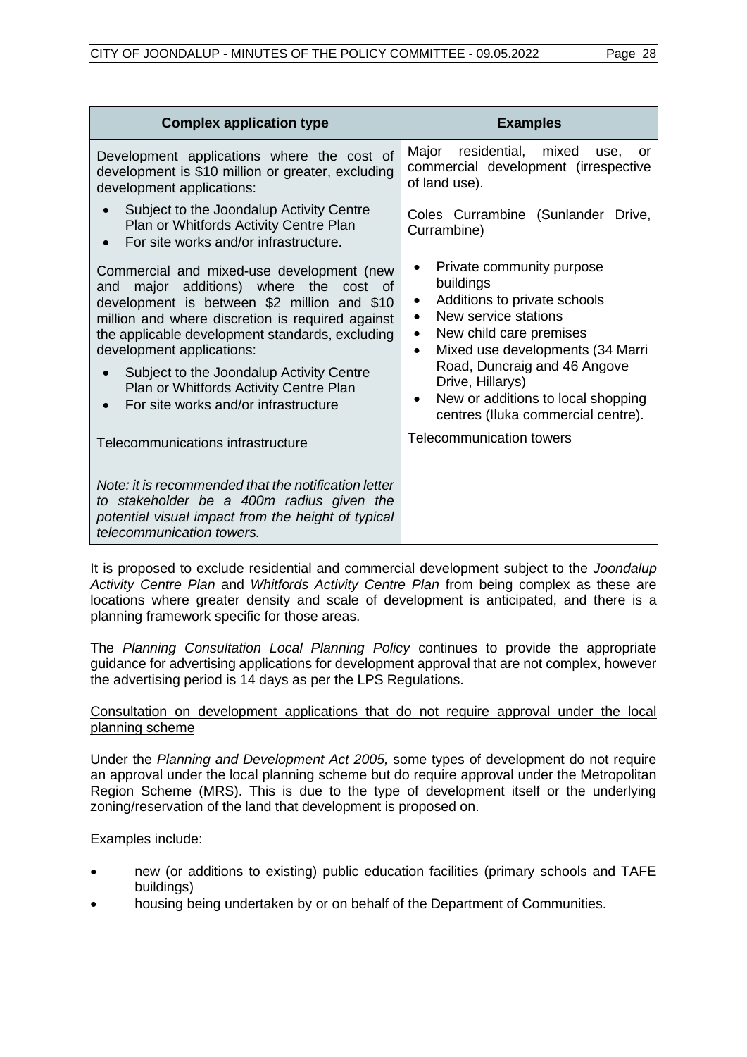| Complex application type | Examples |
| --- | --- |
| Development applications where the cost of development is $10 million or greater, excluding development applications:<br>• Subject to the Joondalup Activity Centre Plan or Whitfords Activity Centre Plan<br>• For site works and/or infrastructure. | Major residential, mixed use, or commercial development (irrespective of land use).<br><br>Coles Currambine (Sunlander Drive, Currambine) |
| Commercial and mixed-use development (new and major additions) where the cost of development is between $2 million and $10 million and where discretion is required against the applicable development standards, excluding development applications:<br>• Subject to the Joondalup Activity Centre Plan or Whitfords Activity Centre Plan<br>• For site works and/or infrastructure | • Private community purpose buildings<br>• Additions to private schools<br>• New service stations<br>• New child care premises<br>• Mixed use developments (34 Marri Road, Duncraig and 46 Angove Drive, Hillarys)<br>• New or additions to local shopping centres (Iluka commercial centre). |
| Telecommunications infrastructure<br><br>*Note: it is recommended that the notification letter to stakeholder be a 400m radius given the potential visual impact from the height of typical telecommunication towers.* | Telecommunication towers |

It is proposed to exclude residential and commercial development subject to the *Joondalup Activity Centre Plan* and *Whitfords Activity Centre Plan* from being complex as these are locations where greater density and scale of development is anticipated, and there is a planning framework specific for those areas.

The *Planning Consultation Local Planning Policy* continues to provide the appropriate guidance for advertising applications for development approval that are not complex, however the advertising period is 14 days as per the LPS Regulations.

<u>Consultation on development applications that do not require approval under the local planning scheme</u>

Under the *Planning and Development Act 2005,* some types of development do not require an approval under the local planning scheme but do require approval under the Metropolitan Region Scheme (MRS). This is due to the type of development itself or the underlying zoning/reservation of the land that development is proposed on.

Examples include:

- new (or additions to existing) public education facilities (primary schools and TAFE buildings)
- housing being undertaken by or on behalf of the Department of Communities.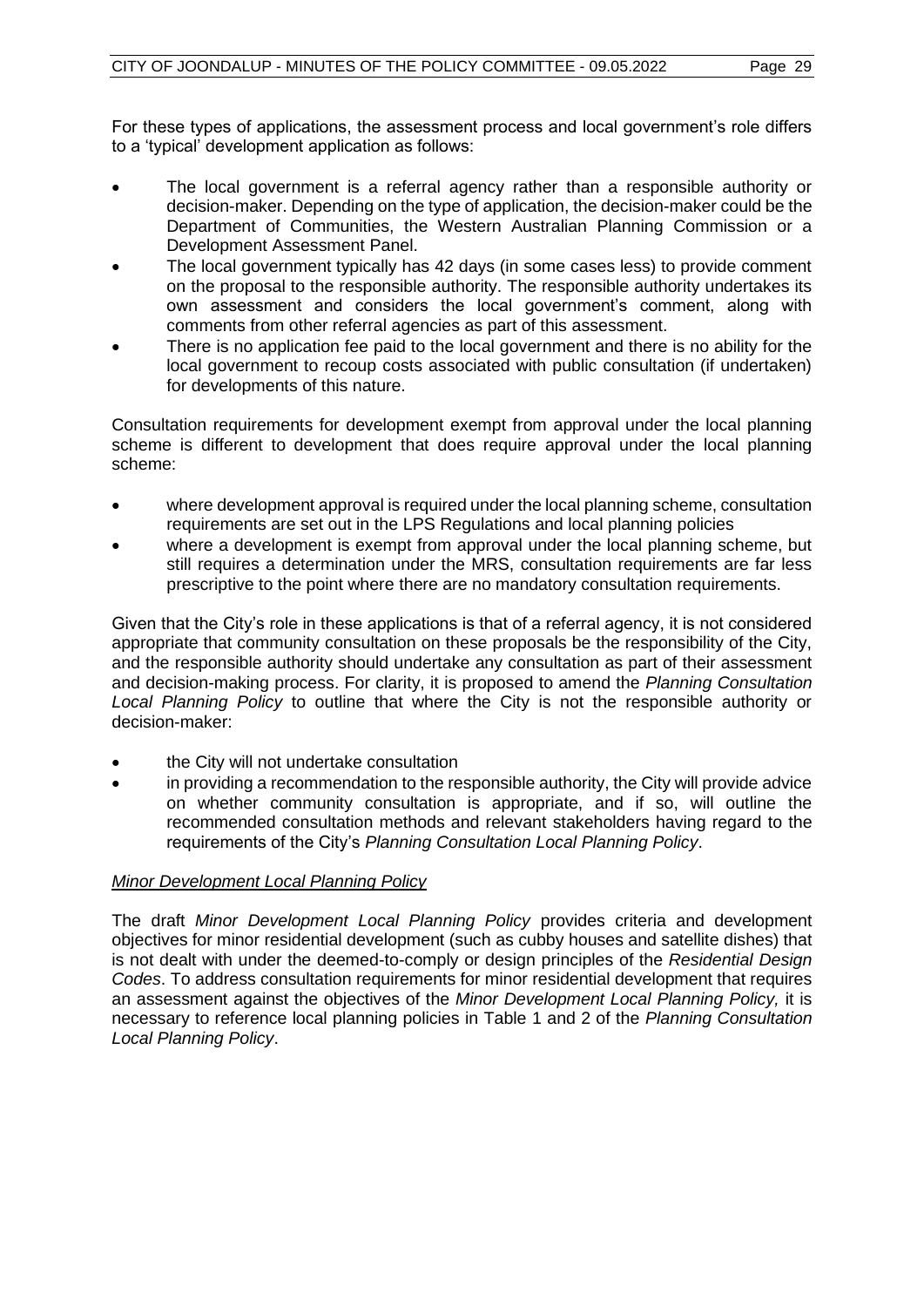For these types of applications, the assessment process and local government's role differs to a 'typical' development application as follows:

- The local government is a referral agency rather than a responsible authority or decision-maker. Depending on the type of application, the decision-maker could be the Department of Communities, the Western Australian Planning Commission or a Development Assessment Panel.
- The local government typically has 42 days (in some cases less) to provide comment on the proposal to the responsible authority. The responsible authority undertakes its own assessment and considers the local government's comment, along with comments from other referral agencies as part of this assessment.
- There is no application fee paid to the local government and there is no ability for the local government to recoup costs associated with public consultation (if undertaken) for developments of this nature.

Consultation requirements for development exempt from approval under the local planning scheme is different to development that does require approval under the local planning scheme:

- where development approval is required under the local planning scheme, consultation requirements are set out in the LPS Regulations and local planning policies
- where a development is exempt from approval under the local planning scheme, but still requires a determination under the MRS, consultation requirements are far less prescriptive to the point where there are no mandatory consultation requirements.

Given that the City's role in these applications is that of a referral agency, it is not considered appropriate that community consultation on these proposals be the responsibility of the City, and the responsible authority should undertake any consultation as part of their assessment and decision-making process. For clarity, it is proposed to amend the *Planning Consultation Local Planning Policy* to outline that where the City is not the responsible authority or decision-maker:

- the City will not undertake consultation
- in providing a recommendation to the responsible authority, the City will provide advice on whether community consultation is appropriate, and if so, will outline the recommended consultation methods and relevant stakeholders having regard to the requirements of the City's *Planning Consultation Local Planning Policy*.

*Minor Development Local Planning Policy*

The draft *Minor Development Local Planning Policy* provides criteria and development objectives for minor residential development (such as cubby houses and satellite dishes) that is not dealt with under the deemed-to-comply or design principles of the *Residential Design Codes*. To address consultation requirements for minor residential development that requires an assessment against the objectives of the *Minor Development Local Planning Policy,* it is necessary to reference local planning policies in Table 1 and 2 of the *Planning Consultation Local Planning Policy*.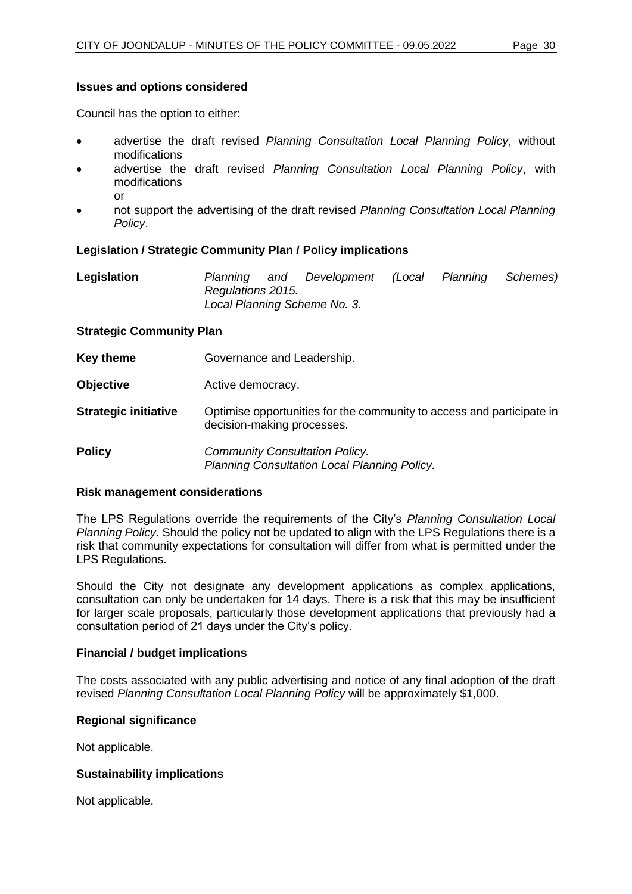### Issues and options considered

Council has the option to either:

- advertise the draft revised *Planning Consultation Local Planning Policy*, without modifications
- advertise the draft revised *Planning Consultation Local Planning Policy*, with modifications  
  or
- not support the advertising of the draft revised *Planning Consultation Local Planning Policy*.

### Legislation / Strategic Community Plan / Policy implications

| | |
|---|---|
| **Legislation** | *Planning and Development (Local Planning Schemes) Regulations 2015.* <br> *Local Planning Scheme No. 3.* |

### Strategic Community Plan

| | |
|---|---|
| **Key theme** | Governance and Leadership. |
| **Objective** | Active democracy. |
| **Strategic initiative** | Optimise opportunities for the community to access and participate in decision-making processes. |
| **Policy** | *Community Consultation Policy.* <br> *Planning Consultation Local Planning Policy.* |

### Risk management considerations

The LPS Regulations override the requirements of the City's *Planning Consultation Local Planning Policy*. Should the policy not be updated to align with the LPS Regulations there is a risk that community expectations for consultation will differ from what is permitted under the LPS Regulations.

Should the City not designate any development applications as complex applications, consultation can only be undertaken for 14 days. There is a risk that this may be insufficient for larger scale proposals, particularly those development applications that previously had a consultation period of 21 days under the City's policy.

### Financial / budget implications

The costs associated with any public advertising and notice of any final adoption of the draft revised *Planning Consultation Local Planning Policy* will be approximately $1,000.

### Regional significance

Not applicable.

### Sustainability implications

Not applicable.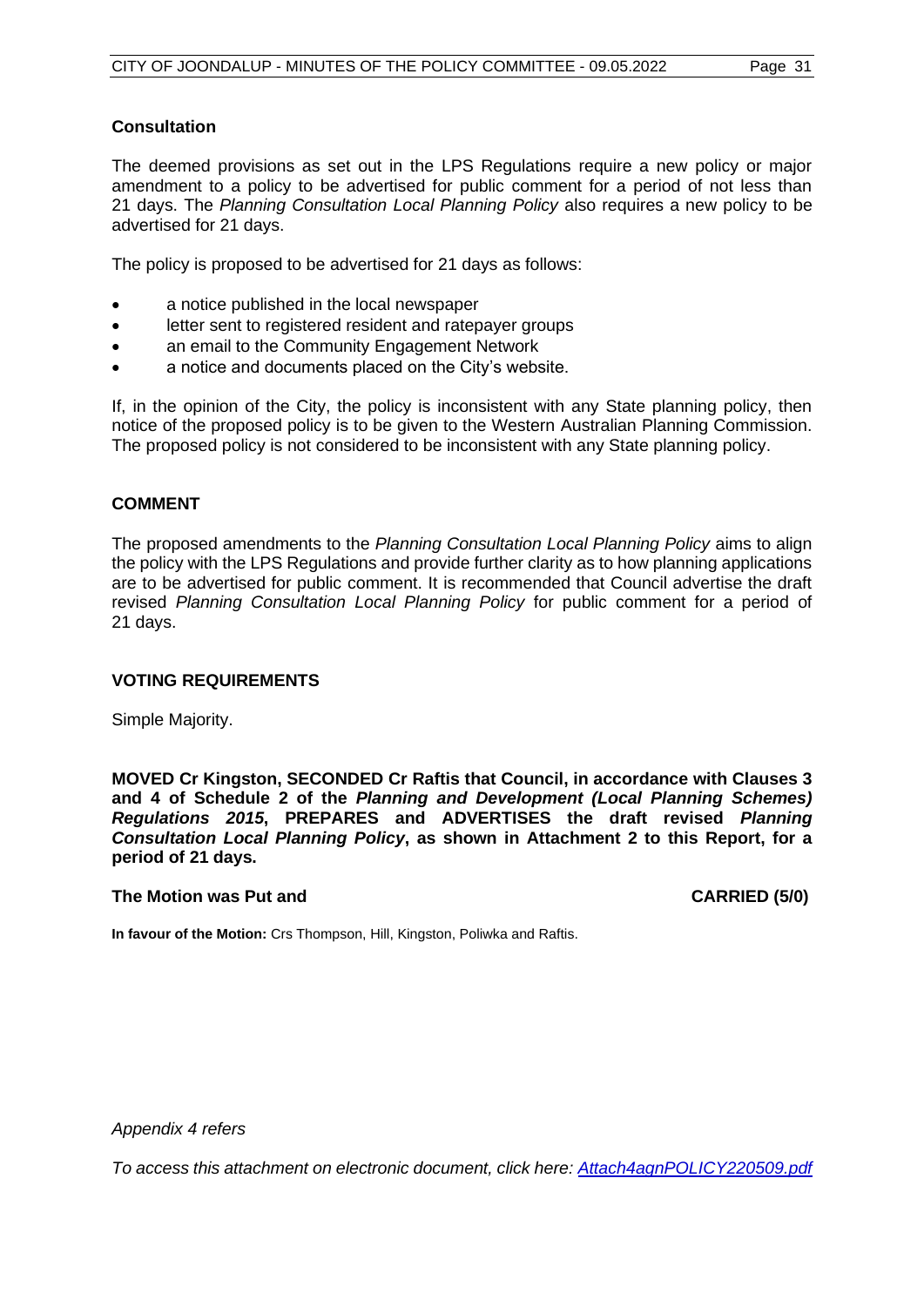### Consultation

The deemed provisions as set out in the LPS Regulations require a new policy or major amendment to a policy to be advertised for public comment for a period of not less than 21 days. The *Planning Consultation Local Planning Policy* also requires a new policy to be advertised for 21 days.

The policy is proposed to be advertised for 21 days as follows:

- a notice published in the local newspaper
- letter sent to registered resident and ratepayer groups
- an email to the Community Engagement Network
- a notice and documents placed on the City's website.

If, in the opinion of the City, the policy is inconsistent with any State planning policy, then notice of the proposed policy is to be given to the Western Australian Planning Commission. The proposed policy is not considered to be inconsistent with any State planning policy.

## COMMENT

The proposed amendments to the *Planning Consultation Local Planning Policy* aims to align the policy with the LPS Regulations and provide further clarity as to how planning applications are to be advertised for public comment. It is recommended that Council advertise the draft revised *Planning Consultation Local Planning Policy* for public comment for a period of 21 days.

## VOTING REQUIREMENTS

Simple Majority.

**MOVED Cr Kingston, SECONDED Cr Raftis that Council, in accordance with Clauses 3 and 4 of Schedule 2 of the *Planning and Development (Local Planning Schemes) Regulations 2015*, PREPARES and ADVERTISES the draft revised *Planning Consultation Local Planning Policy*, as shown in Attachment 2 to this Report, for a period of 21 days.**

**The Motion was Put and CARRIED (5/0)**

**In favour of the Motion:** Crs Thompson, Hill, Kingston, Poliwka and Raftis.

*Appendix 4 refers*

*To access this attachment on electronic document, click here: Attach4agnPOLICY220509.pdf*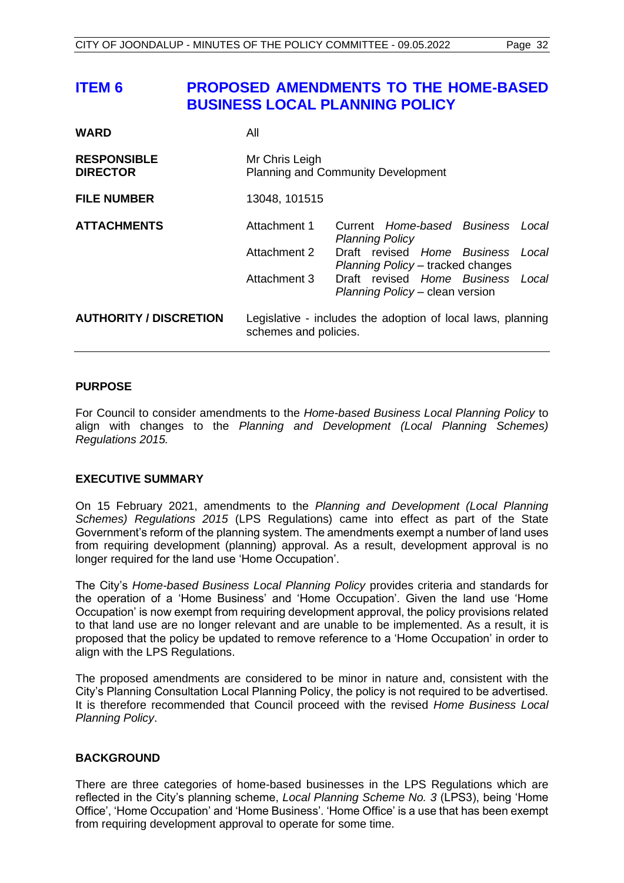# ITEM 6 PROPOSED AMENDMENTS TO THE HOME-BASED BUSINESS LOCAL PLANNING POLICY

| | | |
|---|---|---|
| **WARD** | All | |
| **RESPONSIBLE DIRECTOR** | Mr Chris Leigh<br>Planning and Community Development | |
| **FILE NUMBER** | 13048, 101515 | |
| **ATTACHMENTS** | Attachment 1 | Current *Home-based Business Local Planning Policy* |
| | Attachment 2 | Draft revised *Home Business Local Planning Policy* – tracked changes |
| | Attachment 3 | Draft revised *Home Business Local Planning Policy* – clean version |
| **AUTHORITY / DISCRETION** | Legislative - includes the adoption of local laws, planning schemes and policies. | |

## PURPOSE

For Council to consider amendments to the *Home-based Business Local Planning Policy* to align with changes to the *Planning and Development (Local Planning Schemes) Regulations 2015.*

## EXECUTIVE SUMMARY

On 15 February 2021, amendments to the *Planning and Development (Local Planning Schemes) Regulations 2015* (LPS Regulations) came into effect as part of the State Government's reform of the planning system. The amendments exempt a number of land uses from requiring development (planning) approval. As a result, development approval is no longer required for the land use 'Home Occupation'.

The City's *Home-based Business Local Planning Policy* provides criteria and standards for the operation of a 'Home Business' and 'Home Occupation'. Given the land use 'Home Occupation' is now exempt from requiring development approval, the policy provisions related to that land use are no longer relevant and are unable to be implemented. As a result, it is proposed that the policy be updated to remove reference to a 'Home Occupation' in order to align with the LPS Regulations.

The proposed amendments are considered to be minor in nature and, consistent with the City's Planning Consultation Local Planning Policy, the policy is not required to be advertised. It is therefore recommended that Council proceed with the revised *Home Business Local Planning Policy*.

## BACKGROUND

There are three categories of home-based businesses in the LPS Regulations which are reflected in the City's planning scheme, *Local Planning Scheme No. 3* (LPS3), being 'Home Office', 'Home Occupation' and 'Home Business'. 'Home Office' is a use that has been exempt from requiring development approval to operate for some time.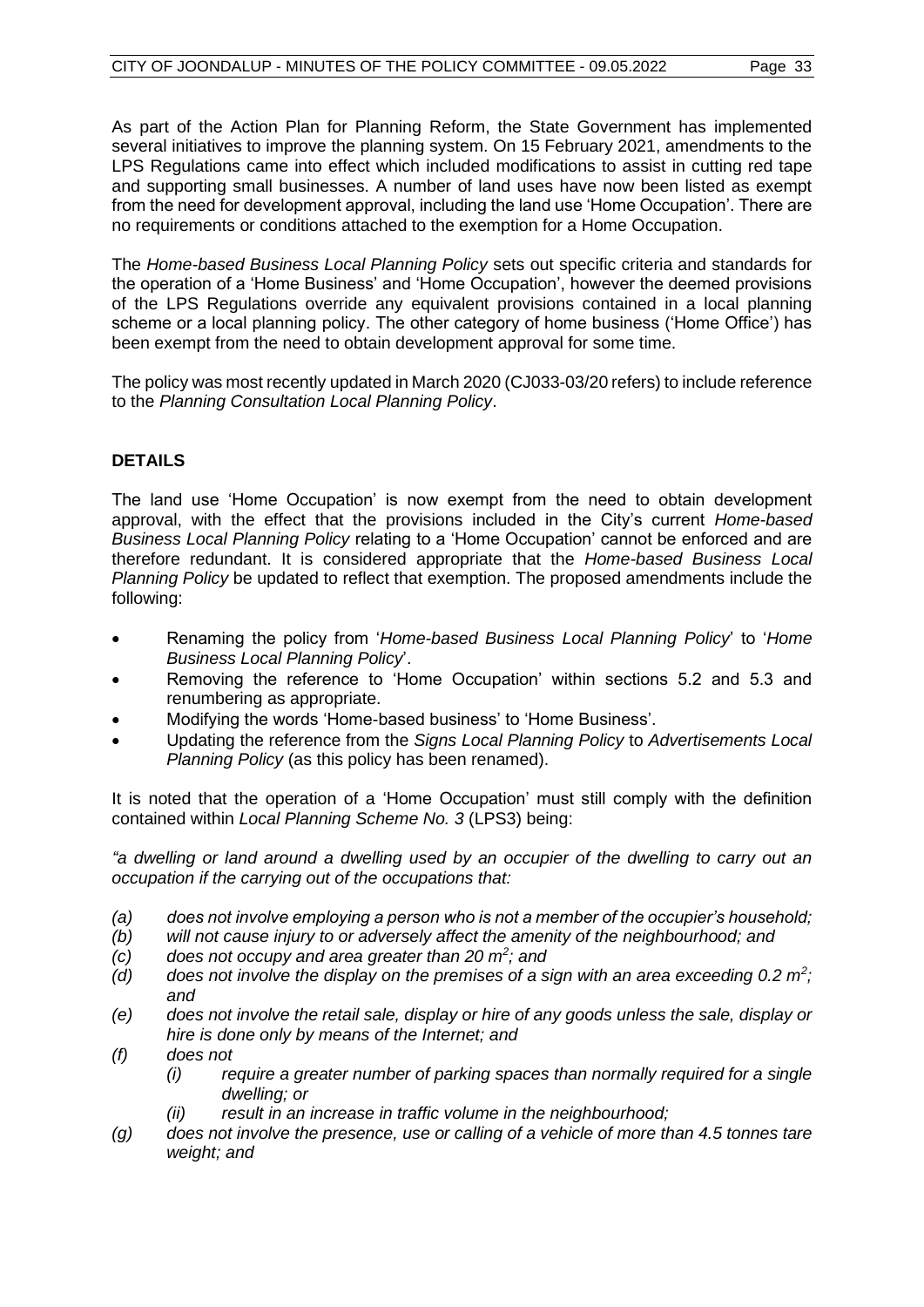As part of the Action Plan for Planning Reform, the State Government has implemented several initiatives to improve the planning system. On 15 February 2021, amendments to the LPS Regulations came into effect which included modifications to assist in cutting red tape and supporting small businesses. A number of land uses have now been listed as exempt from the need for development approval, including the land use 'Home Occupation'. There are no requirements or conditions attached to the exemption for a Home Occupation.

The *Home-based Business Local Planning Policy* sets out specific criteria and standards for the operation of a 'Home Business' and 'Home Occupation', however the deemed provisions of the LPS Regulations override any equivalent provisions contained in a local planning scheme or a local planning policy. The other category of home business ('Home Office') has been exempt from the need to obtain development approval for some time.

The policy was most recently updated in March 2020 (CJ033-03/20 refers) to include reference to the *Planning Consultation Local Planning Policy*.

## DETAILS

The land use 'Home Occupation' is now exempt from the need to obtain development approval, with the effect that the provisions included in the City's current *Home-based Business Local Planning Policy* relating to a 'Home Occupation' cannot be enforced and are therefore redundant. It is considered appropriate that the *Home-based Business Local Planning Policy* be updated to reflect that exemption. The proposed amendments include the following:

- Renaming the policy from '*Home-based Business Local Planning Policy*' to '*Home Business Local Planning Policy*'.
- Removing the reference to 'Home Occupation' within sections 5.2 and 5.3 and renumbering as appropriate.
- Modifying the words 'Home-based business' to 'Home Business'.
- Updating the reference from the *Signs Local Planning Policy* to *Advertisements Local Planning Policy* (as this policy has been renamed).

It is noted that the operation of a 'Home Occupation' must still comply with the definition contained within *Local Planning Scheme No. 3* (LPS3) being:

*"a dwelling or land around a dwelling used by an occupier of the dwelling to carry out an occupation if the carrying out of the occupations that:*

*(a) does not involve employing a person who is not a member of the occupier's household;*
*(b) will not cause injury to or adversely affect the amenity of the neighbourhood; and*
*(c) does not occupy and area greater than 20 m²; and*
*(d) does not involve the display on the premises of a sign with an area exceeding 0.2 m²; and*
*(e) does not involve the retail sale, display or hire of any goods unless the sale, display or hire is done only by means of the Internet; and*
*(f) does not*
   *(i) require a greater number of parking spaces than normally required for a single dwelling; or*
   *(ii) result in an increase in traffic volume in the neighbourhood;*
*(g) does not involve the presence, use or calling of a vehicle of more than 4.5 tonnes tare weight; and*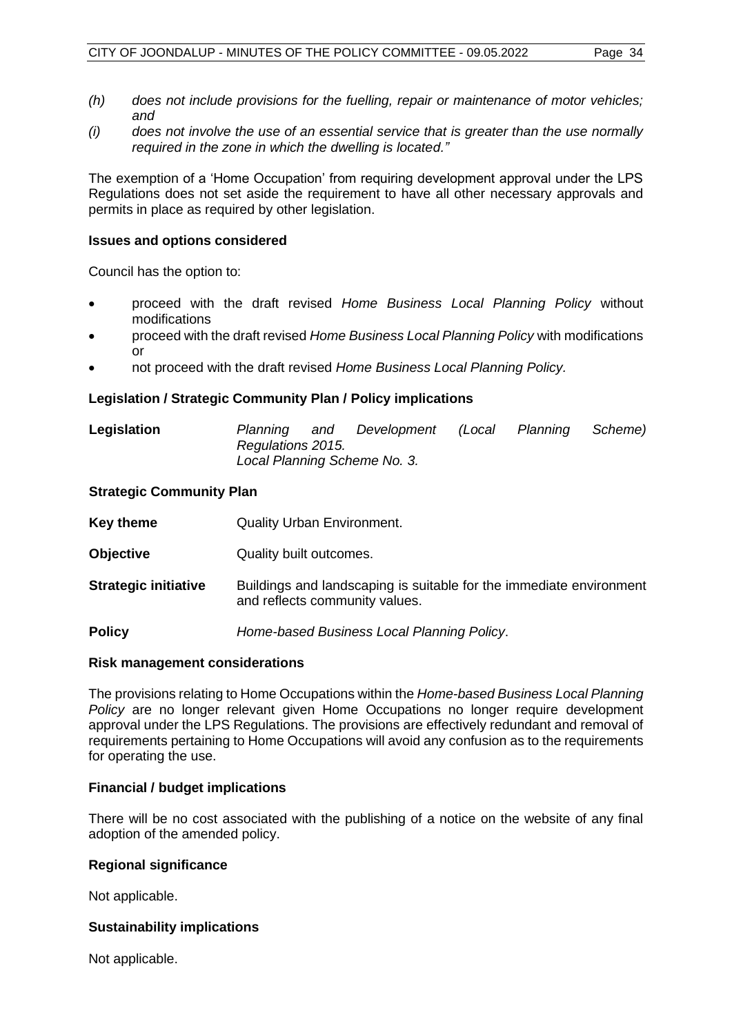*(h) does not include provisions for the fuelling, repair or maintenance of motor vehicles; and*

*(i) does not involve the use of an essential service that is greater than the use normally required in the zone in which the dwelling is located."*

The exemption of a 'Home Occupation' from requiring development approval under the LPS Regulations does not set aside the requirement to have all other necessary approvals and permits in place as required by other legislation.

**Issues and options considered**

Council has the option to:

- proceed with the draft revised *Home Business Local Planning Policy* without modifications
- proceed with the draft revised *Home Business Local Planning Policy* with modifications or
- not proceed with the draft revised *Home Business Local Planning Policy.*

**Legislation / Strategic Community Plan / Policy implications**

| | |
|---|---|
| **Legislation** | *Planning and Development (Local Planning Scheme) Regulations 2015.*<br>*Local Planning Scheme No. 3.* |

**Strategic Community Plan**

| | |
|---|---|
| **Key theme** | Quality Urban Environment. |
| **Objective** | Quality built outcomes. |
| **Strategic initiative** | Buildings and landscaping is suitable for the immediate environment and reflects community values. |
| **Policy** | *Home-based Business Local Planning Policy*. |

**Risk management considerations**

The provisions relating to Home Occupations within the *Home-based Business Local Planning Policy* are no longer relevant given Home Occupations no longer require development approval under the LPS Regulations. The provisions are effectively redundant and removal of requirements pertaining to Home Occupations will avoid any confusion as to the requirements for operating the use.

**Financial / budget implications**

There will be no cost associated with the publishing of a notice on the website of any final adoption of the amended policy.

**Regional significance**

Not applicable.

**Sustainability implications**

Not applicable.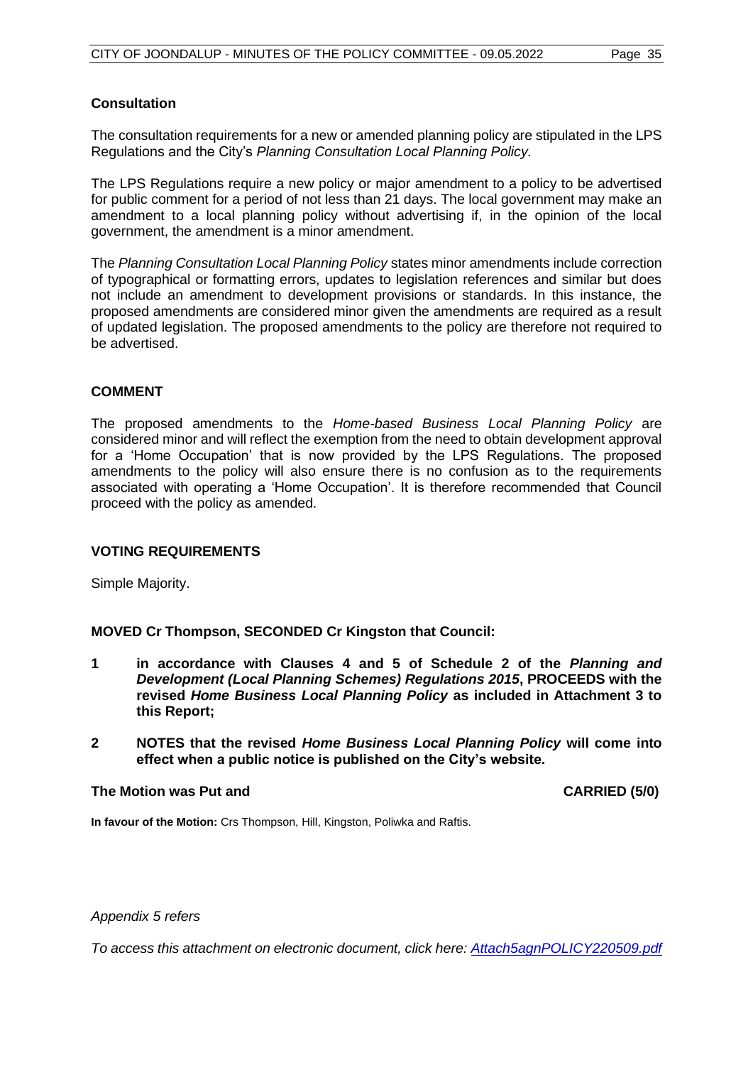## Consultation

The consultation requirements for a new or amended planning policy are stipulated in the LPS Regulations and the City's *Planning Consultation Local Planning Policy.*

The LPS Regulations require a new policy or major amendment to a policy to be advertised for public comment for a period of not less than 21 days. The local government may make an amendment to a local planning policy without advertising if, in the opinion of the local government, the amendment is a minor amendment.

The *Planning Consultation Local Planning Policy* states minor amendments include correction of typographical or formatting errors, updates to legislation references and similar but does not include an amendment to development provisions or standards. In this instance, the proposed amendments are considered minor given the amendments are required as a result of updated legislation. The proposed amendments to the policy are therefore not required to be advertised.

## COMMENT

The proposed amendments to the *Home-based Business Local Planning Policy* are considered minor and will reflect the exemption from the need to obtain development approval for a 'Home Occupation' that is now provided by the LPS Regulations. The proposed amendments to the policy will also ensure there is no confusion as to the requirements associated with operating a 'Home Occupation'. It is therefore recommended that Council proceed with the policy as amended.

## VOTING REQUIREMENTS

Simple Majority.

**MOVED Cr Thompson, SECONDED Cr Kingston that Council:**

**1 in accordance with Clauses 4 and 5 of Schedule 2 of the *Planning and Development (Local Planning Schemes) Regulations 2015*, PROCEEDS with the revised *Home Business Local Planning Policy* as included in Attachment 3 to this Report;**

**2 NOTES that the revised *Home Business Local Planning Policy* will come into effect when a public notice is published on the City's website.**

**The Motion was Put and CARRIED (5/0)**

**In favour of the Motion:** Crs Thompson, Hill, Kingston, Poliwka and Raftis.

*Appendix 5 refers*

*To access this attachment on electronic document, click here: Attach5agnPOLICY220509.pdf*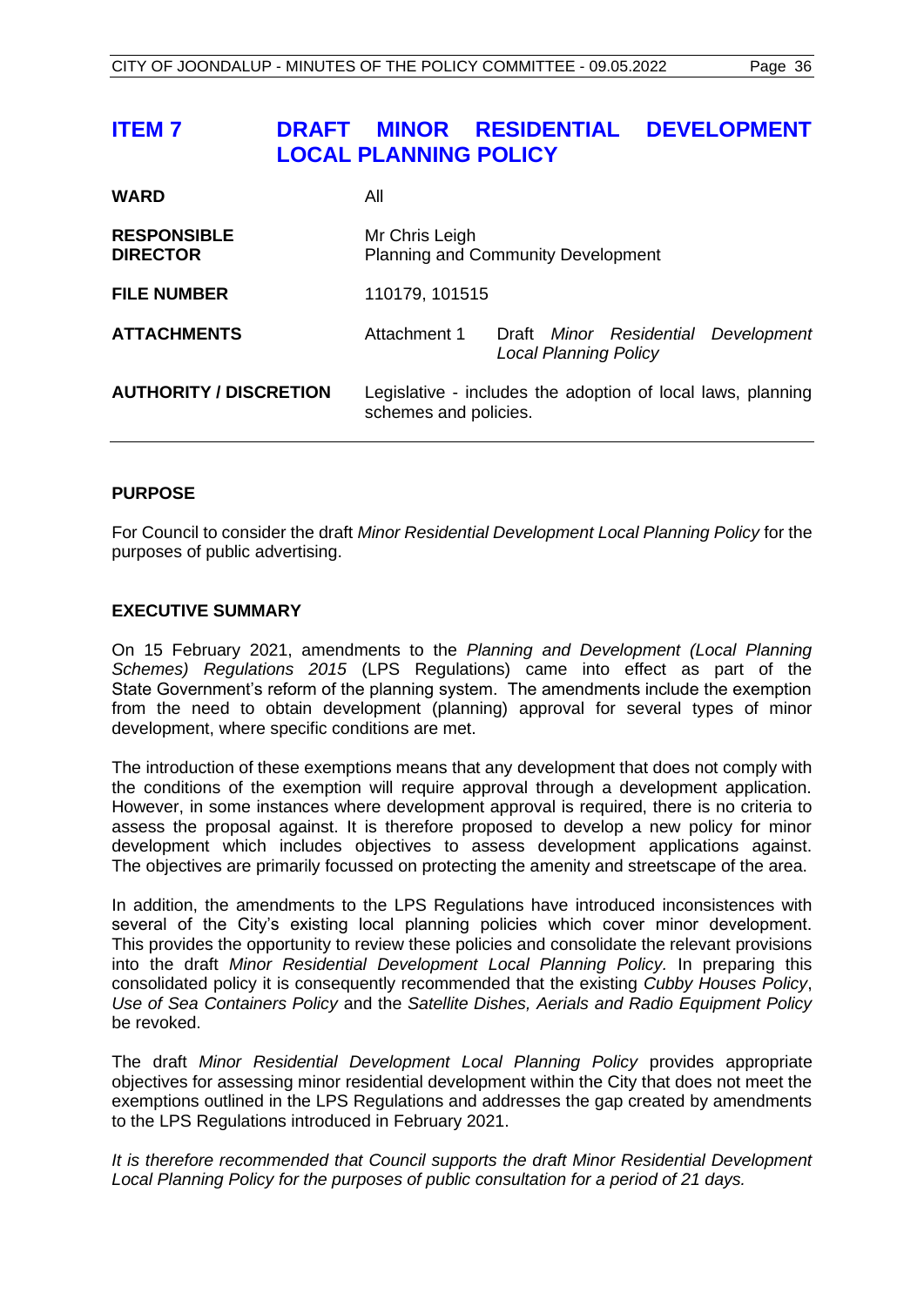# ITEM 7 DRAFT MINOR RESIDENTIAL DEVELOPMENT LOCAL PLANNING POLICY

| | | |
|---|---|---|
| **WARD** | All | |
| **RESPONSIBLE DIRECTOR** | Mr Chris Leigh<br>Planning and Community Development | |
| **FILE NUMBER** | 110179, 101515 | |
| **ATTACHMENTS** | Attachment 1 | Draft *Minor Residential Development Local Planning Policy* |
| **AUTHORITY / DISCRETION** | Legislative - includes the adoption of local laws, planning schemes and policies. | |

## PURPOSE

For Council to consider the draft *Minor Residential Development Local Planning Policy* for the purposes of public advertising.

## EXECUTIVE SUMMARY

On 15 February 2021, amendments to the *Planning and Development (Local Planning Schemes) Regulations 2015* (LPS Regulations) came into effect as part of the State Government's reform of the planning system. The amendments include the exemption from the need to obtain development (planning) approval for several types of minor development, where specific conditions are met.

The introduction of these exemptions means that any development that does not comply with the conditions of the exemption will require approval through a development application. However, in some instances where development approval is required, there is no criteria to assess the proposal against. It is therefore proposed to develop a new policy for minor development which includes objectives to assess development applications against. The objectives are primarily focussed on protecting the amenity and streetscape of the area.

In addition, the amendments to the LPS Regulations have introduced inconsistences with several of the City's existing local planning policies which cover minor development. This provides the opportunity to review these policies and consolidate the relevant provisions into the draft *Minor Residential Development Local Planning Policy.* In preparing this consolidated policy it is consequently recommended that the existing *Cubby Houses Policy*, *Use of Sea Containers Policy* and the *Satellite Dishes, Aerials and Radio Equipment Policy* be revoked.

The draft *Minor Residential Development Local Planning Policy* provides appropriate objectives for assessing minor residential development within the City that does not meet the exemptions outlined in the LPS Regulations and addresses the gap created by amendments to the LPS Regulations introduced in February 2021.

*It is therefore recommended that Council supports the draft Minor Residential Development Local Planning Policy for the purposes of public consultation for a period of 21 days.*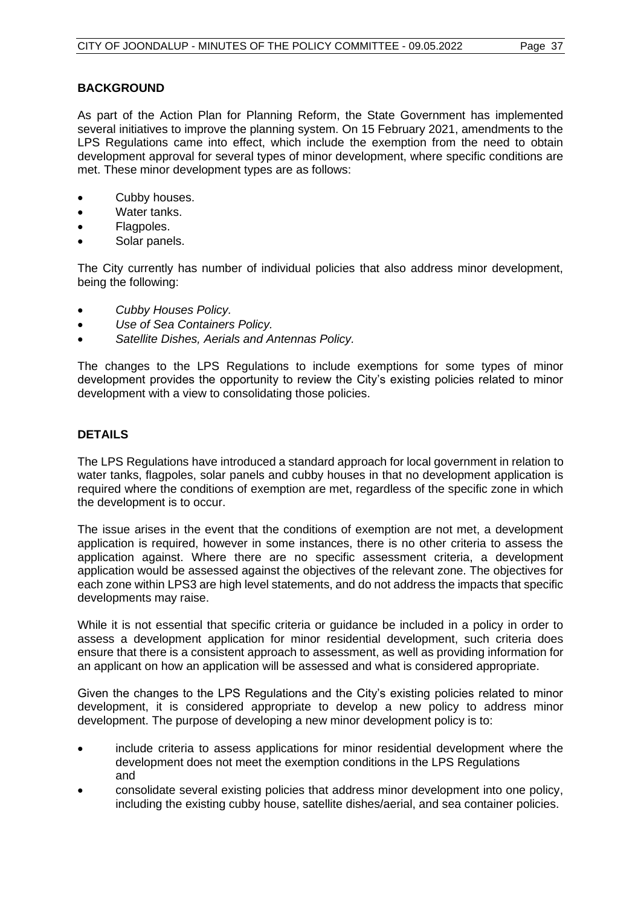## BACKGROUND

As part of the Action Plan for Planning Reform, the State Government has implemented several initiatives to improve the planning system. On 15 February 2021, amendments to the LPS Regulations came into effect, which include the exemption from the need to obtain development approval for several types of minor development, where specific conditions are met. These minor development types are as follows:

- Cubby houses.
- Water tanks.
- Flagpoles.
- Solar panels.

The City currently has number of individual policies that also address minor development, being the following:

- *Cubby Houses Policy.*
- *Use of Sea Containers Policy.*
- *Satellite Dishes, Aerials and Antennas Policy.*

The changes to the LPS Regulations to include exemptions for some types of minor development provides the opportunity to review the City's existing policies related to minor development with a view to consolidating those policies.

## DETAILS

The LPS Regulations have introduced a standard approach for local government in relation to water tanks, flagpoles, solar panels and cubby houses in that no development application is required where the conditions of exemption are met, regardless of the specific zone in which the development is to occur.

The issue arises in the event that the conditions of exemption are not met, a development application is required, however in some instances, there is no other criteria to assess the application against. Where there are no specific assessment criteria, a development application would be assessed against the objectives of the relevant zone. The objectives for each zone within LPS3 are high level statements, and do not address the impacts that specific developments may raise.

While it is not essential that specific criteria or guidance be included in a policy in order to assess a development application for minor residential development, such criteria does ensure that there is a consistent approach to assessment, as well as providing information for an applicant on how an application will be assessed and what is considered appropriate.

Given the changes to the LPS Regulations and the City's existing policies related to minor development, it is considered appropriate to develop a new policy to address minor development. The purpose of developing a new minor development policy is to:

- include criteria to assess applications for minor residential development where the development does not meet the exemption conditions in the LPS Regulations and
- consolidate several existing policies that address minor development into one policy, including the existing cubby house, satellite dishes/aerial, and sea container policies.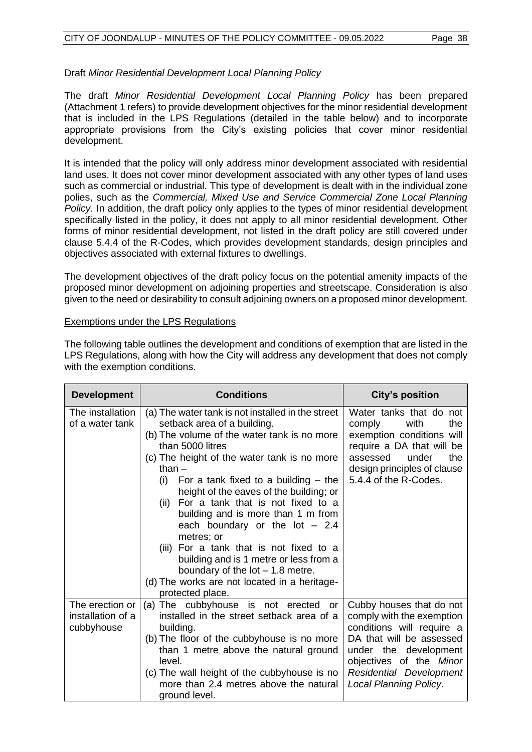Draft *Minor Residential Development Local Planning Policy*

The draft *Minor Residential Development Local Planning Policy* has been prepared (Attachment 1 refers) to provide development objectives for the minor residential development that is included in the LPS Regulations (detailed in the table below) and to incorporate appropriate provisions from the City's existing policies that cover minor residential development.

It is intended that the policy will only address minor development associated with residential land uses. It does not cover minor development associated with any other types of land uses such as commercial or industrial. This type of development is dealt with in the individual zone polies, such as the *Commercial, Mixed Use and Service Commercial Zone Local Planning Policy*. In addition, the draft policy only applies to the types of minor residential development specifically listed in the policy, it does not apply to all minor residential development. Other forms of minor residential development, not listed in the draft policy are still covered under clause 5.4.4 of the R-Codes, which provides development standards, design principles and objectives associated with external fixtures to dwellings.

The development objectives of the draft policy focus on the potential amenity impacts of the proposed minor development on adjoining properties and streetscape. Consideration is also given to the need or desirability to consult adjoining owners on a proposed minor development.

Exemptions under the LPS Regulations

The following table outlines the development and conditions of exemption that are listed in the LPS Regulations, along with how the City will address any development that does not comply with the exemption conditions.

| Development | Conditions | City's position |
|---|---|---|
| The installation of a water tank | (a) The water tank is not installed in the street setback area of a building.<br>(b) The volume of the water tank is no more than 5000 litres<br>(c) The height of the water tank is no more than –<br>(i) For a tank fixed to a building – the height of the eaves of the building; or<br>(ii) For a tank that is not fixed to a building and is more than 1 m from each boundary or the lot – 2.4 metres; or<br>(iii) For a tank that is not fixed to a building and is 1 metre or less from a boundary of the lot – 1.8 metre.<br>(d) The works are not located in a heritage-protected place. | Water tanks that do not comply with the exemption conditions will require a DA that will be assessed under the design principles of clause 5.4.4 of the R-Codes. |
| The erection or installation of a cubbyhouse | (a) The cubbyhouse is not erected or installed in the street setback area of a building.<br>(b) The floor of the cubbyhouse is no more than 1 metre above the natural ground level.<br>(c) The wall height of the cubbyhouse is no more than 2.4 metres above the natural ground level. | Cubby houses that do not comply with the exemption conditions will require a DA that will be assessed under the development objectives of the *Minor Residential Development Local Planning Policy*. |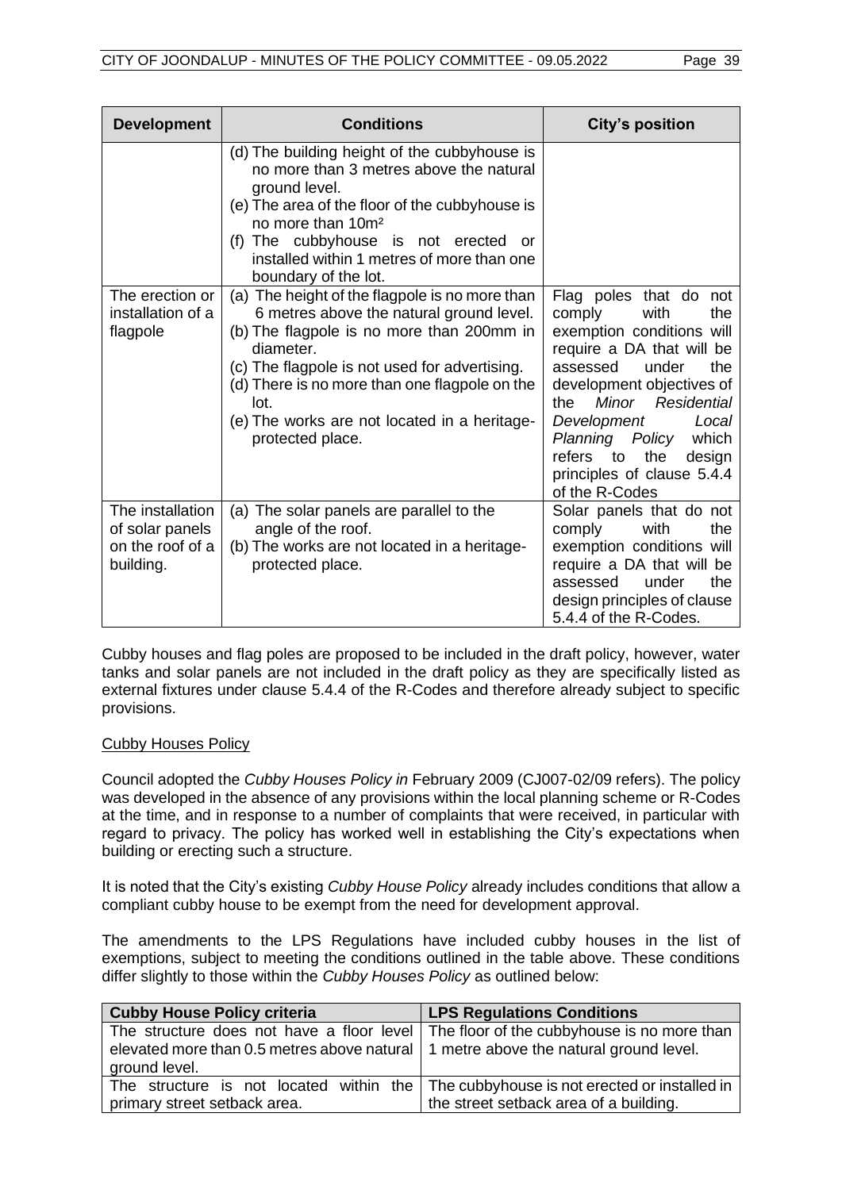| Development | Conditions | City's position |
| --- | --- | --- |
| | (d) The building height of the cubbyhouse is no more than 3 metres above the natural ground level.<br>(e) The area of the floor of the cubbyhouse is no more than 10m²<br>(f) The cubbyhouse is not erected or installed within 1 metres of more than one boundary of the lot. | |
| The erection or installation of a flagpole | (a) The height of the flagpole is no more than 6 metres above the natural ground level.<br>(b) The flagpole is no more than 200mm in diameter.<br>(c) The flagpole is not used for advertising.<br>(d) There is no more than one flagpole on the lot.<br>(e) The works are not located in a heritage-protected place. | Flag poles that do not comply with the exemption conditions will require a DA that will be assessed under the development objectives of the *Minor Residential Development Local Planning Policy* which refers to the design principles of clause 5.4.4 of the R-Codes |
| The installation of solar panels on the roof of a building. | (a) The solar panels are parallel to the angle of the roof.<br>(b) The works are not located in a heritage-protected place. | Solar panels that do not comply with the exemption conditions will require a DA that will be assessed under the design principles of clause 5.4.4 of the R-Codes. |

Cubby houses and flag poles are proposed to be included in the draft policy, however, water tanks and solar panels are not included in the draft policy as they are specifically listed as external fixtures under clause 5.4.4 of the R-Codes and therefore already subject to specific provisions.

<u>Cubby Houses Policy</u>

Council adopted the *Cubby Houses Policy in* February 2009 (CJ007-02/09 refers). The policy was developed in the absence of any provisions within the local planning scheme or R-Codes at the time, and in response to a number of complaints that were received, in particular with regard to privacy. The policy has worked well in establishing the City's expectations when building or erecting such a structure.

It is noted that the City's existing *Cubby House Policy* already includes conditions that allow a compliant cubby house to be exempt from the need for development approval.

The amendments to the LPS Regulations have included cubby houses in the list of exemptions, subject to meeting the conditions outlined in the table above. These conditions differ slightly to those within the *Cubby Houses Policy* as outlined below:

| Cubby House Policy criteria | LPS Regulations Conditions |
| --- | --- |
| The structure does not have a floor level elevated more than 0.5 metres above natural ground level. | The floor of the cubbyhouse is no more than 1 metre above the natural ground level. |
| The structure is not located within the primary street setback area. | The cubbyhouse is not erected or installed in the street setback area of a building. |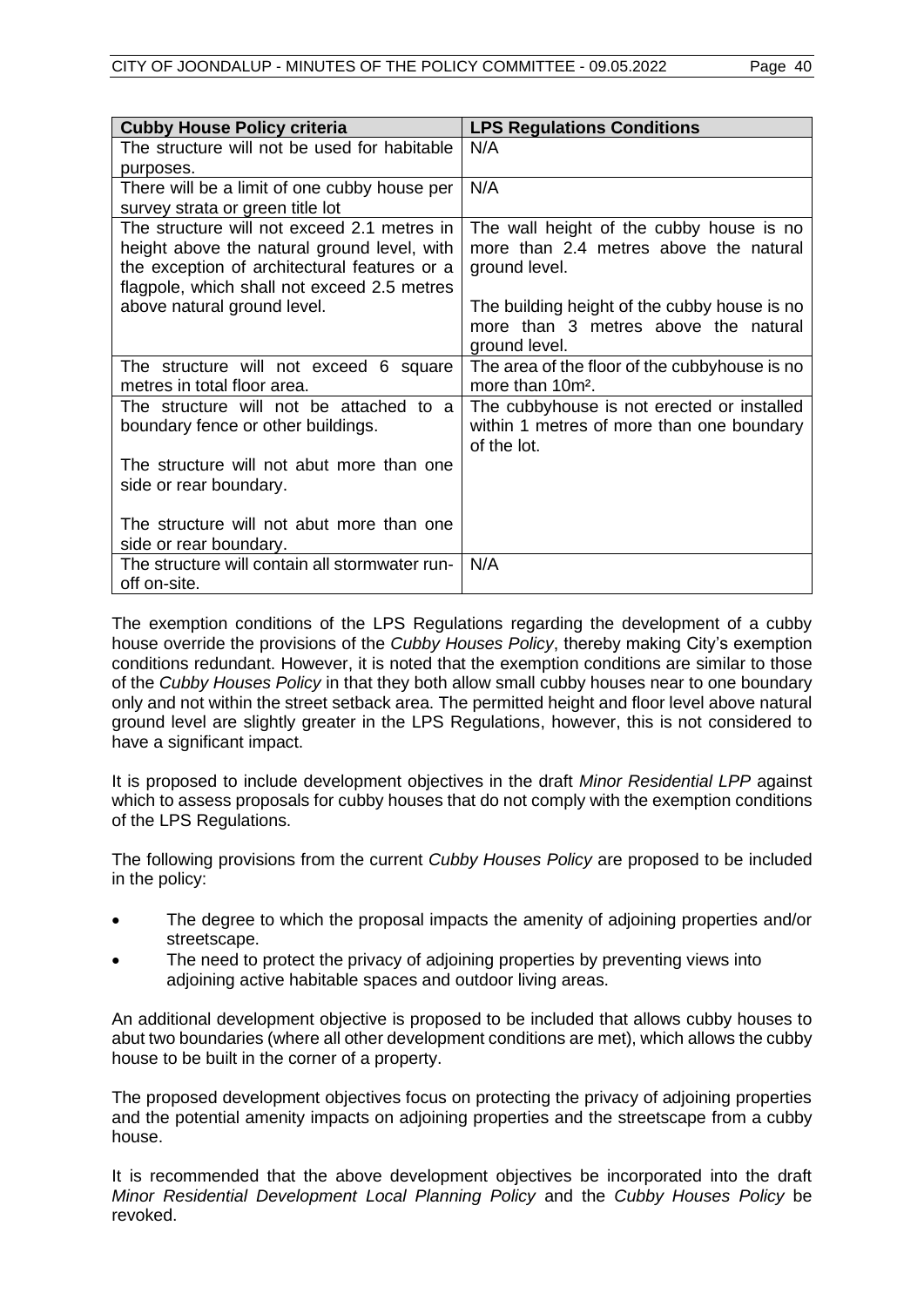| Cubby House Policy criteria | LPS Regulations Conditions |
|---|---|
| The structure will not be used for habitable purposes. | N/A |
| There will be a limit of one cubby house per survey strata or green title lot | N/A |
| The structure will not exceed 2.1 metres in height above the natural ground level, with the exception of architectural features or a flagpole, which shall not exceed 2.5 metres above natural ground level. | The wall height of the cubby house is no more than 2.4 metres above the natural ground level.<br><br>The building height of the cubby house is no more than 3 metres above the natural ground level. |
| The structure will not exceed 6 square metres in total floor area. | The area of the floor of the cubbyhouse is no more than 10m². |
| The structure will not be attached to a boundary fence or other buildings.<br><br>The structure will not abut more than one side or rear boundary.<br><br>The structure will not abut more than one side or rear boundary. | The cubbyhouse is not erected or installed within 1 metres of more than one boundary of the lot. |
| The structure will contain all stormwater run-off on-site. | N/A |

The exemption conditions of the LPS Regulations regarding the development of a cubby house override the provisions of the *Cubby Houses Policy*, thereby making City's exemption conditions redundant. However, it is noted that the exemption conditions are similar to those of the *Cubby Houses Policy* in that they both allow small cubby houses near to one boundary only and not within the street setback area. The permitted height and floor level above natural ground level are slightly greater in the LPS Regulations, however, this is not considered to have a significant impact.

It is proposed to include development objectives in the draft *Minor Residential LPP* against which to assess proposals for cubby houses that do not comply with the exemption conditions of the LPS Regulations.

The following provisions from the current *Cubby Houses Policy* are proposed to be included in the policy:

- The degree to which the proposal impacts the amenity of adjoining properties and/or streetscape.
- The need to protect the privacy of adjoining properties by preventing views into adjoining active habitable spaces and outdoor living areas.

An additional development objective is proposed to be included that allows cubby houses to abut two boundaries (where all other development conditions are met), which allows the cubby house to be built in the corner of a property.

The proposed development objectives focus on protecting the privacy of adjoining properties and the potential amenity impacts on adjoining properties and the streetscape from a cubby house.

It is recommended that the above development objectives be incorporated into the draft *Minor Residential Development Local Planning Policy* and the *Cubby Houses Policy* be revoked.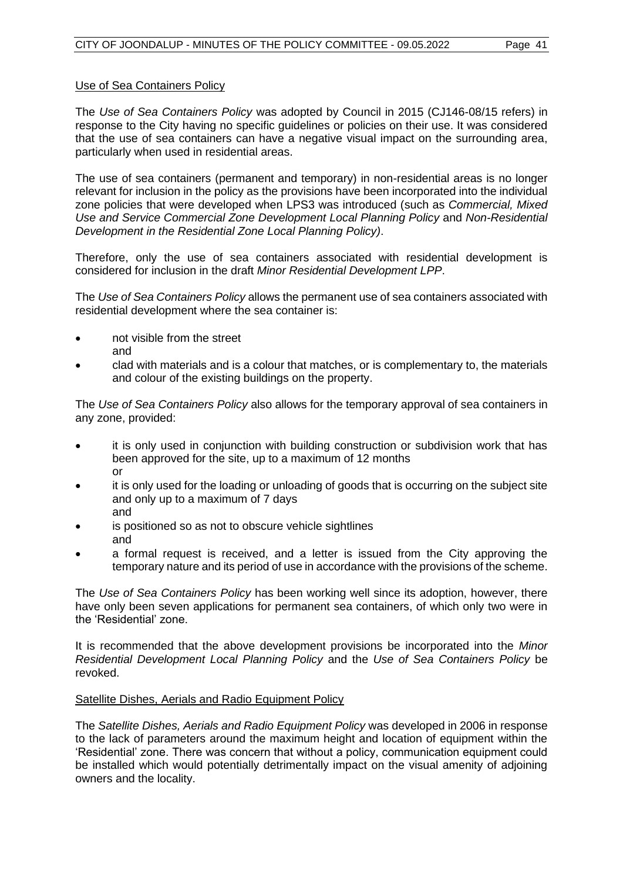Use of Sea Containers Policy

The *Use of Sea Containers Policy* was adopted by Council in 2015 (CJ146-08/15 refers) in response to the City having no specific guidelines or policies on their use. It was considered that the use of sea containers can have a negative visual impact on the surrounding area, particularly when used in residential areas.

The use of sea containers (permanent and temporary) in non-residential areas is no longer relevant for inclusion in the policy as the provisions have been incorporated into the individual zone policies that were developed when LPS3 was introduced (such as *Commercial, Mixed Use and Service Commercial Zone Development Local Planning Policy* and *Non-Residential Development in the Residential Zone Local Planning Policy)*.

Therefore, only the use of sea containers associated with residential development is considered for inclusion in the draft *Minor Residential Development LPP*.

The *Use of Sea Containers Policy* allows the permanent use of sea containers associated with residential development where the sea container is:

- not visible from the street
  and
- clad with materials and is a colour that matches, or is complementary to, the materials and colour of the existing buildings on the property.

The *Use of Sea Containers Policy* also allows for the temporary approval of sea containers in any zone, provided:

- it is only used in conjunction with building construction or subdivision work that has been approved for the site, up to a maximum of 12 months
  or
- it is only used for the loading or unloading of goods that is occurring on the subject site and only up to a maximum of 7 days
  and
- is positioned so as not to obscure vehicle sightlines
  and
- a formal request is received, and a letter is issued from the City approving the temporary nature and its period of use in accordance with the provisions of the scheme.

The *Use of Sea Containers Policy* has been working well since its adoption, however, there have only been seven applications for permanent sea containers, of which only two were in the 'Residential' zone.

It is recommended that the above development provisions be incorporated into the *Minor Residential Development Local Planning Policy* and the *Use of Sea Containers Policy* be revoked.

Satellite Dishes, Aerials and Radio Equipment Policy

The *Satellite Dishes, Aerials and Radio Equipment Policy* was developed in 2006 in response to the lack of parameters around the maximum height and location of equipment within the 'Residential' zone. There was concern that without a policy, communication equipment could be installed which would potentially detrimentally impact on the visual amenity of adjoining owners and the locality.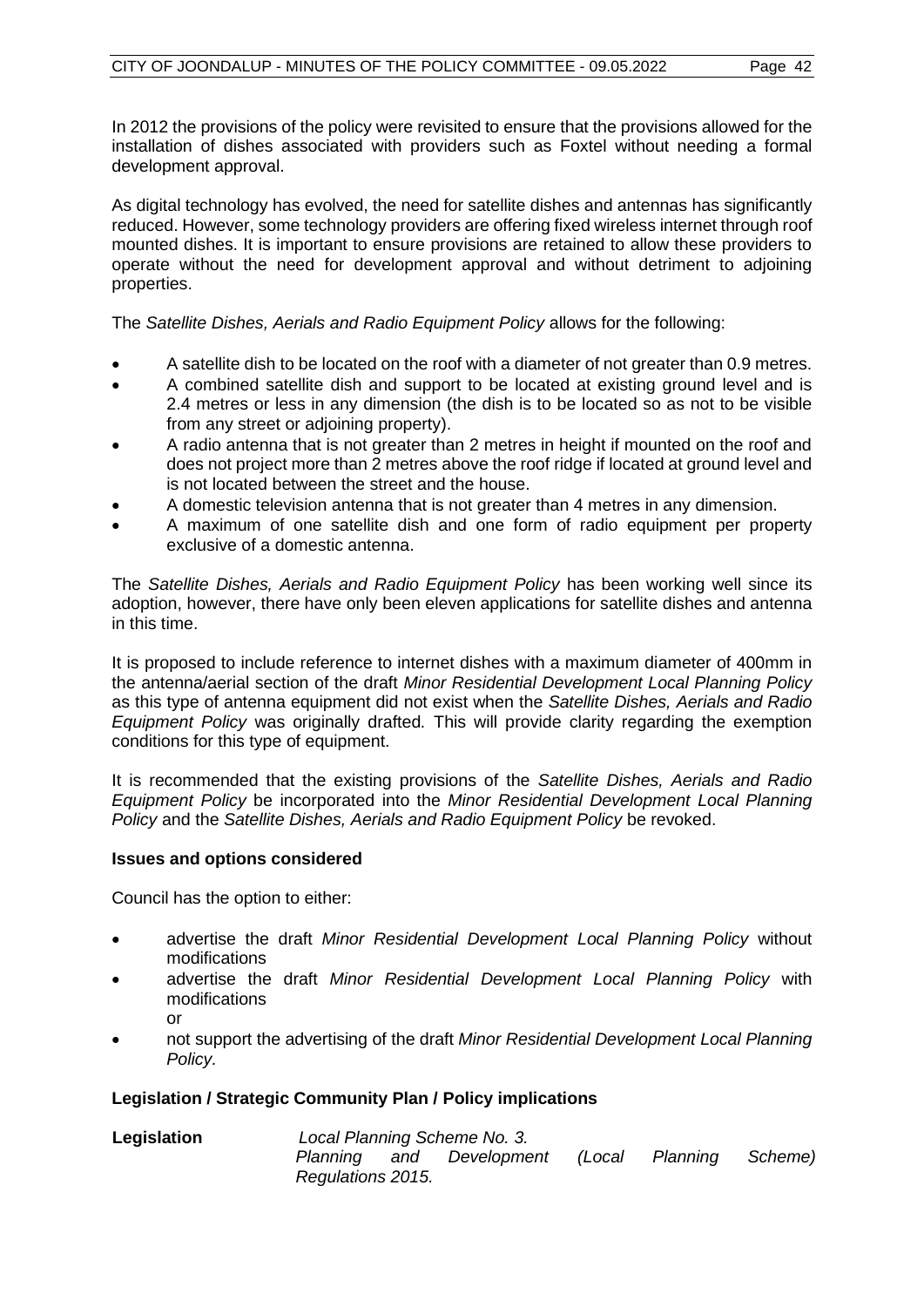In 2012 the provisions of the policy were revisited to ensure that the provisions allowed for the installation of dishes associated with providers such as Foxtel without needing a formal development approval.

As digital technology has evolved, the need for satellite dishes and antennas has significantly reduced. However, some technology providers are offering fixed wireless internet through roof mounted dishes. It is important to ensure provisions are retained to allow these providers to operate without the need for development approval and without detriment to adjoining properties.

The *Satellite Dishes, Aerials and Radio Equipment Policy* allows for the following:

- A satellite dish to be located on the roof with a diameter of not greater than 0.9 metres.
- A combined satellite dish and support to be located at existing ground level and is 2.4 metres or less in any dimension (the dish is to be located so as not to be visible from any street or adjoining property).
- A radio antenna that is not greater than 2 metres in height if mounted on the roof and does not project more than 2 metres above the roof ridge if located at ground level and is not located between the street and the house.
- A domestic television antenna that is not greater than 4 metres in any dimension.
- A maximum of one satellite dish and one form of radio equipment per property exclusive of a domestic antenna.

The *Satellite Dishes, Aerials and Radio Equipment Policy* has been working well since its adoption, however, there have only been eleven applications for satellite dishes and antenna in this time.

It is proposed to include reference to internet dishes with a maximum diameter of 400mm in the antenna/aerial section of the draft *Minor Residential Development Local Planning Policy* as this type of antenna equipment did not exist when the *Satellite Dishes, Aerials and Radio Equipment Policy* was originally drafted*.* This will provide clarity regarding the exemption conditions for this type of equipment.

It is recommended that the existing provisions of the *Satellite Dishes, Aerials and Radio Equipment Policy* be incorporated into the *Minor Residential Development Local Planning Policy* and the *Satellite Dishes, Aerials and Radio Equipment Policy* be revoked.

**Issues and options considered**

Council has the option to either:

- advertise the draft *Minor Residential Development Local Planning Policy* without modifications
- advertise the draft *Minor Residential Development Local Planning Policy* with modifications
  or
- not support the advertising of the draft *Minor Residential Development Local Planning Policy.*

**Legislation / Strategic Community Plan / Policy implications**

| | |
|---|---|
| **Legislation** | *Local Planning Scheme No. 3.* *Planning and Development (Local Planning Scheme) Regulations 2015.* |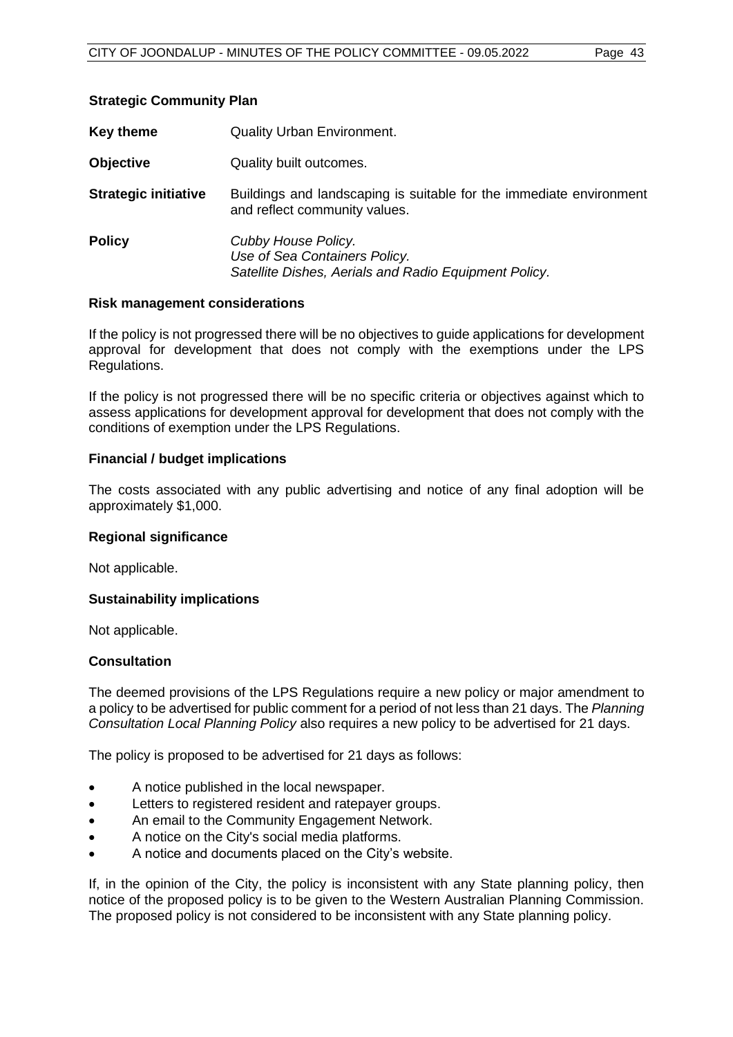**Strategic Community Plan**

| | |
|---|---|
| **Key theme** | Quality Urban Environment. |
| **Objective** | Quality built outcomes. |
| **Strategic initiative** | Buildings and landscaping is suitable for the immediate environment and reflect community values. |
| **Policy** | *Cubby House Policy.*<br>*Use of Sea Containers Policy.*<br>*Satellite Dishes, Aerials and Radio Equipment Policy.* |

**Risk management considerations**

If the policy is not progressed there will be no objectives to guide applications for development approval for development that does not comply with the exemptions under the LPS Regulations.

If the policy is not progressed there will be no specific criteria or objectives against which to assess applications for development approval for development that does not comply with the conditions of exemption under the LPS Regulations.

**Financial / budget implications**

The costs associated with any public advertising and notice of any final adoption will be approximately $1,000.

**Regional significance**

Not applicable.

**Sustainability implications**

Not applicable.

**Consultation**

The deemed provisions of the LPS Regulations require a new policy or major amendment to a policy to be advertised for public comment for a period of not less than 21 days. The *Planning Consultation Local Planning Policy* also requires a new policy to be advertised for 21 days.

The policy is proposed to be advertised for 21 days as follows:

- A notice published in the local newspaper.
- Letters to registered resident and ratepayer groups.
- An email to the Community Engagement Network.
- A notice on the City's social media platforms.
- A notice and documents placed on the City's website.

If, in the opinion of the City, the policy is inconsistent with any State planning policy, then notice of the proposed policy is to be given to the Western Australian Planning Commission. The proposed policy is not considered to be inconsistent with any State planning policy.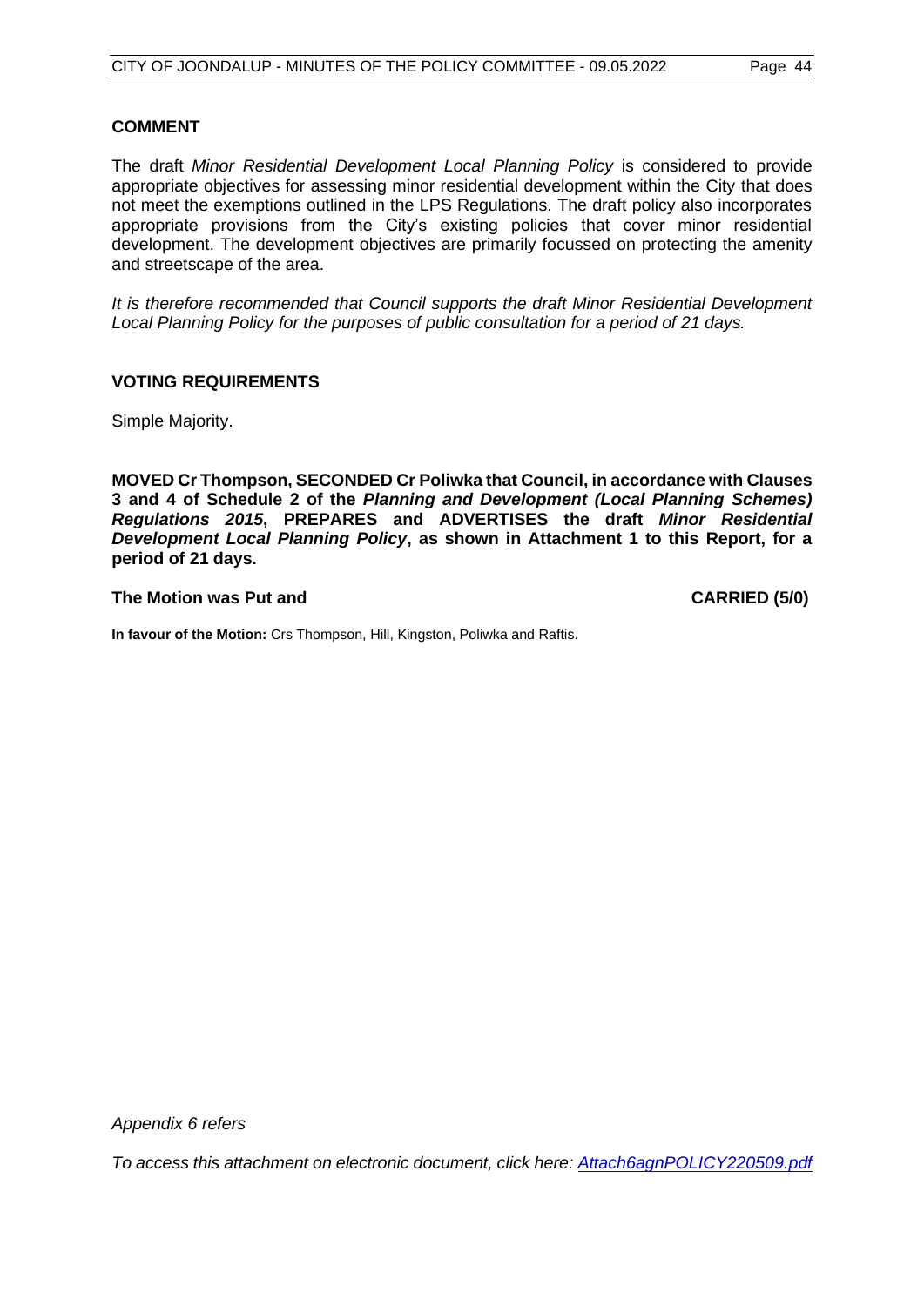**COMMENT**

The draft *Minor Residential Development Local Planning Policy* is considered to provide appropriate objectives for assessing minor residential development within the City that does not meet the exemptions outlined in the LPS Regulations. The draft policy also incorporates appropriate provisions from the City's existing policies that cover minor residential development. The development objectives are primarily focussed on protecting the amenity and streetscape of the area.

*It is therefore recommended that Council supports the draft Minor Residential Development Local Planning Policy for the purposes of public consultation for a period of 21 days.*

**VOTING REQUIREMENTS**

Simple Majority.

**MOVED Cr Thompson, SECONDED Cr Poliwka that Council, in accordance with Clauses 3 and 4 of Schedule 2 of the *Planning and Development (Local Planning Schemes) Regulations 2015*, PREPARES and ADVERTISES the draft *Minor Residential Development Local Planning Policy*, as shown in Attachment 1 to this Report, for a period of 21 days.**

**The Motion was Put and CARRIED (5/0)**

**In favour of the Motion:** Crs Thompson, Hill, Kingston, Poliwka and Raftis.

*Appendix 6 refers*

*To access this attachment on electronic document, click here: Attach6agnPOLICY220509.pdf*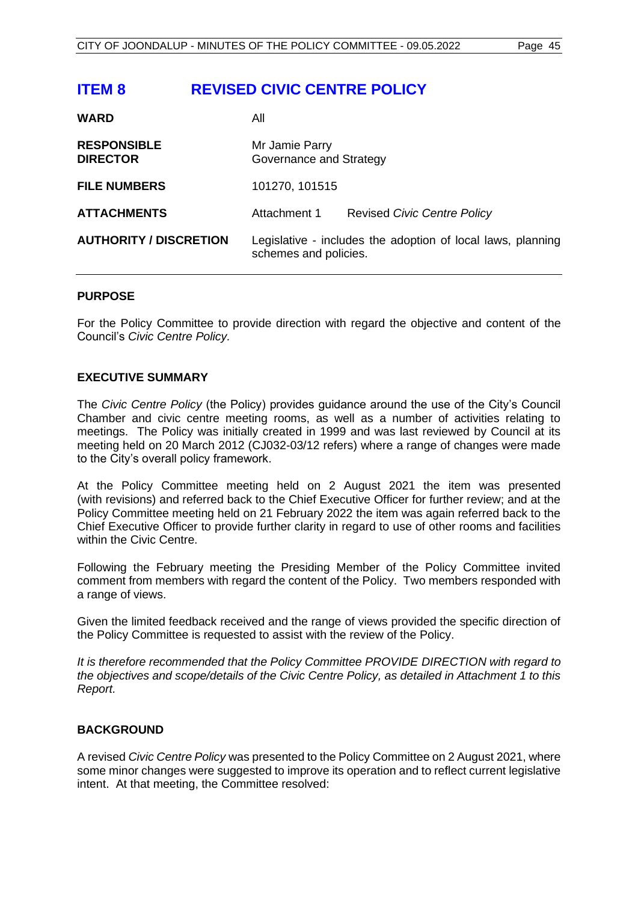# ITEM 8 REVISED CIVIC CENTRE POLICY

| | | |
|---|---|---|
| **WARD** | All | |
| **RESPONSIBLE DIRECTOR** | Mr Jamie Parry<br>Governance and Strategy | |
| **FILE NUMBERS** | 101270, 101515 | |
| **ATTACHMENTS** | Attachment 1 | Revised *Civic Centre Policy* |
| **AUTHORITY / DISCRETION** | Legislative - includes the adoption of local laws, planning schemes and policies. | |

## PURPOSE

For the Policy Committee to provide direction with regard the objective and content of the Council's *Civic Centre Policy.*

## EXECUTIVE SUMMARY

The *Civic Centre Policy* (the Policy) provides guidance around the use of the City's Council Chamber and civic centre meeting rooms, as well as a number of activities relating to meetings. The Policy was initially created in 1999 and was last reviewed by Council at its meeting held on 20 March 2012 (CJ032-03/12 refers) where a range of changes were made to the City's overall policy framework.

At the Policy Committee meeting held on 2 August 2021 the item was presented (with revisions) and referred back to the Chief Executive Officer for further review; and at the Policy Committee meeting held on 21 February 2022 the item was again referred back to the Chief Executive Officer to provide further clarity in regard to use of other rooms and facilities within the Civic Centre.

Following the February meeting the Presiding Member of the Policy Committee invited comment from members with regard the content of the Policy. Two members responded with a range of views.

Given the limited feedback received and the range of views provided the specific direction of the Policy Committee is requested to assist with the review of the Policy.

*It is therefore recommended that the Policy Committee PROVIDE DIRECTION with regard to the objectives and scope/details of the Civic Centre Policy, as detailed in Attachment 1 to this Report.*

## BACKGROUND

A revised *Civic Centre Policy* was presented to the Policy Committee on 2 August 2021, where some minor changes were suggested to improve its operation and to reflect current legislative intent. At that meeting, the Committee resolved: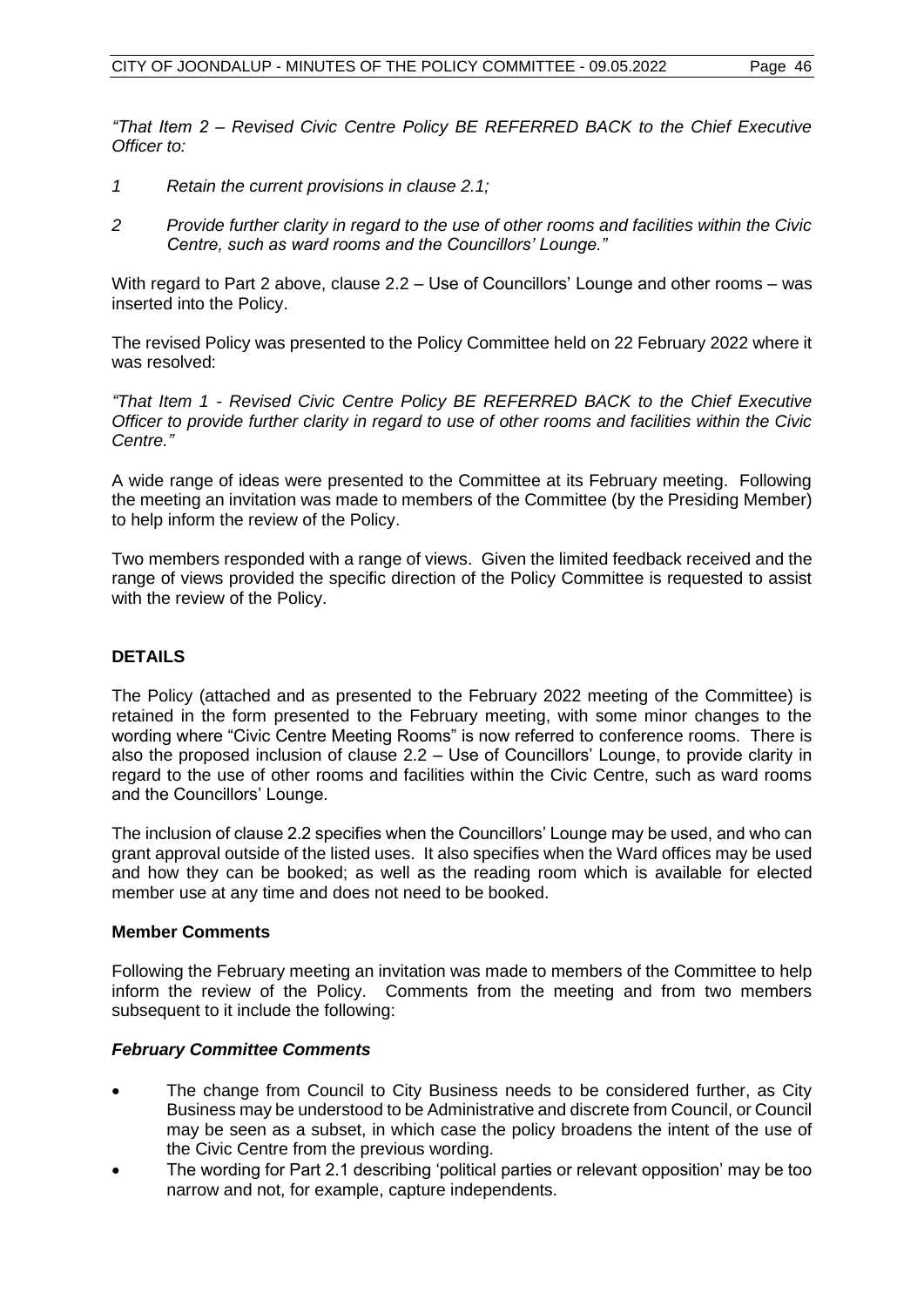*"That Item 2 – Revised Civic Centre Policy BE REFERRED BACK to the Chief Executive Officer to:*

*1 Retain the current provisions in clause 2.1;*

*2 Provide further clarity in regard to the use of other rooms and facilities within the Civic Centre, such as ward rooms and the Councillors' Lounge."*

With regard to Part 2 above, clause 2.2 – Use of Councillors' Lounge and other rooms – was inserted into the Policy.

The revised Policy was presented to the Policy Committee held on 22 February 2022 where it was resolved:

*"That Item 1 - Revised Civic Centre Policy BE REFERRED BACK to the Chief Executive Officer to provide further clarity in regard to use of other rooms and facilities within the Civic Centre."*

A wide range of ideas were presented to the Committee at its February meeting. Following the meeting an invitation was made to members of the Committee (by the Presiding Member) to help inform the review of the Policy.

Two members responded with a range of views. Given the limited feedback received and the range of views provided the specific direction of the Policy Committee is requested to assist with the review of the Policy.

## DETAILS

The Policy (attached and as presented to the February 2022 meeting of the Committee) is retained in the form presented to the February meeting, with some minor changes to the wording where "Civic Centre Meeting Rooms" is now referred to conference rooms. There is also the proposed inclusion of clause 2.2 – Use of Councillors' Lounge, to provide clarity in regard to the use of other rooms and facilities within the Civic Centre, such as ward rooms and the Councillors' Lounge.

The inclusion of clause 2.2 specifies when the Councillors' Lounge may be used, and who can grant approval outside of the listed uses. It also specifies when the Ward offices may be used and how they can be booked; as well as the reading room which is available for elected member use at any time and does not need to be booked.

### Member Comments

Following the February meeting an invitation was made to members of the Committee to help inform the review of the Policy. Comments from the meeting and from two members subsequent to it include the following:

#### *February Committee Comments*

- The change from Council to City Business needs to be considered further, as City Business may be understood to be Administrative and discrete from Council, or Council may be seen as a subset, in which case the policy broadens the intent of the use of the Civic Centre from the previous wording.
- The wording for Part 2.1 describing 'political parties or relevant opposition' may be too narrow and not, for example, capture independents.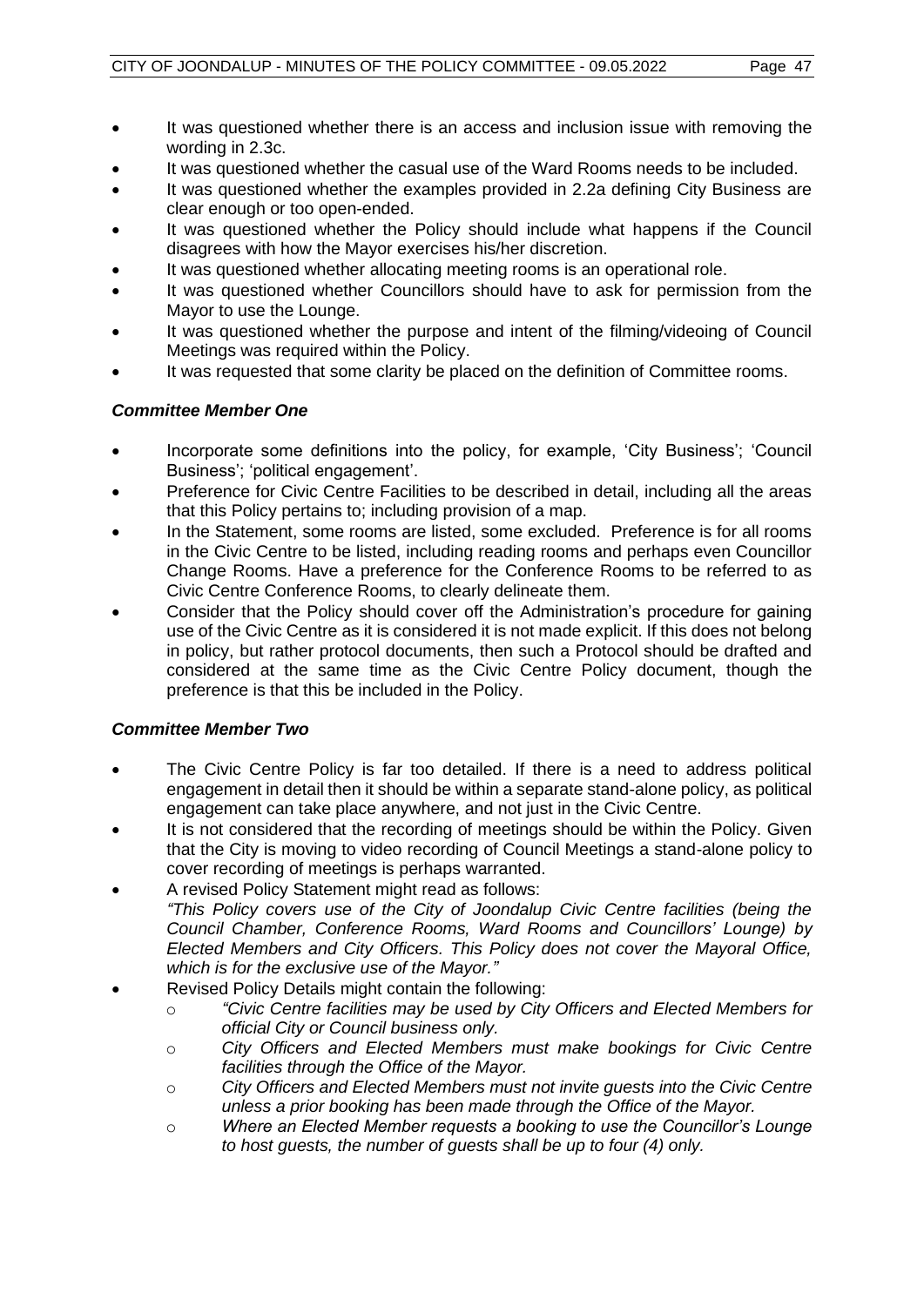- It was questioned whether there is an access and inclusion issue with removing the wording in 2.3c.
- It was questioned whether the casual use of the Ward Rooms needs to be included.
- It was questioned whether the examples provided in 2.2a defining City Business are clear enough or too open-ended.
- It was questioned whether the Policy should include what happens if the Council disagrees with how the Mayor exercises his/her discretion.
- It was questioned whether allocating meeting rooms is an operational role.
- It was questioned whether Councillors should have to ask for permission from the Mayor to use the Lounge.
- It was questioned whether the purpose and intent of the filming/videoing of Council Meetings was required within the Policy.
- It was requested that some clarity be placed on the definition of Committee rooms.

***Committee Member One***

- Incorporate some definitions into the policy, for example, 'City Business'; 'Council Business'; 'political engagement'.
- Preference for Civic Centre Facilities to be described in detail, including all the areas that this Policy pertains to; including provision of a map.
- In the Statement, some rooms are listed, some excluded. Preference is for all rooms in the Civic Centre to be listed, including reading rooms and perhaps even Councillor Change Rooms. Have a preference for the Conference Rooms to be referred to as Civic Centre Conference Rooms, to clearly delineate them.
- Consider that the Policy should cover off the Administration's procedure for gaining use of the Civic Centre as it is considered it is not made explicit. If this does not belong in policy, but rather protocol documents, then such a Protocol should be drafted and considered at the same time as the Civic Centre Policy document, though the preference is that this be included in the Policy.

***Committee Member Two***

- The Civic Centre Policy is far too detailed. If there is a need to address political engagement in detail then it should be within a separate stand-alone policy, as political engagement can take place anywhere, and not just in the Civic Centre.
- It is not considered that the recording of meetings should be within the Policy. Given that the City is moving to video recording of Council Meetings a stand-alone policy to cover recording of meetings is perhaps warranted.
- A revised Policy Statement might read as follows:
  *"This Policy covers use of the City of Joondalup Civic Centre facilities (being the Council Chamber, Conference Rooms, Ward Rooms and Councillors' Lounge) by Elected Members and City Officers. This Policy does not cover the Mayoral Office, which is for the exclusive use of the Mayor."*
- Revised Policy Details might contain the following:
  - *"Civic Centre facilities may be used by City Officers and Elected Members for official City or Council business only.*
  - *City Officers and Elected Members must make bookings for Civic Centre facilities through the Office of the Mayor.*
  - *City Officers and Elected Members must not invite guests into the Civic Centre unless a prior booking has been made through the Office of the Mayor.*
  - *Where an Elected Member requests a booking to use the Councillor's Lounge to host guests, the number of guests shall be up to four (4) only.*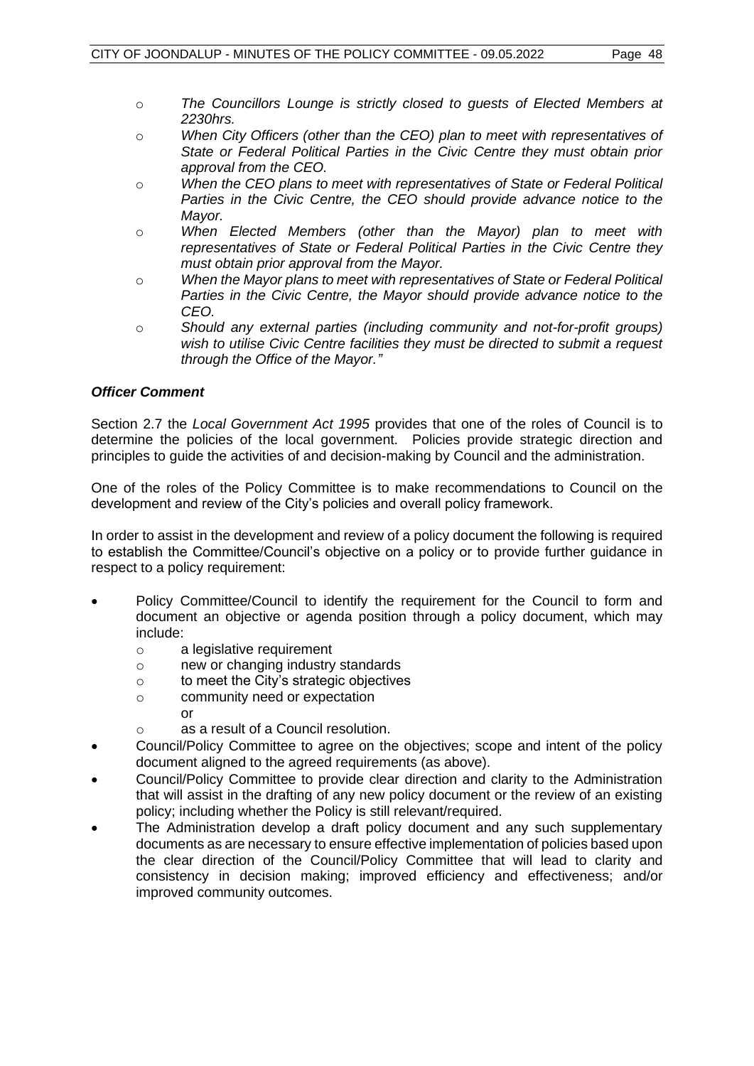- *The Councillors Lounge is strictly closed to guests of Elected Members at 2230hrs.*
  - *When City Officers (other than the CEO) plan to meet with representatives of State or Federal Political Parties in the Civic Centre they must obtain prior approval from the CEO.*
  - *When the CEO plans to meet with representatives of State or Federal Political Parties in the Civic Centre, the CEO should provide advance notice to the Mayor.*
  - *When Elected Members (other than the Mayor) plan to meet with representatives of State or Federal Political Parties in the Civic Centre they must obtain prior approval from the Mayor.*
  - *When the Mayor plans to meet with representatives of State or Federal Political Parties in the Civic Centre, the Mayor should provide advance notice to the CEO.*
  - *Should any external parties (including community and not-for-profit groups) wish to utilise Civic Centre facilities they must be directed to submit a request through the Office of the Mayor."*

### *Officer Comment*

Section 2.7 the *Local Government Act 1995* provides that one of the roles of Council is to determine the policies of the local government. Policies provide strategic direction and principles to guide the activities of and decision-making by Council and the administration.

One of the roles of the Policy Committee is to make recommendations to Council on the development and review of the City's policies and overall policy framework.

In order to assist in the development and review of a policy document the following is required to establish the Committee/Council's objective on a policy or to provide further guidance in respect to a policy requirement:

- Policy Committee/Council to identify the requirement for the Council to form and document an objective or agenda position through a policy document, which may include:
  - a legislative requirement
  - new or changing industry standards
  - to meet the City's strategic objectives
  - community need or expectation

    or
  - as a result of a Council resolution.
- Council/Policy Committee to agree on the objectives; scope and intent of the policy document aligned to the agreed requirements (as above).
- Council/Policy Committee to provide clear direction and clarity to the Administration that will assist in the drafting of any new policy document or the review of an existing policy; including whether the Policy is still relevant/required.
- The Administration develop a draft policy document and any such supplementary documents as are necessary to ensure effective implementation of policies based upon the clear direction of the Council/Policy Committee that will lead to clarity and consistency in decision making; improved efficiency and effectiveness; and/or improved community outcomes.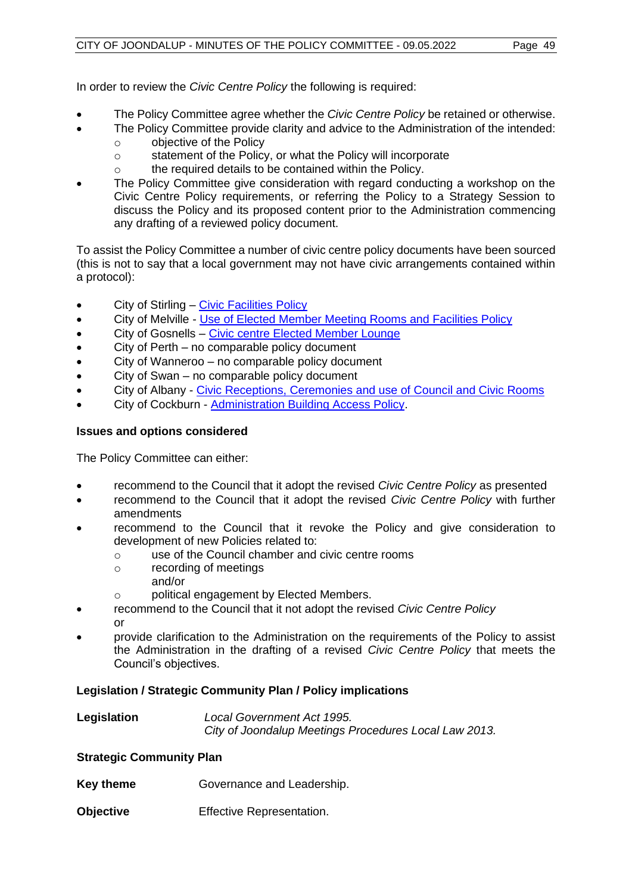In order to review the *Civic Centre Policy* the following is required:

- The Policy Committee agree whether the *Civic Centre Policy* be retained or otherwise.
- The Policy Committee provide clarity and advice to the Administration of the intended:
  - objective of the Policy
  - statement of the Policy, or what the Policy will incorporate
  - the required details to be contained within the Policy.
- The Policy Committee give consideration with regard conducting a workshop on the Civic Centre Policy requirements, or referring the Policy to a Strategy Session to discuss the Policy and its proposed content prior to the Administration commencing any drafting of a reviewed policy document.

To assist the Policy Committee a number of civic centre policy documents have been sourced (this is not to say that a local government may not have civic arrangements contained within a protocol):

- City of Stirling – Civic Facilities Policy
- City of Melville - Use of Elected Member Meeting Rooms and Facilities Policy
- City of Gosnells – Civic centre Elected Member Lounge
- City of Perth – no comparable policy document
- City of Wanneroo – no comparable policy document
- City of Swan – no comparable policy document
- City of Albany - Civic Receptions, Ceremonies and use of Council and Civic Rooms
- City of Cockburn - Administration Building Access Policy.

**Issues and options considered**

The Policy Committee can either:

- recommend to the Council that it adopt the revised *Civic Centre Policy* as presented
- recommend to the Council that it adopt the revised *Civic Centre Policy* with further amendments
- recommend to the Council that it revoke the Policy and give consideration to development of new Policies related to:
  - use of the Council chamber and civic centre rooms
  - recording of meetings
    and/or
  - political engagement by Elected Members.
- recommend to the Council that it not adopt the revised *Civic Centre Policy*
  or
- provide clarification to the Administration on the requirements of the Policy to assist the Administration in the drafting of a revised *Civic Centre Policy* that meets the Council's objectives.

**Legislation / Strategic Community Plan / Policy implications**

| **Legislation** | *Local Government Act 1995.* <br> *City of Joondalup Meetings Procedures Local Law 2013.* |
|---|---|

**Strategic Community Plan**

| **Key theme** | Governance and Leadership. |
|---|---|
| **Objective** | Effective Representation. |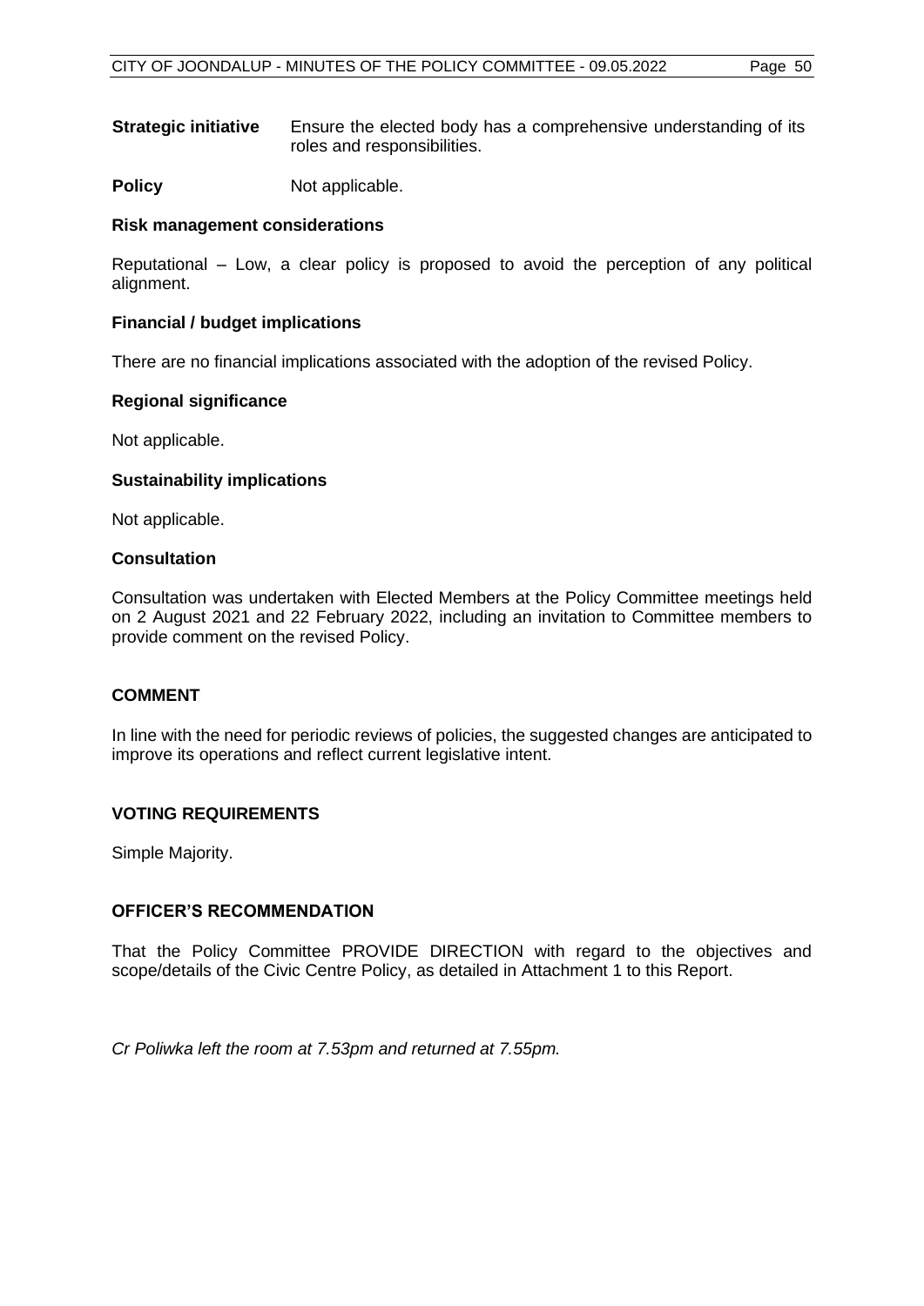**Strategic initiative** Ensure the elected body has a comprehensive understanding of its roles and responsibilities.

**Policy** Not applicable.

**Risk management considerations**

Reputational – Low, a clear policy is proposed to avoid the perception of any political alignment.

**Financial / budget implications**

There are no financial implications associated with the adoption of the revised Policy.

**Regional significance**

Not applicable.

**Sustainability implications**

Not applicable.

**Consultation**

Consultation was undertaken with Elected Members at the Policy Committee meetings held on 2 August 2021 and 22 February 2022, including an invitation to Committee members to provide comment on the revised Policy.

## COMMENT

In line with the need for periodic reviews of policies, the suggested changes are anticipated to improve its operations and reflect current legislative intent.

## VOTING REQUIREMENTS

Simple Majority.

## OFFICER'S RECOMMENDATION

That the Policy Committee PROVIDE DIRECTION with regard to the objectives and scope/details of the Civic Centre Policy, as detailed in Attachment 1 to this Report.

*Cr Poliwka left the room at 7.53pm and returned at 7.55pm.*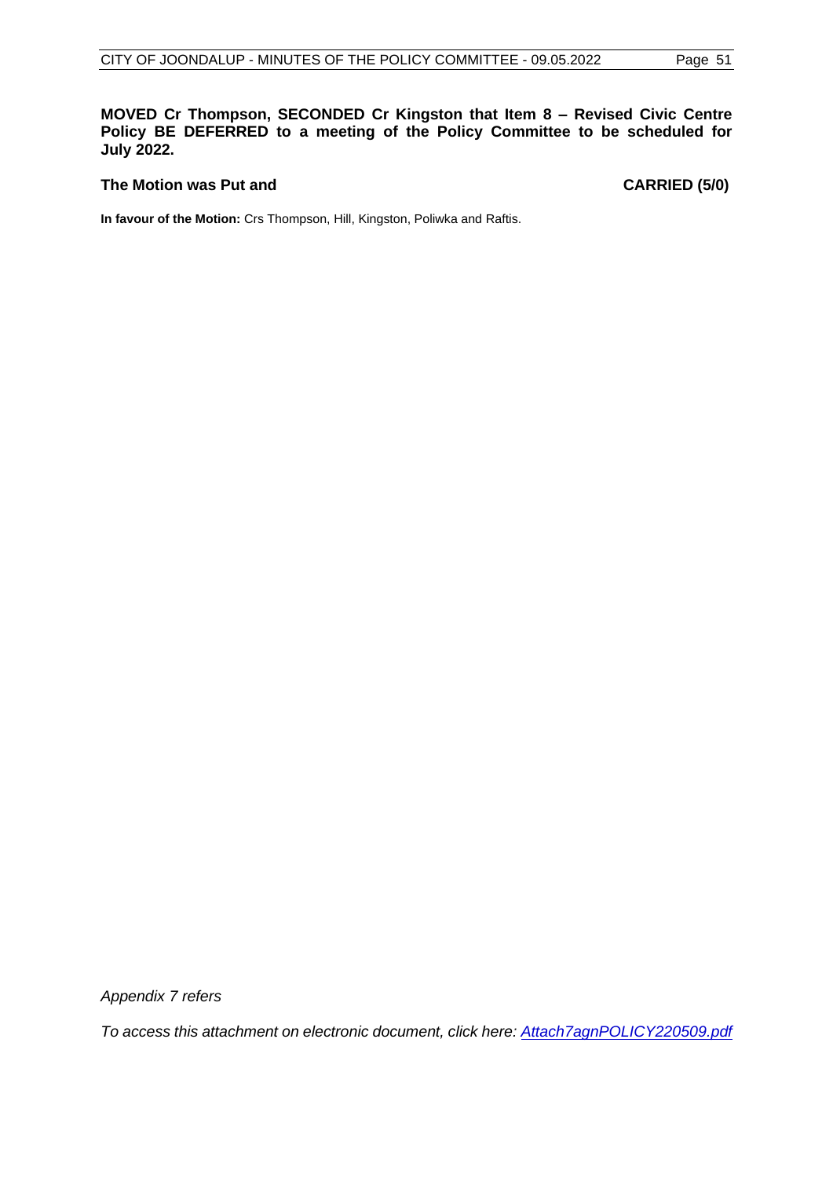**MOVED Cr Thompson, SECONDED Cr Kingston that Item 8 – Revised Civic Centre Policy BE DEFERRED to a meeting of the Policy Committee to be scheduled for July 2022.**

**The Motion was Put and CARRIED (5/0)**

**In favour of the Motion:** Crs Thompson, Hill, Kingston, Poliwka and Raftis.

*Appendix 7 refers*

*To access this attachment on electronic document, click here: [Attach7agnPOLICY220509.pdf](Attach7agnPOLICY220509.pdf)*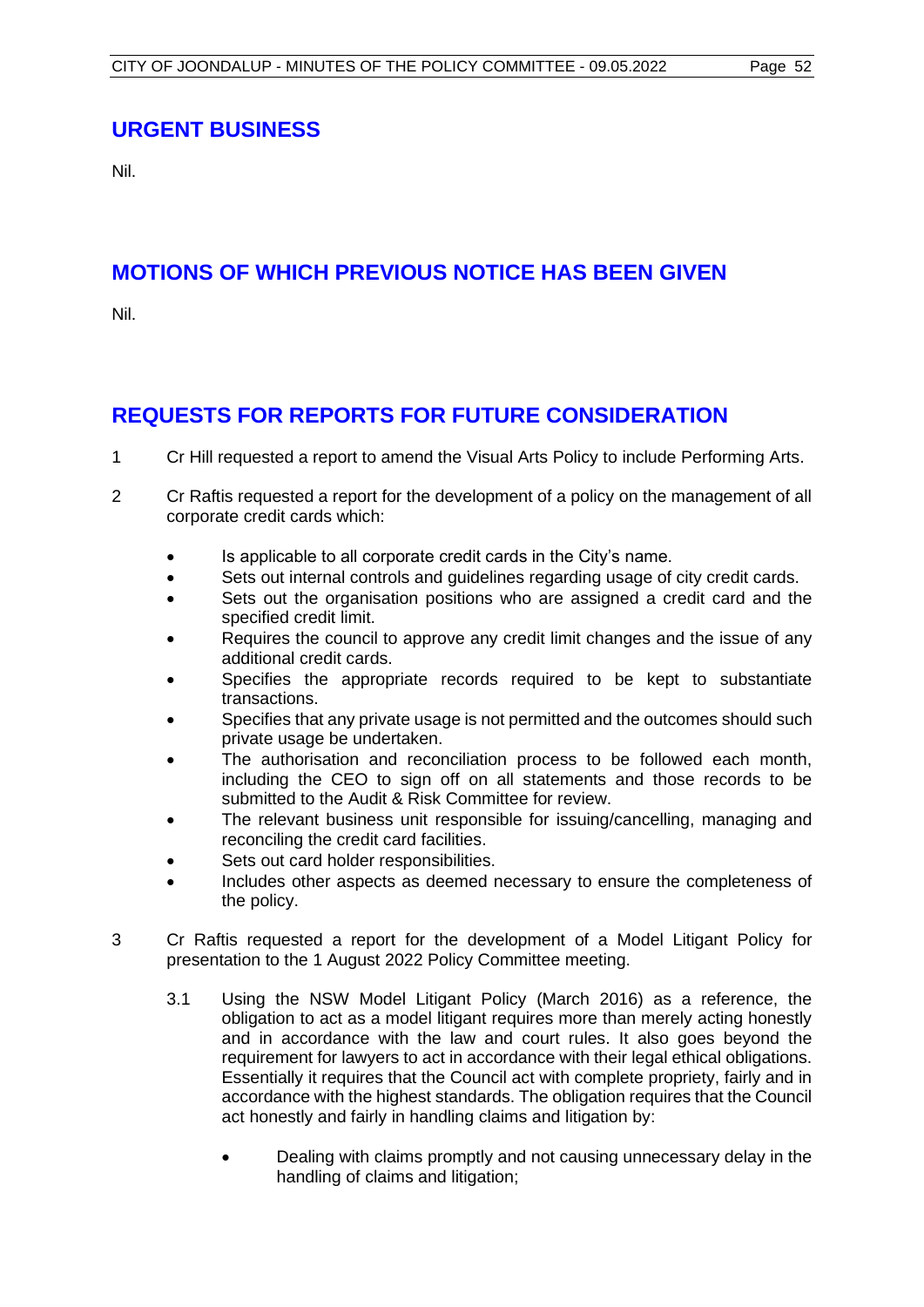## URGENT BUSINESS

Nil.

## MOTIONS OF WHICH PREVIOUS NOTICE HAS BEEN GIVEN

Nil.

## REQUESTS FOR REPORTS FOR FUTURE CONSIDERATION

1 Cr Hill requested a report to amend the Visual Arts Policy to include Performing Arts.

2 Cr Raftis requested a report for the development of a policy on the management of all corporate credit cards which:

- Is applicable to all corporate credit cards in the City's name.
- Sets out internal controls and guidelines regarding usage of city credit cards.
- Sets out the organisation positions who are assigned a credit card and the specified credit limit.
- Requires the council to approve any credit limit changes and the issue of any additional credit cards.
- Specifies the appropriate records required to be kept to substantiate transactions.
- Specifies that any private usage is not permitted and the outcomes should such private usage be undertaken.
- The authorisation and reconciliation process to be followed each month, including the CEO to sign off on all statements and those records to be submitted to the Audit & Risk Committee for review.
- The relevant business unit responsible for issuing/cancelling, managing and reconciling the credit card facilities.
- Sets out card holder responsibilities.
- Includes other aspects as deemed necessary to ensure the completeness of the policy.

3 Cr Raftis requested a report for the development of a Model Litigant Policy for presentation to the 1 August 2022 Policy Committee meeting.

3.1 Using the NSW Model Litigant Policy (March 2016) as a reference, the obligation to act as a model litigant requires more than merely acting honestly and in accordance with the law and court rules. It also goes beyond the requirement for lawyers to act in accordance with their legal ethical obligations. Essentially it requires that the Council act with complete propriety, fairly and in accordance with the highest standards. The obligation requires that the Council act honestly and fairly in handling claims and litigation by:

- Dealing with claims promptly and not causing unnecessary delay in the handling of claims and litigation;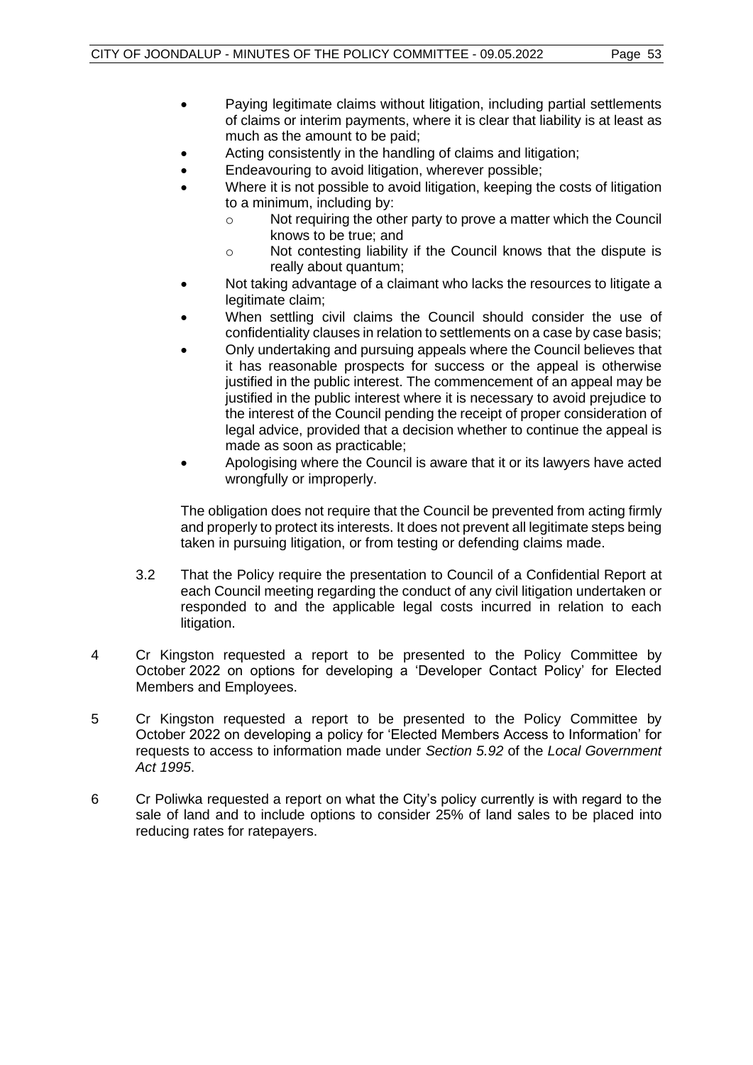- Paying legitimate claims without litigation, including partial settlements of claims or interim payments, where it is clear that liability is at least as much as the amount to be paid;
- Acting consistently in the handling of claims and litigation;
- Endeavouring to avoid litigation, wherever possible;
- Where it is not possible to avoid litigation, keeping the costs of litigation to a minimum, including by:
  - Not requiring the other party to prove a matter which the Council knows to be true; and
  - Not contesting liability if the Council knows that the dispute is really about quantum;
- Not taking advantage of a claimant who lacks the resources to litigate a legitimate claim;
- When settling civil claims the Council should consider the use of confidentiality clauses in relation to settlements on a case by case basis;
- Only undertaking and pursuing appeals where the Council believes that it has reasonable prospects for success or the appeal is otherwise justified in the public interest. The commencement of an appeal may be justified in the public interest where it is necessary to avoid prejudice to the interest of the Council pending the receipt of proper consideration of legal advice, provided that a decision whether to continue the appeal is made as soon as practicable;
- Apologising where the Council is aware that it or its lawyers have acted wrongfully or improperly.

The obligation does not require that the Council be prevented from acting firmly and properly to protect its interests. It does not prevent all legitimate steps being taken in pursuing litigation, or from testing or defending claims made.

3.2 That the Policy require the presentation to Council of a Confidential Report at each Council meeting regarding the conduct of any civil litigation undertaken or responded to and the applicable legal costs incurred in relation to each litigation.

4 Cr Kingston requested a report to be presented to the Policy Committee by October 2022 on options for developing a 'Developer Contact Policy' for Elected Members and Employees.

5 Cr Kingston requested a report to be presented to the Policy Committee by October 2022 on developing a policy for 'Elected Members Access to Information' for requests to access to information made under *Section 5.92* of the *Local Government Act 1995*.

6 Cr Poliwka requested a report on what the City's policy currently is with regard to the sale of land and to include options to consider 25% of land sales to be placed into reducing rates for ratepayers.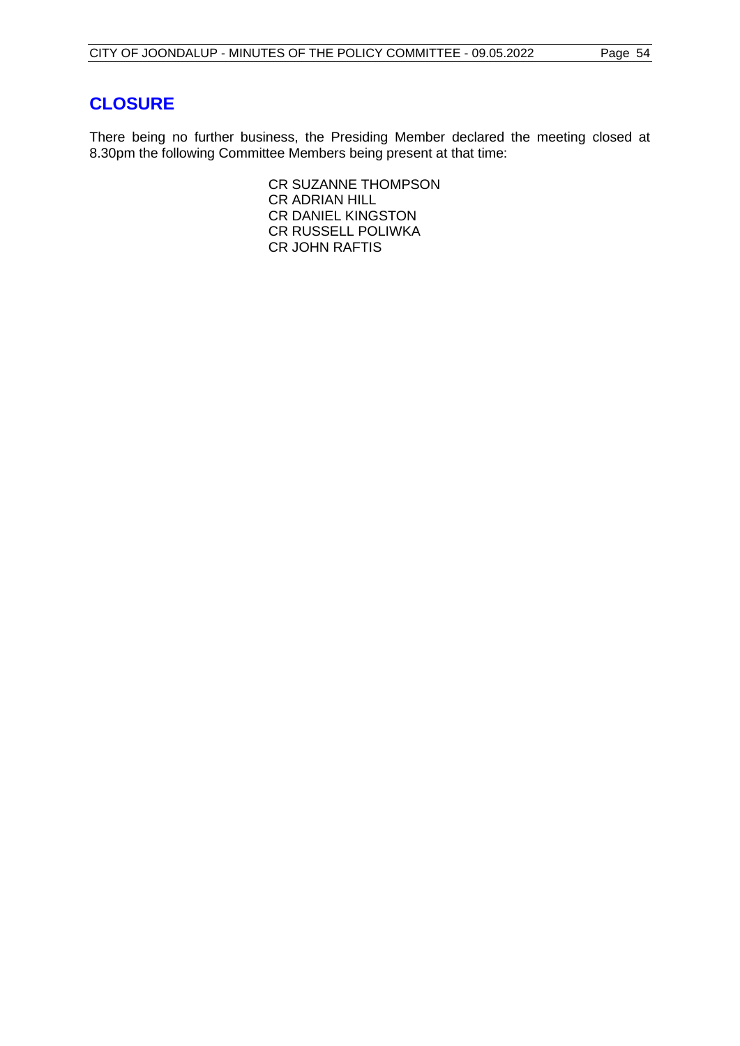# CLOSURE

There being no further business, the Presiding Member declared the meeting closed at 8.30pm the following Committee Members being present at that time:

CR SUZANNE THOMPSON
CR ADRIAN HILL
CR DANIEL KINGSTON
CR RUSSELL POLIWKA
CR JOHN RAFTIS